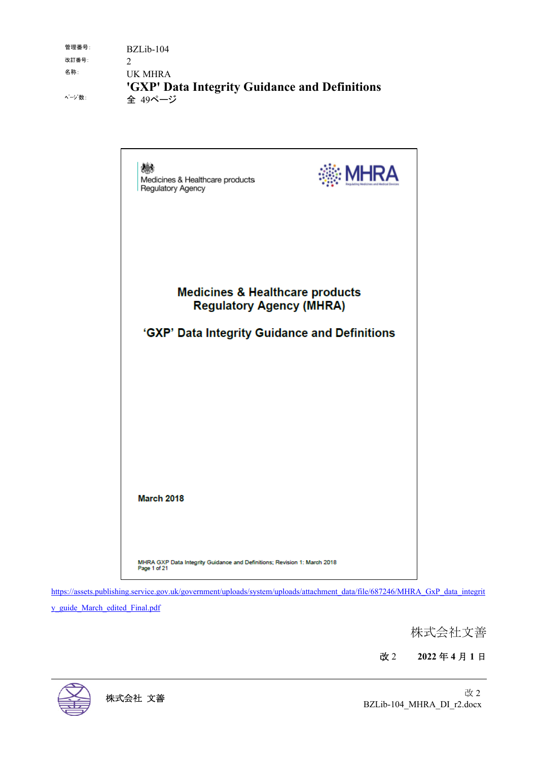| 管理番号: | BZLib-104 |
| --- | --- |
| 改訂番号: | 2 |
| 名称: | UK MHRA<br>**'GXP' Data Integrity Guidance and Definitions** |
| ページ数: | 全 49ページ |

Medicines & Healthcare products Regulatory Agency

MHRA

# Medicines & Healthcare products Regulatory Agency (MHRA)

# 'GXP' Data Integrity Guidance and Definitions

**March 2018**

MHRA GXP Data Integrity Guidance and Definitions; Revision 1: March 2018
Page 1 of 21

https://assets.publishing.service.gov.uk/government/uploads/system/uploads/attachment_data/file/687246/MHRA_GxP_data_integrity_guide_March_edited_Final.pdf

株式会社文善

改 2　　**2022 年 4 月 1 日**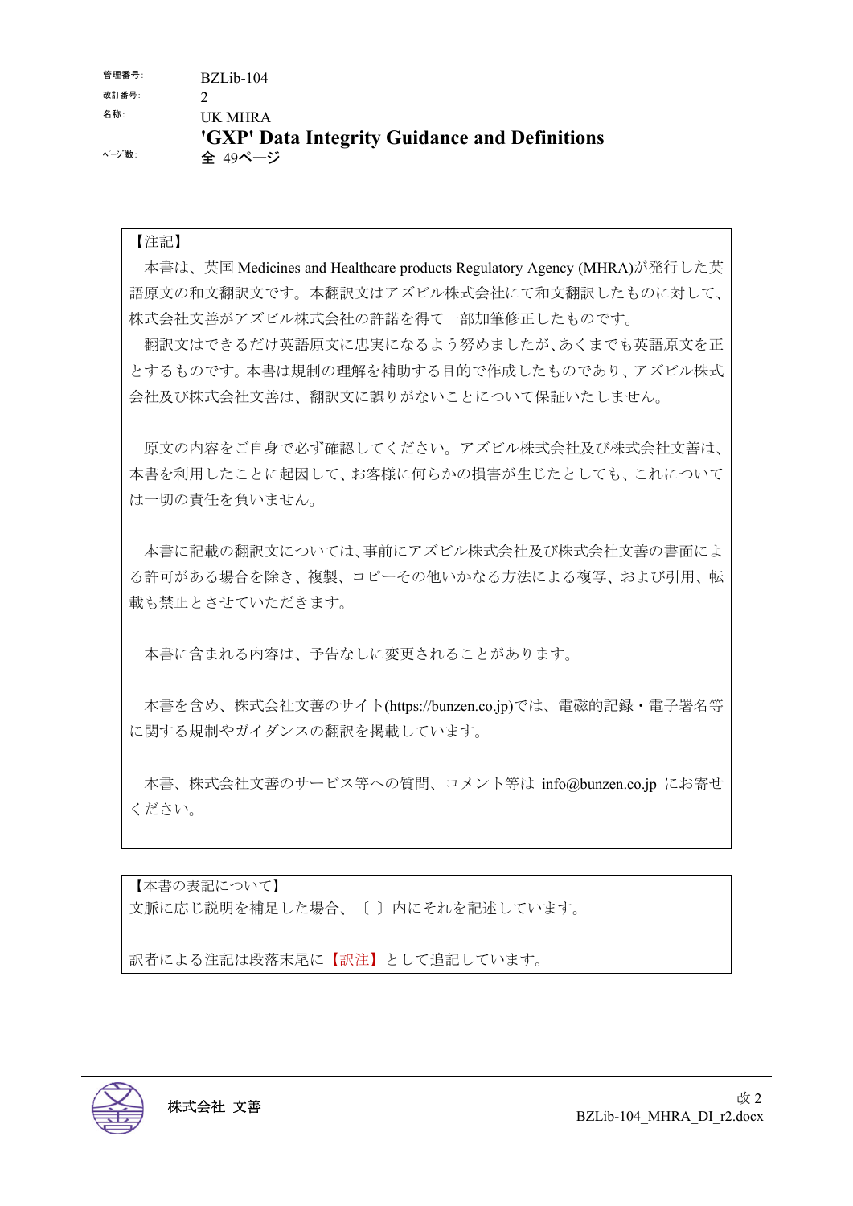| | |
|---|---|
| 管理番号: | BZLib-104 |
| 改訂番号: | 2 |
| 名称: | UK MHRA<br>**'GXP' Data Integrity Guidance and Definitions** |
| ページ数: | 全 49ページ |

【注記】

本書は、英国 Medicines and Healthcare products Regulatory Agency (MHRA)が発行した英語原文の和文翻訳文です。本翻訳文はアズビル株式会社にて和文翻訳したものに対して、株式会社文善がアズビル株式会社の許諾を得て一部加筆修正したものです。

翻訳文はできるだけ英語原文に忠実になるよう努めましたが、あくまでも英語原文を正とするものです。本書は規制の理解を補助する目的で作成したものであり、アズビル株式会社及び株式会社文善は、翻訳文に誤りがないことについて保証いたしません。

原文の内容をご自身で必ず確認してください。アズビル株式会社及び株式会社文善は、本書を利用したことに起因して、お客様に何らかの損害が生じたとしても、これについては一切の責任を負いません。

本書に記載の翻訳文については、事前にアズビル株式会社及び株式会社文善の書面による許可がある場合を除き、複製、コピーその他いかなる方法による複写、および引用、転載も禁止とさせていただきます。

本書に含まれる内容は、予告なしに変更されることがあります。

本書を含め、株式会社文善のサイト(https://bunzen.co.jp)では、電磁的記録・電子署名等に関する規制やガイダンスの翻訳を掲載しています。

本書、株式会社文善のサービス等への質問、コメント等は info@bunzen.co.jp にお寄せください。

【本書の表記について】

文脈に応じ説明を補足した場合、〔 〕内にそれを記述しています。

訳者による注記は段落末尾に【訳注】として追記しています。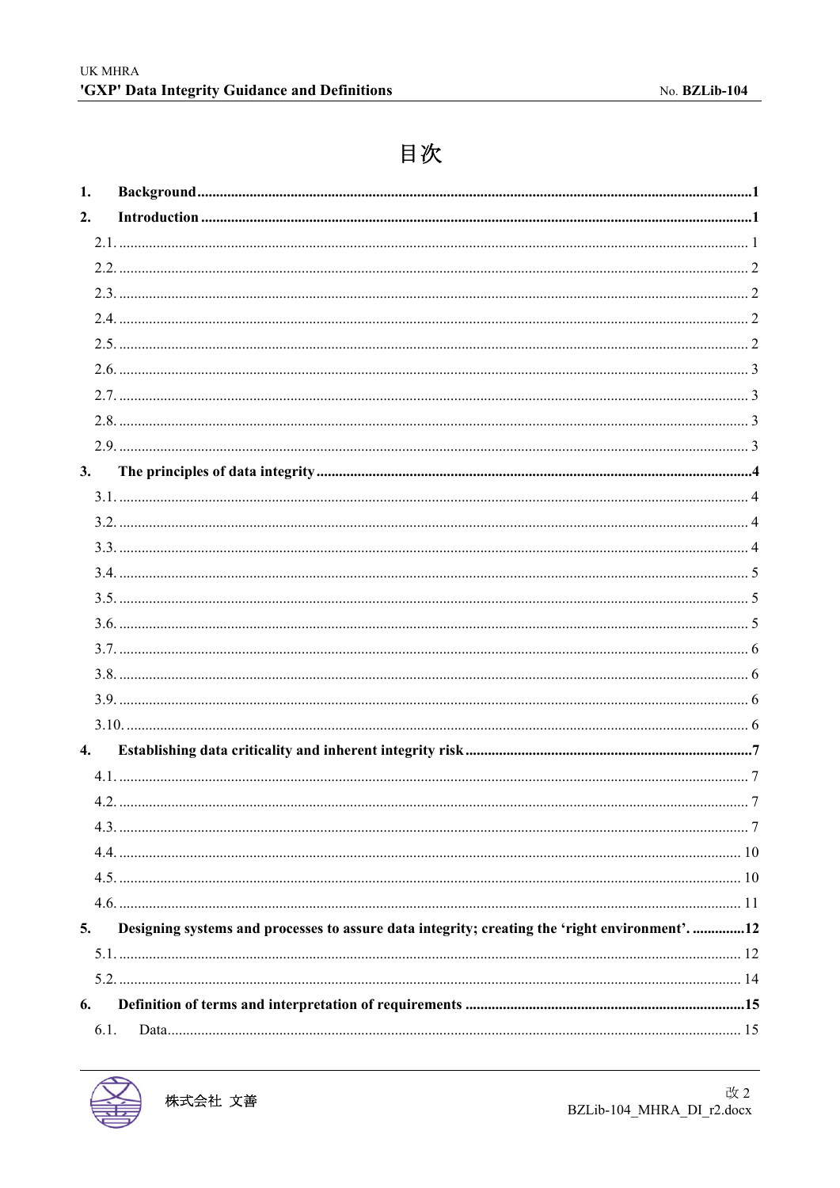# 目次

**1. Background** ...................................................................... **1**

**2. Introduction** ...................................................................... **1**

- 2.1. ...................................................................... 1
- 2.2. ...................................................................... 2
- 2.3. ...................................................................... 2
- 2.4. ...................................................................... 2
- 2.5. ...................................................................... 2
- 2.6. ...................................................................... 3
- 2.7. ...................................................................... 3
- 2.8. ...................................................................... 3
- 2.9. ...................................................................... 3

**3. The principles of data integrity** ...................................................................... **4**

- 3.1. ...................................................................... 4
- 3.2. ...................................................................... 4
- 3.3. ...................................................................... 4
- 3.4. ...................................................................... 5
- 3.5. ...................................................................... 5
- 3.6. ...................................................................... 5
- 3.7. ...................................................................... 6
- 3.8. ...................................................................... 6
- 3.9. ...................................................................... 6
- 3.10. ...................................................................... 6

**4. Establishing data criticality and inherent integrity risk** ...................................................................... **7**

- 4.1. ...................................................................... 7
- 4.2. ...................................................................... 7
- 4.3. ...................................................................... 7
- 4.4. ...................................................................... 10
- 4.5. ...................................................................... 10
- 4.6. ...................................................................... 11

**5. Designing systems and processes to assure data integrity; creating the 'right environment'.** ...................................................................... **12**

- 5.1. ...................................................................... 12
- 5.2. ...................................................................... 14

**6. Definition of terms and interpretation of requirements** ...................................................................... **15**

- 6.1. Data ...................................................................... 15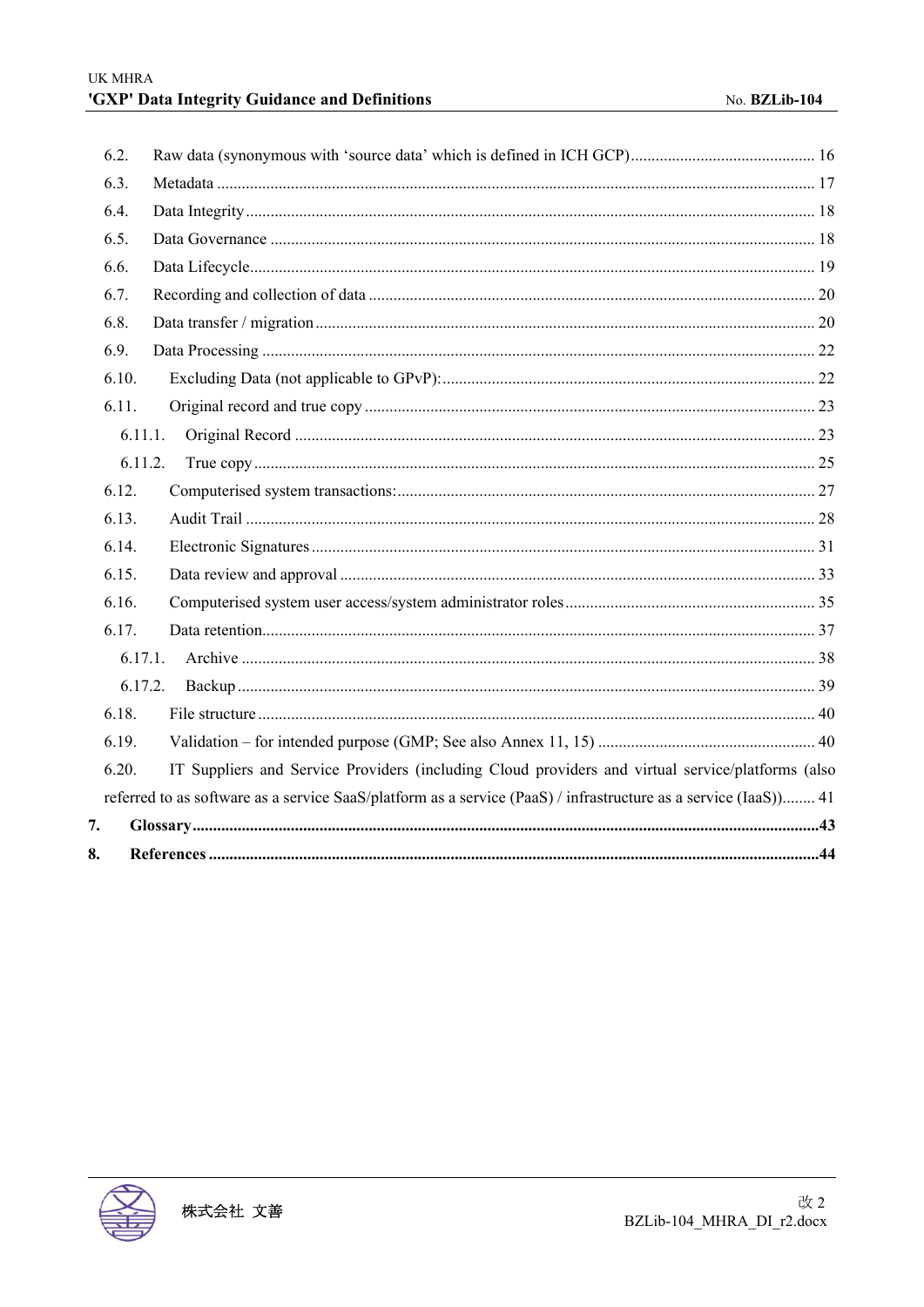6.2. Raw data (synonymous with 'source data' which is defined in ICH GCP) ............................................ 16

6.3. Metadata ............................................................................................................................................... 17

6.4. Data Integrity ........................................................................................................................................ 18

6.5. Data Governance ................................................................................................................................... 18

6.6. Data Lifecycle........................................................................................................................................ 19

6.7. Recording and collection of data ........................................................................................................... 20

6.8. Data transfer / migration ........................................................................................................................ 20

6.9. Data Processing ..................................................................................................................................... 22

6.10. Excluding Data (not applicable to GPvP):.......................................................................................... 22

6.11. Original record and true copy ............................................................................................................ 23

6.11.1. Original Record ............................................................................................................................ 23

6.11.2. True copy ...................................................................................................................................... 25

6.12. Computerised system transactions:.................................................................................................... 27

6.13. Audit Trail ......................................................................................................................................... 28

6.14. Electronic Signatures ......................................................................................................................... 31

6.15. Data review and approval .................................................................................................................. 33

6.16. Computerised system user access/system administrator roles ............................................................ 35

6.17. Data retention...................................................................................................................................... 37

6.17.1. Archive .......................................................................................................................................... 38

6.17.2. Backup ........................................................................................................................................... 39

6.18. File structure ...................................................................................................................................... 40

6.19. Validation – for intended purpose (GMP; See also Annex 11, 15) .................................................... 40

6.20. IT Suppliers and Service Providers (including Cloud providers and virtual service/platforms (also referred to as software as a service SaaS/platform as a service (PaaS) / infrastructure as a service (IaaS))........ 41

**7. Glossary.......................................................................................................................................................43**

**8. References ..................................................................................................................................................44**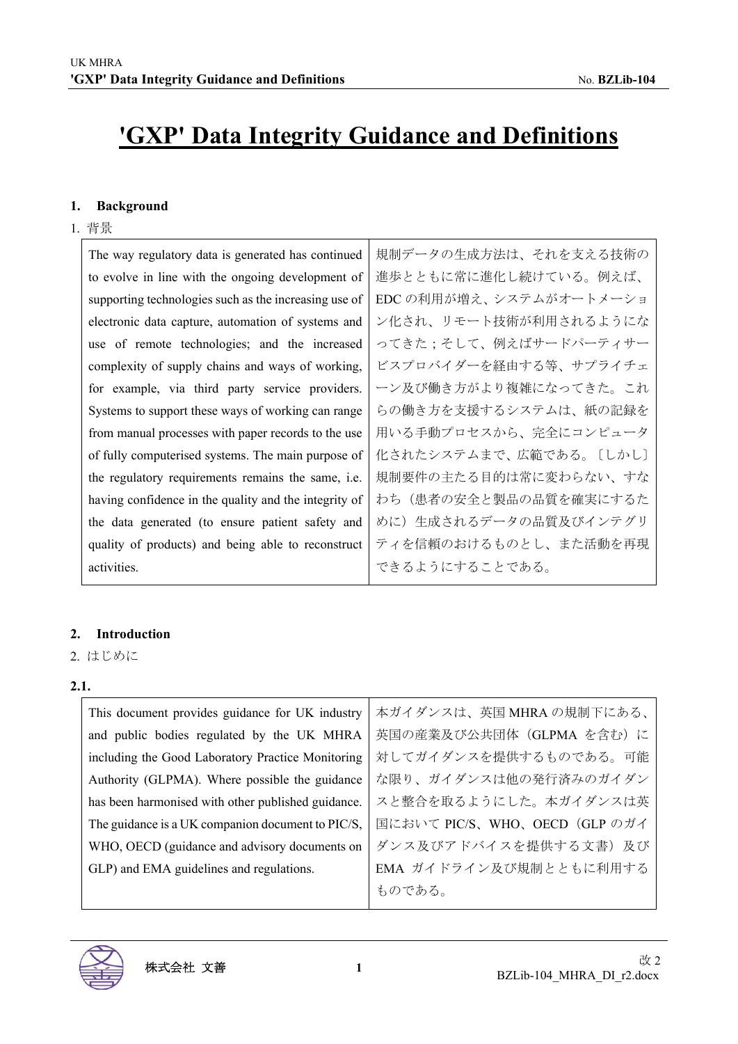# 'GXP' Data Integrity Guidance and Definitions

## 1. Background

1. 背景

| The way regulatory data is generated has continued to evolve in line with the ongoing development of supporting technologies such as the increasing use of electronic data capture, automation of systems and use of remote technologies; and the increased complexity of supply chains and ways of working, for example, via third party service providers. Systems to support these ways of working can range from manual processes with paper records to the use of fully computerised systems. The main purpose of the regulatory requirements remains the same, i.e. having confidence in the quality and the integrity of the data generated (to ensure patient safety and quality of products) and being able to reconstruct activities. | 規制データの生成方法は、それを支える技術の進歩とともに常に進化し続けている。例えば、EDC の利用が増え、システムがオートメーション化され、リモート技術が利用されるようになってきた；そして、例えばサードパーティサービスプロバイダーを経由する等、サプライチェーン及び働き方がより複雑になってきた。これらの働き方を支援するシステムは、紙の記録を用いる手動プロセスから、完全にコンピュータ化されたシステムまで、広範である。〔しかし〕規制要件の主たる目的は常に変わらない、すなわち（患者の安全と製品の品質を確実にするために）生成されるデータの品質及びインテグリティを信頼のおけるものとし、また活動を再現できるようにすることである。 |
|---|---|

## 2. Introduction

2. はじめに

**2.1.**

| This document provides guidance for UK industry and public bodies regulated by the UK MHRA including the Good Laboratory Practice Monitoring Authority (GLPMA). Where possible the guidance has been harmonised with other published guidance. The guidance is a UK companion document to PIC/S, WHO, OECD (guidance and advisory documents on GLP) and EMA guidelines and regulations. | 本ガイダンスは、英国 MHRA の規制下にある、英国の産業及び公共団体（GLPMA を含む）に対してガイダンスを提供するものである。可能な限り、ガイダンスは他の発行済みのガイダンスと整合を取るようにした。本ガイダンスは英国において PIC/S、WHO、OECD（GLP のガイダンス及びアドバイスを提供する文書）及び EMA ガイドライン及び規制とともに利用するものである。 |
|---|---|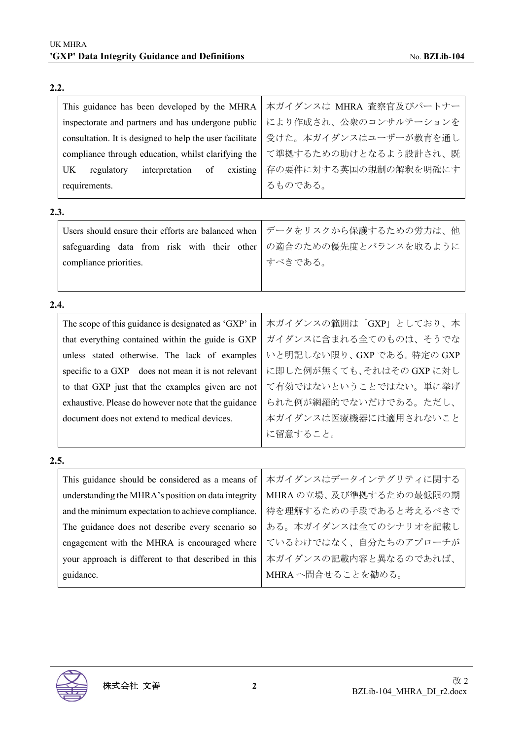**2.2.**

| This guidance has been developed by the MHRA inspectorate and partners and has undergone public consultation. It is designed to help the user facilitate compliance through education, whilst clarifying the UK regulatory interpretation of existing requirements. | 本ガイダンスは MHRA 査察官及びパートナーにより作成され、公衆のコンサルテーションを受けた。本ガイダンスはユーザーが教育を通して準拠するための助けとなるよう設計され、既存の要件に対する英国の規制の解釈を明確にするものである。 |
|---|---|

**2.3.**

| Users should ensure their efforts are balanced when safeguarding data from risk with their other compliance priorities. | データをリスクから保護するための労力は、他の適合のための優先度とバランスを取るようにすべきである。 |
|---|---|

**2.4.**

| The scope of this guidance is designated as 'GXP' in that everything contained within the guide is GXP unless stated otherwise. The lack of examples specific to a GXP does not mean it is not relevant to that GXP just that the examples given are not exhaustive. Please do however note that the guidance document does not extend to medical devices. | 本ガイダンスの範囲は「GXP」としており、本ガイダンスに含まれる全てのものは、そうでないと明記しない限り、GXP である。特定の GXP に即した例が無くても、それはその GXP に対して有効ではないということではない。単に挙げられた例が網羅的でないだけである。ただし、本ガイダンスは医療機器には適用されないことに留意すること。 |
|---|---|

**2.5.**

| This guidance should be considered as a means of understanding the MHRA's position on data integrity and the minimum expectation to achieve compliance. The guidance does not describe every scenario so engagement with the MHRA is encouraged where your approach is different to that described in this guidance. | 本ガイダンスはデータインテグリティに関する MHRA の立場、及び準拠するための最低限の期待を理解するための手段であると考えるべきである。本ガイダンスは全てのシナリオを記載しているわけではなく、自分たちのアプローチが本ガイダンスの記載内容と異なるのであれば、MHRA へ問合せることを勧める。 |
|---|---|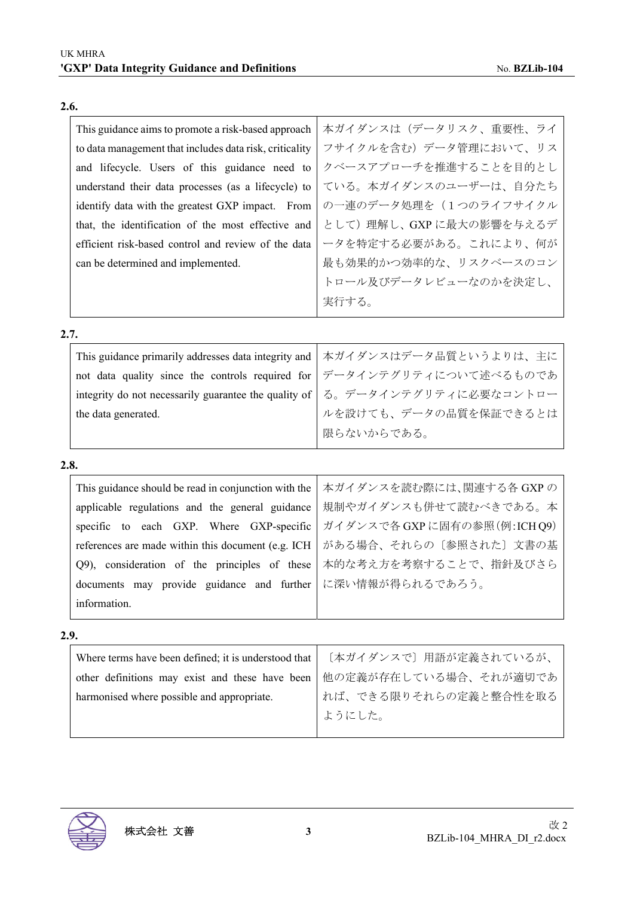**2.6.**

| | |
|---|---|
| This guidance aims to promote a risk-based approach to data management that includes data risk, criticality and lifecycle. Users of this guidance need to understand their data processes (as a lifecycle) to identify data with the greatest GXP impact. From that, the identification of the most effective and efficient risk-based control and review of the data can be determined and implemented. | 本ガイダンスは（データリスク、重要性、ライフサイクルを含む）データ管理において、リスクベースアプローチを推進することを目的としている。本ガイダンスのユーザーは、自分たちの一連のデータ処理を（１つのライフサイクルとして）理解し、GXP に最大の影響を与えるデータを特定する必要がある。これにより、何が最も効果的かつ効率的な、リスクベースのコントロール及びデータレビューなのかを決定し、実行する。 |

**2.7.**

| | |
|---|---|
| This guidance primarily addresses data integrity and not data quality since the controls required for integrity do not necessarily guarantee the quality of the data generated. | 本ガイダンスはデータ品質というよりは、主にデータインテグリティについて述べるものである。データインテグリティに必要なコントロールを設けても、データの品質を保証できるとは限らないからである。 |

**2.8.**

| | |
|---|---|
| This guidance should be read in conjunction with the applicable regulations and the general guidance specific to each GXP. Where GXP-specific references are made within this document (e.g. ICH Q9), consideration of the principles of these documents may provide guidance and further information. | 本ガイダンスを読む際には、関連する各 GXP の規制やガイダンスも併せて読むべきである。本ガイダンスで各 GXP に固有の参照（例：ICH Q9）がある場合、それらの〔参照された〕文書の基本的な考え方を考察することで、指針及びさらに深い情報が得られるであろう。 |

**2.9.**

| | |
|---|---|
| Where terms have been defined; it is understood that other definitions may exist and these have been harmonised where possible and appropriate. | 〔本ガイダンスで〕用語が定義されているが、他の定義が存在している場合、それが適切であれば、できる限りそれらの定義と整合性を取るようにした。 |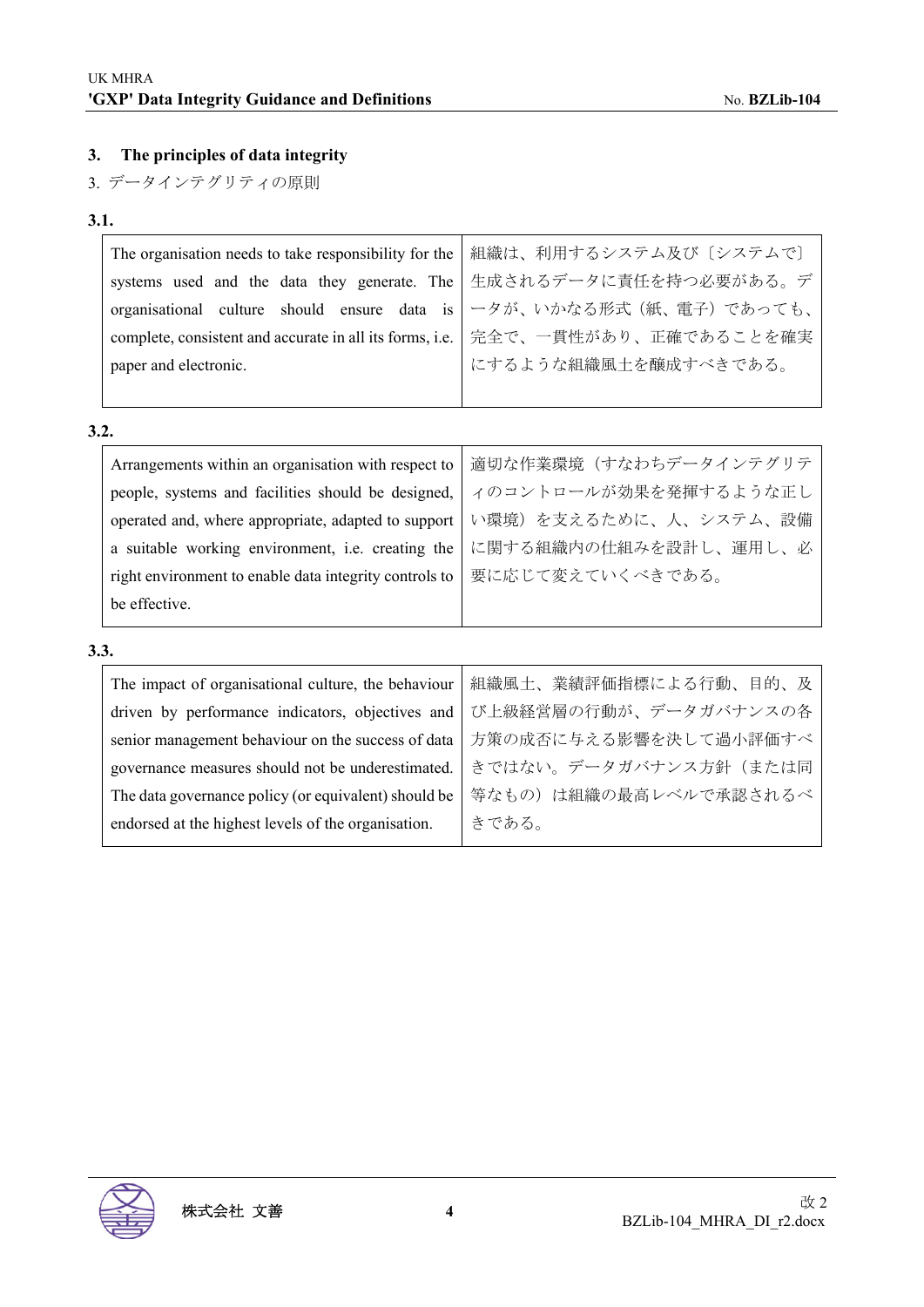## 3. The principles of data integrity

3. データインテグリティの原則

**3.1.**

| The organisation needs to take responsibility for the systems used and the data they generate. The organisational culture should ensure data is complete, consistent and accurate in all its forms, i.e. paper and electronic. | 組織は、利用するシステム及び〔システムで〕生成されるデータに責任を持つ必要がある。データが、いかなる形式（紙、電子）であっても、完全で、一貫性があり、正確であることを確実にするような組織風土を醸成すべきである。 |
|---|---|

**3.2.**

| Arrangements within an organisation with respect to people, systems and facilities should be designed, operated and, where appropriate, adapted to support a suitable working environment, i.e. creating the right environment to enable data integrity controls to be effective. | 適切な作業環境（すなわちデータインテグリティのコントロールが効果を発揮するような正しい環境）を支えるために、人、システム、設備に関する組織内の仕組みを設計し、運用し、必要に応じて変えていくべきである。 |
|---|---|

**3.3.**

| The impact of organisational culture, the behaviour driven by performance indicators, objectives and senior management behaviour on the success of data governance measures should not be underestimated. The data governance policy (or equivalent) should be endorsed at the highest levels of the organisation. | 組織風土、業績評価指標による行動、目的、及び上級経営層の行動が、データガバナンスの各方策の成否に与える影響を決して過小評価すべきではない。データガバナンス方針（または同等なもの）は組織の最高レベルで承認されるべきである。 |
|---|---|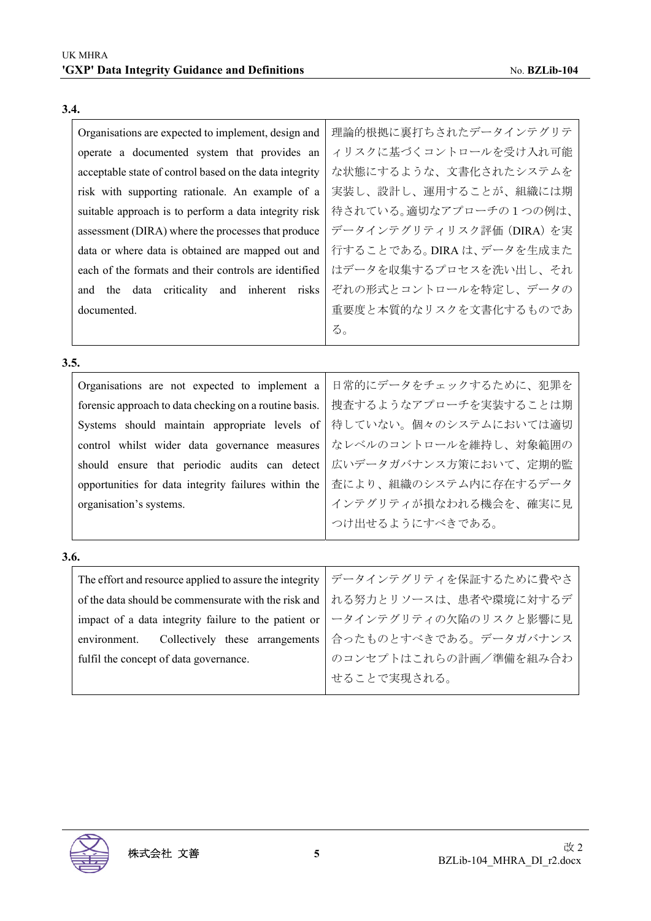**3.4.**

| Organisations are expected to implement, design and operate a documented system that provides an acceptable state of control based on the data integrity risk with supporting rationale. An example of a suitable approach is to perform a data integrity risk assessment (DIRA) where the processes that produce data or where data is obtained are mapped out and each of the formats and their controls are identified and the data criticality and inherent risks documented. | 理論的根拠に裏打ちされたデータインテグリティリスクに基づくコントロールを受け入れ可能な状態にするような、文書化されたシステムを実装し、設計し、運用することが、組織には期待されている。適切なアプローチの1つの例は、データインテグリティリスク評価（DIRA）を実行することである。DIRA は、データを生成またはデータを収集するプロセスを洗い出し、それぞれの形式とコントロールを特定し、データの重要度と本質的なリスクを文書化するものである。 |
|---|---|

**3.5.**

| Organisations are not expected to implement a forensic approach to data checking on a routine basis. Systems should maintain appropriate levels of control whilst wider data governance measures should ensure that periodic audits can detect opportunities for data integrity failures within the organisation's systems. | 日常的にデータをチェックするために、犯罪を捜査するようなアプローチを実装することは期待していない。個々のシステムにおいては適切なレベルのコントロールを維持し、対象範囲の広いデータガバナンス方策において、定期的監査により、組織のシステム内に存在するデータインテグリティが損なわれる機会を、確実に見つけ出せるようにすべきである。 |
|---|---|

**3.6.**

| The effort and resource applied to assure the integrity of the data should be commensurate with the risk and impact of a data integrity failure to the patient or environment. Collectively these arrangements fulfil the concept of data governance. | データインテグリティを保証するために費やされる努力とリソースは、患者や環境に対するデータインテグリティの欠陥のリスクと影響に見合ったものとすべきである。データガバナンスのコンセプトはこれらの計画／準備を組み合わせることで実現される。 |
|---|---|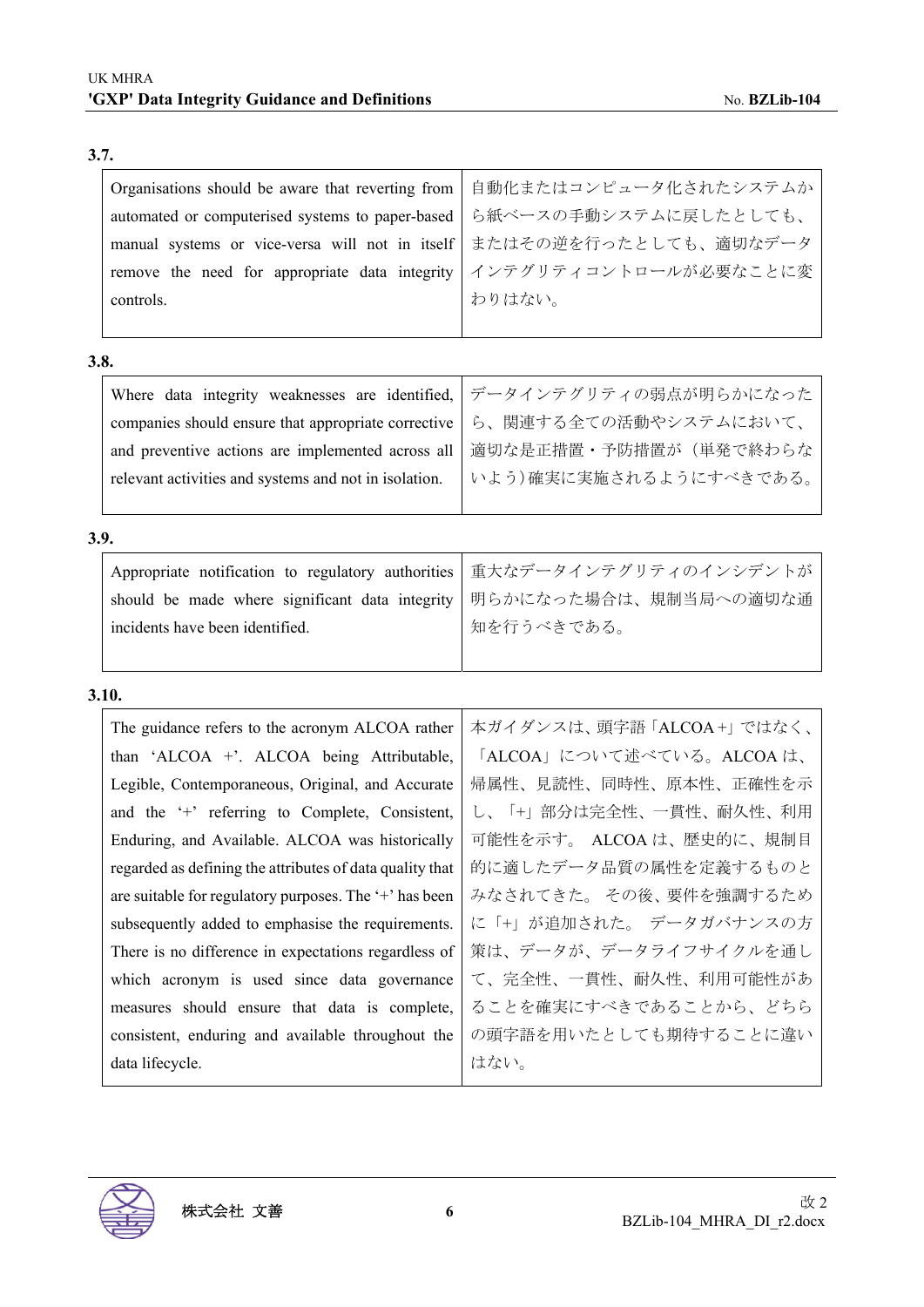**3.7.**

| | |
|---|---|
| Organisations should be aware that reverting from automated or computerised systems to paper-based manual systems or vice-versa will not in itself remove the need for appropriate data integrity controls. | 自動化またはコンピュータ化されたシステムから紙ベースの手動システムに戻したとしても、またはその逆を行ったとしても、適切なデータインテグリティコントロールが必要なことに変わりはない。 |

**3.8.**

| | |
|---|---|
| Where data integrity weaknesses are identified, companies should ensure that appropriate corrective and preventive actions are implemented across all relevant activities and systems and not in isolation. | データインテグリティの弱点が明らかになったら、関連する全ての活動やシステムにおいて、適切な是正措置・予防措置が（単発で終わらないよう）確実に実施されるようにすべきである。 |

**3.9.**

| | |
|---|---|
| Appropriate notification to regulatory authorities should be made where significant data integrity incidents have been identified. | 重大なデータインテグリティのインシデントが明らかになった場合は、規制当局への適切な通知を行うべきである。 |

**3.10.**

| | |
|---|---|
| The guidance refers to the acronym ALCOA rather than 'ALCOA +'. ALCOA being Attributable, Legible, Contemporaneous, Original, and Accurate and the '+' referring to Complete, Consistent, Enduring, and Available. ALCOA was historically regarded as defining the attributes of data quality that are suitable for regulatory purposes. The '+' has been subsequently added to emphasise the requirements. There is no difference in expectations regardless of which acronym is used since data governance measures should ensure that data is complete, consistent, enduring and available throughout the data lifecycle. | 本ガイダンスは、頭字語「ALCOA+」ではなく、「ALCOA」について述べている。ALCOA は、帰属性、見読性、同時性、原本性、正確性を示し、「+」部分は完全性、一貫性、耐久性、利用可能性を示す。 ALCOA は、歴史的に、規制目的に適したデータ品質の属性を定義するものとみなされてきた。 その後、要件を強調するために「+」が追加された。 データガバナンスの方策は、データが、データライフサイクルを通して、完全性、一貫性、耐久性、利用可能性があることを確実にすべきであることから、どちらの頭字語を用いたとしても期待することに違いはない。 |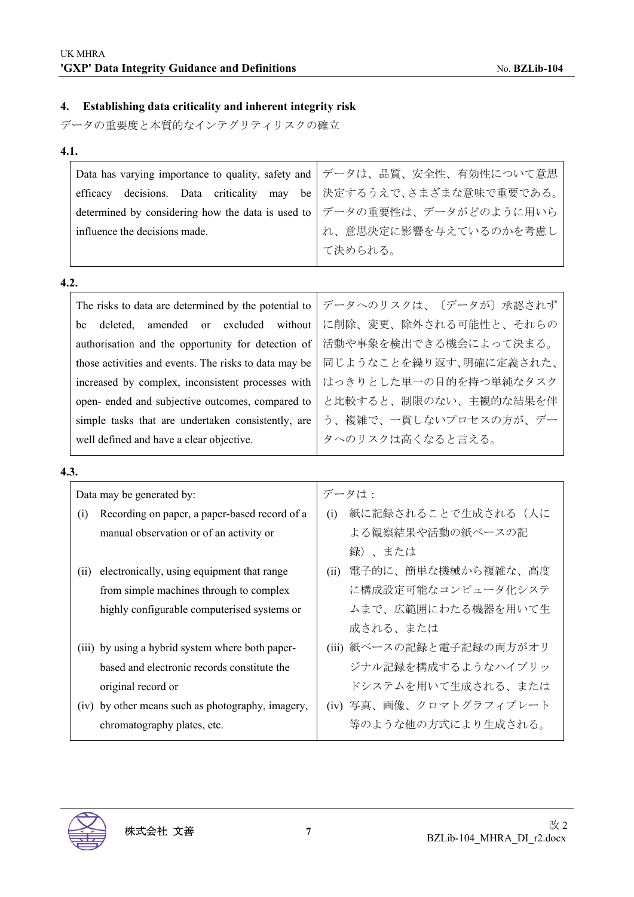## 4. Establishing data criticality and inherent integrity risk

データの重要度と本質的なインテグリティリスクの確立

**4.1.**

| | |
|---|---|
| Data has varying importance to quality, safety and efficacy decisions. Data criticality may be determined by considering how the data is used to influence the decisions made. | データは、品質、安全性、有効性について意思決定するうえで、さまざまな意味で重要である。データの重要性は、データがどのように用いられ、意思決定に影響を与えているのかを考慮して決められる。 |

**4.2.**

| | |
|---|---|
| The risks to data are determined by the potential to be deleted, amended or excluded without authorisation and the opportunity for detection of those activities and events. The risks to data may be increased by complex, inconsistent processes with open- ended and subjective outcomes, compared to simple tasks that are undertaken consistently, are well defined and have a clear objective. | データへのリスクは、〔データが〕承認されずに削除、変更、除外される可能性と、それらの活動や事象を検出できる機会によって決まる。同じようなことを繰り返す、明確に定義された、はっきりとした単一の目的を持つ単純なタスクと比較すると、制限のない、主観的な結果を伴う、複雑で、一貫しないプロセスの方が、データへのリスクは高くなると言える。 |

**4.3.**

| | |
|---|---|
| Data may be generated by:<br>(i) Recording on paper, a paper-based record of a manual observation or of an activity or<br>(ii) electronically, using equipment that range from simple machines through to complex highly configurable computerised systems or<br>(iii) by using a hybrid system where both paper-based and electronic records constitute the original record or<br>(iv) by other means such as photography, imagery, chromatography plates, etc. | データは：<br>(i) 紙に記録されることで生成される（人による観察結果や活動の紙ベースの記録）、または<br>(ii) 電子的に、簡単な機械から複雑な、高度に構成設定可能なコンピュータ化システムまで、広範囲にわたる機器を用いて生成される、または<br>(iii) 紙ベースの記録と電子記録の両方がオリジナル記録を構成するようなハイブリッドシステムを用いて生成される、または<br>(iv) 写真、画像、クロマトグラフィプレート等のような他の方式により生成される。 |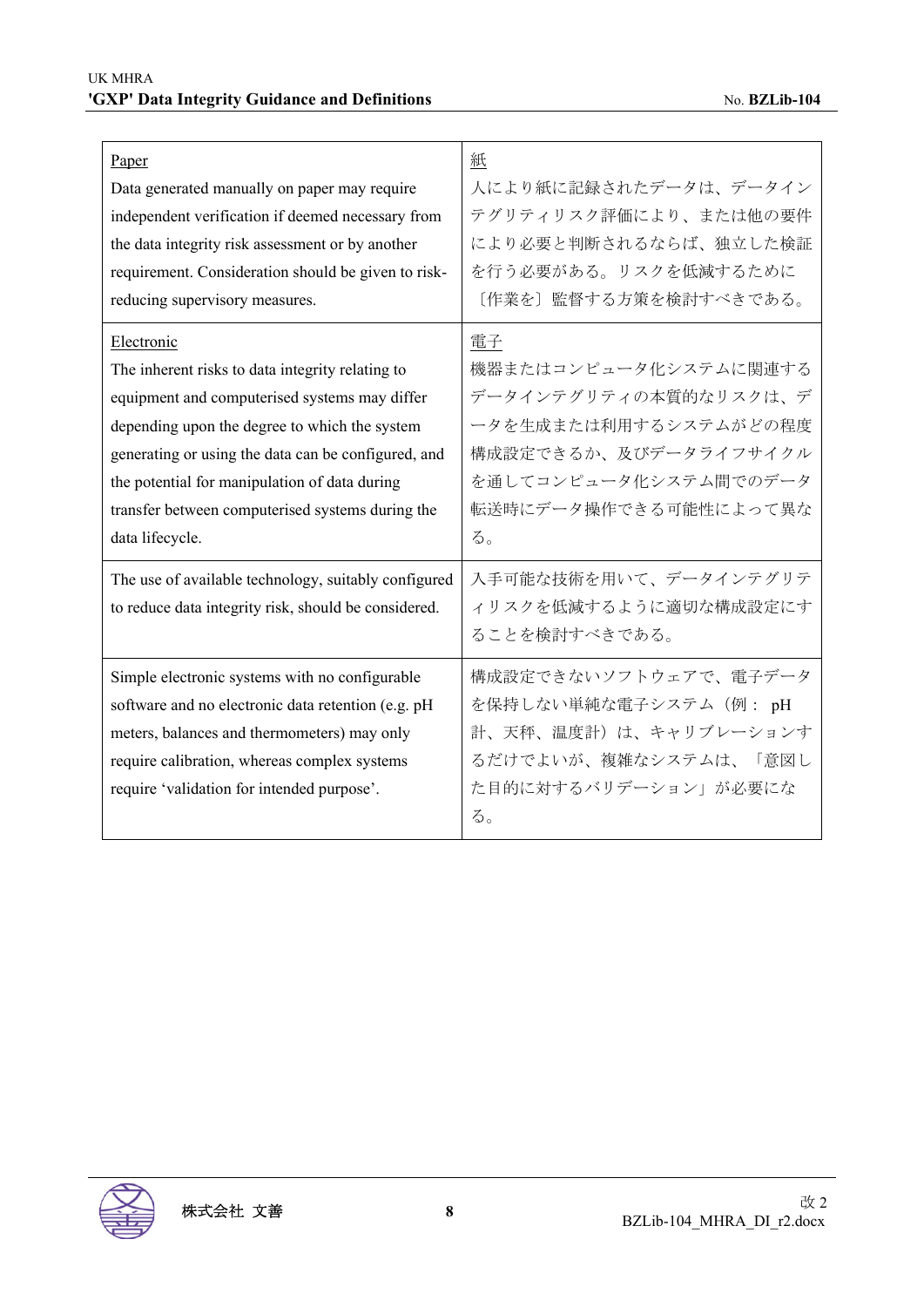| | |
|---|---|
| Paper<br>Data generated manually on paper may require independent verification if deemed necessary from the data integrity risk assessment or by another requirement. Consideration should be given to risk-reducing supervisory measures. | 紙<br>人により紙に記録されたデータは、データインテグリティリスク評価により、または他の要件により必要と判断されるならば、独立した検証を行う必要がある。リスクを低減するために〔作業を〕監督する方策を検討すべきである。 |
| Electronic<br>The inherent risks to data integrity relating to equipment and computerised systems may differ depending upon the degree to which the system generating or using the data can be configured, and the potential for manipulation of data during transfer between computerised systems during the data lifecycle. | 電子<br>機器またはコンピュータ化システムに関連するデータインテグリティの本質的なリスクは、データを生成または利用するシステムがどの程度構成設定できるか、及びデータライフサイクルを通してコンピュータ化システム間でのデータ転送時にデータ操作できる可能性によって異なる。 |
| The use of available technology, suitably configured to reduce data integrity risk, should be considered. | 入手可能な技術を用いて、データインテグリティリスクを低減するように適切な構成設定にすることを検討すべきである。 |
| Simple electronic systems with no configurable software and no electronic data retention (e.g. pH meters, balances and thermometers) may only require calibration, whereas complex systems require 'validation for intended purpose'. | 構成設定できないソフトウェアで、電子データを保持しない単純な電子システム（例： pH 計、天秤、温度計）は、キャリブレーションするだけでよいが、複雑なシステムは、「意図した目的に対するバリデーション」が必要になる。 |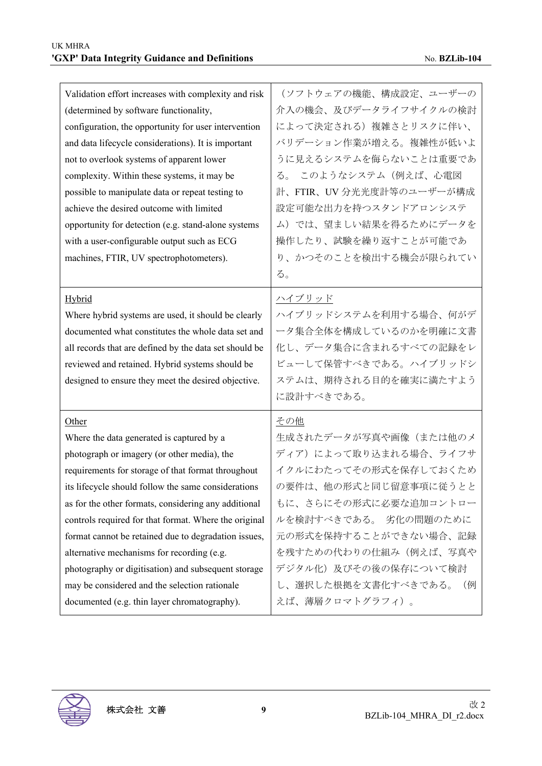| | |
|---|---|
| Validation effort increases with complexity and risk (determined by software functionality, configuration, the opportunity for user intervention and data lifecycle considerations). It is important not to overlook systems of apparent lower complexity. Within these systems, it may be possible to manipulate data or repeat testing to achieve the desired outcome with limited opportunity for detection (e.g. stand-alone systems with a user-configurable output such as ECG machines, FTIR, UV spectrophotometers). | （ソフトウェアの機能、構成設定、ユーザーの介入の機会、及びデータライフサイクルの検討によって決定される）複雑さとリスクに伴い、バリデーション作業が増える。複雑性が低いように見えるシステムを侮らないことは重要である。 このようなシステム（例えば、心電図計、FTIR、UV 分光光度計等のユーザーが構成設定可能な出力を持つスタンドアロンシステム）では、望ましい結果を得るためにデータを操作したり、試験を繰り返すことが可能であり、かつそのことを検出する機会が限られている。 |
| <u>Hybrid</u><br>Where hybrid systems are used, it should be clearly documented what constitutes the whole data set and all records that are defined by the data set should be reviewed and retained. Hybrid systems should be designed to ensure they meet the desired objective. | <u>ハイブリッド</u><br>ハイブリッドシステムを利用する場合、何がデータ集合全体を構成しているのかを明確に文書化し、データ集合に含まれるすべての記録をレビューして保管すべきである。ハイブリッドシステムは、期待される目的を確実に満たすように設計すべきである。 |
| <u>Other</u><br>Where the data generated is captured by a photograph or imagery (or other media), the requirements for storage of that format throughout its lifecycle should follow the same considerations as for the other formats, considering any additional controls required for that format. Where the original format cannot be retained due to degradation issues, alternative mechanisms for recording (e.g. photography or digitisation) and subsequent storage may be considered and the selection rationale documented (e.g. thin layer chromatography). | <u>その他</u><br>生成されたデータが写真や画像（または他のメディア）によって取り込まれる場合、ライフサイクルにわたってその形式を保存しておくための要件は、他の形式と同じ留意事項に従うとともに、さらにその形式に必要な追加コントロールを検討すべきである。 劣化の問題のために元の形式を保持することができない場合、記録を残すための代わりの仕組み（例えば、写真やデジタル化）及びその後の保存について検討し、選択した根拠を文書化すべきである。（例えば、薄層クロマトグラフィ）。 |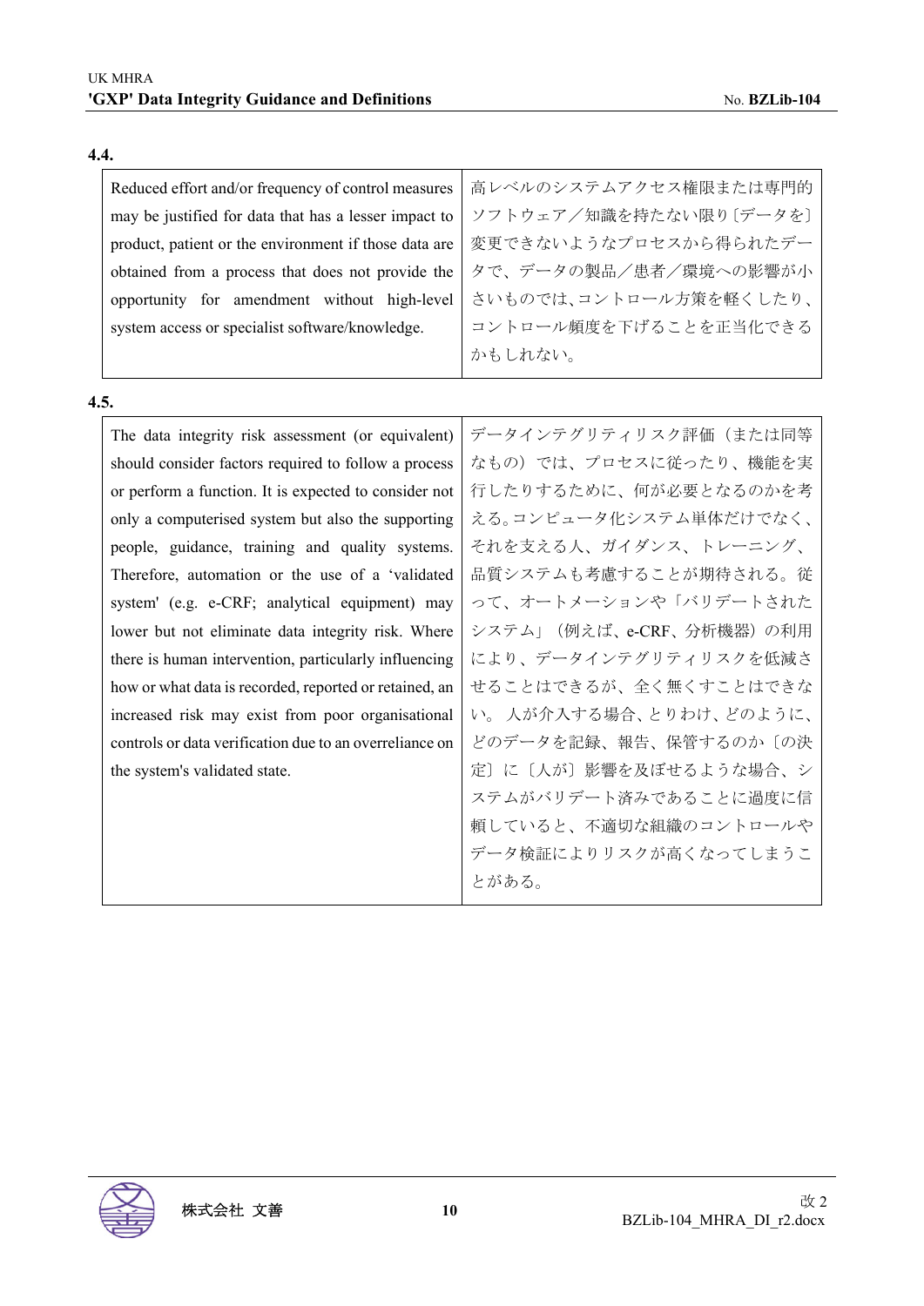**4.4.**

| | |
|---|---|
| Reduced effort and/or frequency of control measures may be justified for data that has a lesser impact to product, patient or the environment if those data are obtained from a process that does not provide the opportunity for amendment without high-level system access or specialist software/knowledge. | 高レベルのシステムアクセス権限または専門的ソフトウェア／知識を持たない限り〔データを〕変更できないようなプロセスから得られたデータで、データの製品／患者／環境への影響が小さいものでは、コントロール方策を軽くしたり、コントロール頻度を下げることを正当化できるかもしれない。 |

**4.5.**

| | |
|---|---|
| The data integrity risk assessment (or equivalent) should consider factors required to follow a process or perform a function. It is expected to consider not only a computerised system but also the supporting people, guidance, training and quality systems. Therefore, automation or the use of a 'validated system' (e.g. e-CRF; analytical equipment) may lower but not eliminate data integrity risk. Where there is human intervention, particularly influencing how or what data is recorded, reported or retained, an increased risk may exist from poor organisational controls or data verification due to an overreliance on the system's validated state. | データインテグリティリスク評価（または同等なもの）では、プロセスに従ったり、機能を実行したりするために、何が必要となるのかを考える。コンピュータ化システム単体だけでなく、それを支える人、ガイダンス、トレーニング、品質システムも考慮することが期待される。従って、オートメーションや「バリデートされたシステム」（例えば、e-CRF、分析機器）の利用により、データインテグリティリスクを低減させることはできるが、全く無くすことはできない。 人が介入する場合、とりわけ、どのように、どのデータを記録、報告、保管するのか〔の決定〕に〔人が〕影響を及ぼせるような場合、システムがバリデート済みであることに過度に信頼していると、不適切な組織のコントロールやデータ検証によりリスクが高くなってしまうことがある。 |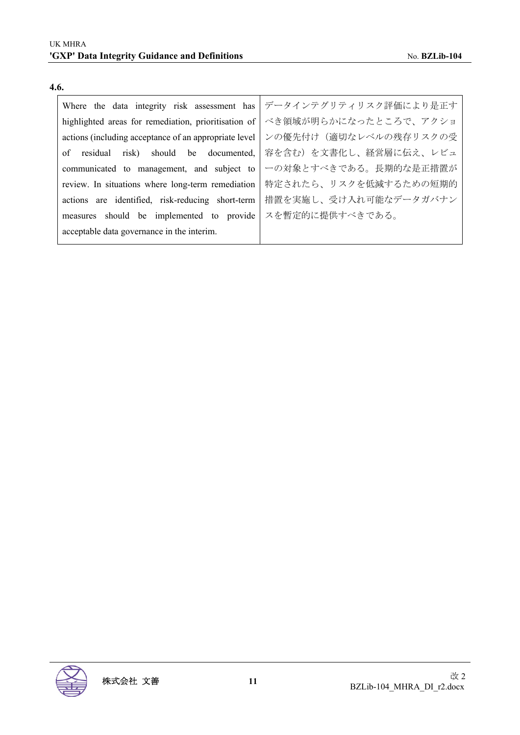**4.6.**

| Where the data integrity risk assessment has highlighted areas for remediation, prioritisation of actions (including acceptance of an appropriate level of residual risk) should be documented, communicated to management, and subject to review. In situations where long-term remediation actions are identified, risk-reducing short-term measures should be implemented to provide acceptable data governance in the interim. | データインテグリティリスク評価により是正すべき領域が明らかになったところで、アクションの優先付け（適切なレベルの残存リスクの受容を含む）を文書化し、経営層に伝え、レビューの対象とすべきである。長期的な是正措置が特定されたら、リスクを低減するための短期的措置を実施し、受け入れ可能なデータガバナンスを暫定的に提供すべきである。 |
|---|---|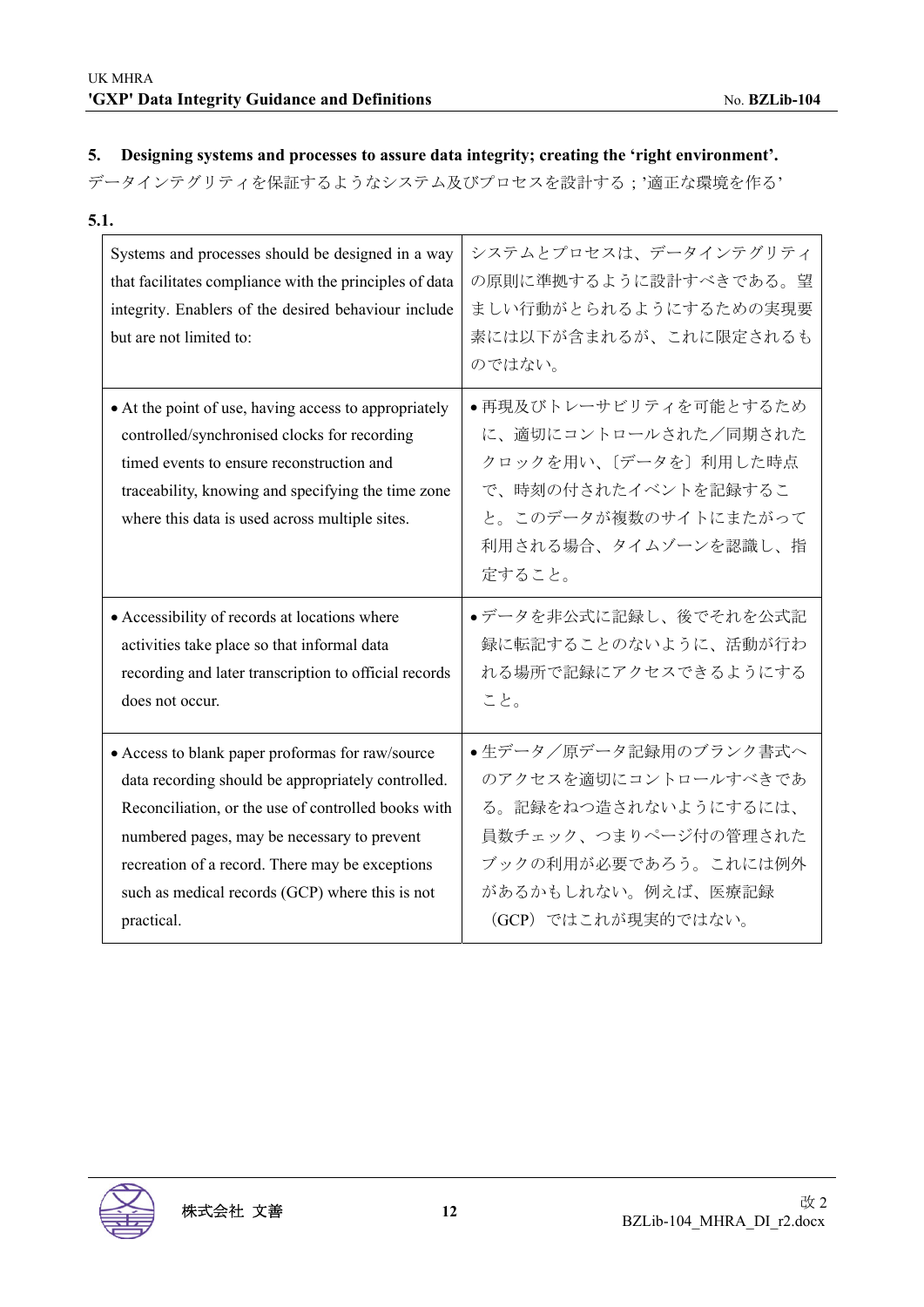## 5. Designing systems and processes to assure data integrity; creating the 'right environment'.

データインテグリティを保証するようなシステム及びプロセスを設計する；'適正な環境を作る'

**5.1.**

| Systems and processes should be designed in a way that facilitates compliance with the principles of data integrity. Enablers of the desired behaviour include but are not limited to: | システムとプロセスは、データインテグリティの原則に準拠するように設計すべきである。望ましい行動がとられるようにするための実現要素には以下が含まれるが、これに限定されるものではない。 |
|---|---|
| • At the point of use, having access to appropriately controlled/synchronised clocks for recording timed events to ensure reconstruction and traceability, knowing and specifying the time zone where this data is used across multiple sites. | • 再現及びトレーサビリティを可能とするために、適切にコントロールされた／同期されたクロックを用い、〔データを〕利用した時点で、時刻の付されたイベントを記録すること。このデータが複数のサイトにまたがって利用される場合、タイムゾーンを認識し、指定すること。 |
| • Accessibility of records at locations where activities take place so that informal data recording and later transcription to official records does not occur. | • データを非公式に記録し、後でそれを公式記録に転記することのないように、活動が行われる場所で記録にアクセスできるようにすること。 |
| • Access to blank paper proformas for raw/source data recording should be appropriately controlled. Reconciliation, or the use of controlled books with numbered pages, may be necessary to prevent recreation of a record. There may be exceptions such as medical records (GCP) where this is not practical. | • 生データ／原データ記録用のブランク書式へのアクセスを適切にコントロールすべきである。記録をねつ造されないようにするには、員数チェック、つまりページ付の管理されたブックの利用が必要であろう。これには例外があるかもしれない。例えば、医療記録（GCP）ではこれが現実的ではない。 |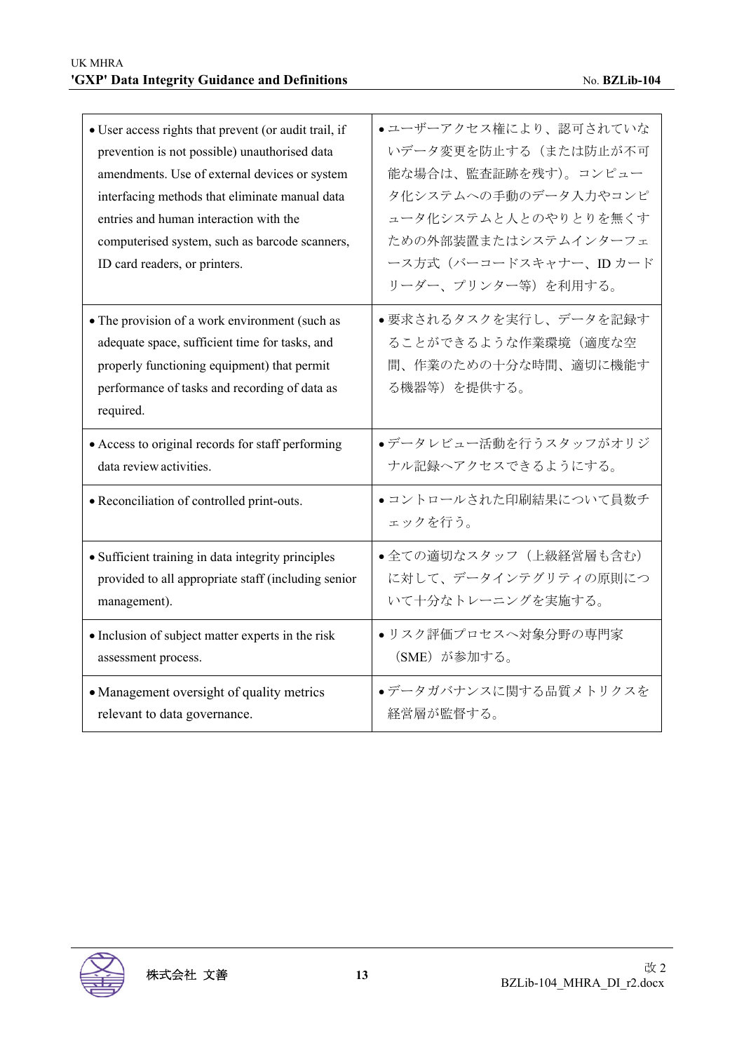| | |
|---|---|
| • User access rights that prevent (or audit trail, if prevention is not possible) unauthorised data amendments. Use of external devices or system interfacing methods that eliminate manual data entries and human interaction with the computerised system, such as barcode scanners, ID card readers, or printers. | • ユーザーアクセス権により、認可されていないデータ変更を防止する（または防止が不可能な場合は、監査証跡を残す）。コンピュータ化システムへの手動のデータ入力やコンピュータ化システムと人とのやりとりを無くすための外部装置またはシステムインターフェース方式（バーコードスキャナー、ID カードリーダー、プリンター等）を利用する。 |
| • The provision of a work environment (such as adequate space, sufficient time for tasks, and properly functioning equipment) that permit performance of tasks and recording of data as required. | • 要求されるタスクを実行し、データを記録することができるような作業環境（適度な空間、作業のための十分な時間、適切に機能する機器等）を提供する。 |
| • Access to original records for staff performing data review activities. | • データレビュー活動を行うスタッフがオリジナル記録へアクセスできるようにする。 |
| • Reconciliation of controlled print-outs. | • コントロールされた印刷結果について員数チェックを行う。 |
| • Sufficient training in data integrity principles provided to all appropriate staff (including senior management). | • 全ての適切なスタッフ（上級経営層も含む）に対して、データインテグリティの原則について十分なトレーニングを実施する。 |
| • Inclusion of subject matter experts in the risk assessment process. | • リスク評価プロセスへ対象分野の専門家（SME）が参加する。 |
| • Management oversight of quality metrics relevant to data governance. | • データガバナンスに関する品質メトリクスを経営層が監督する。 |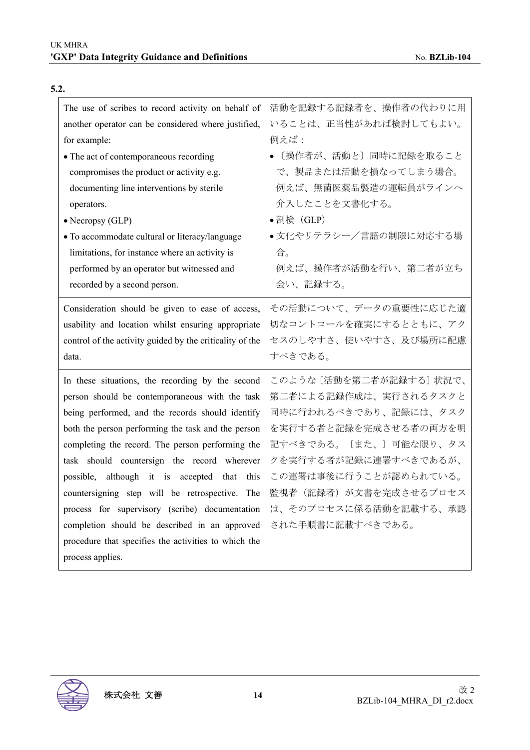**5.2.**

| The use of scribes to record activity on behalf of another operator can be considered where justified, for example:<br>• The act of contemporaneous recording compromises the product or activity e.g. documenting line interventions by sterile operators.<br>• Necropsy (GLP)<br>• To accommodate cultural or literacy/language limitations, for instance where an activity is performed by an operator but witnessed and recorded by a second person. | 活動を記録する記録者を、操作者の代わりに用いることは、正当性があれば検討してもよい。例えば：<br>• 〔操作者が、活動と〕同時に記録を取ることで、製品または活動を損なってしまう場合。例えば、無菌医薬品製造の運転員がラインへ介入したことを文書化する。<br>• 剖検（GLP）<br>• 文化やリテラシー／言語の制限に対応する場合。例えば、操作者が活動を行い、第二者が立ち会い、記録する。 |
|---|---|
| Consideration should be given to ease of access, usability and location whilst ensuring appropriate control of the activity guided by the criticality of the data. | その活動について、データの重要性に応じた適切なコントロールを確実にするとともに、アクセスのしやすさ、使いやすさ、及び場所に配慮すべきである。 |
| In these situations, the recording by the second person should be contemporaneous with the task being performed, and the records should identify both the person performing the task and the person completing the record. The person performing the task should countersign the record wherever possible, although it is accepted that this countersigning step will be retrospective. The process for supervisory (scribe) documentation completion should be described in an approved procedure that specifies the activities to which the process applies. | このような〔活動を第二者が記録する〕状況で、第二者による記録作成は、実行されるタスクと同時に行われるべきであり、記録には、タスクを実行する者と記録を完成させる者の両方を明記すべきである。〔また、〕可能な限り、タスクを実行する者が記録に連署すべきであるが、この連署は事後に行うことが認められている。監視者（記録者）が文書を完成させるプロセスは、そのプロセスに係る活動を記載する、承認された手順書に記載すべきである。 |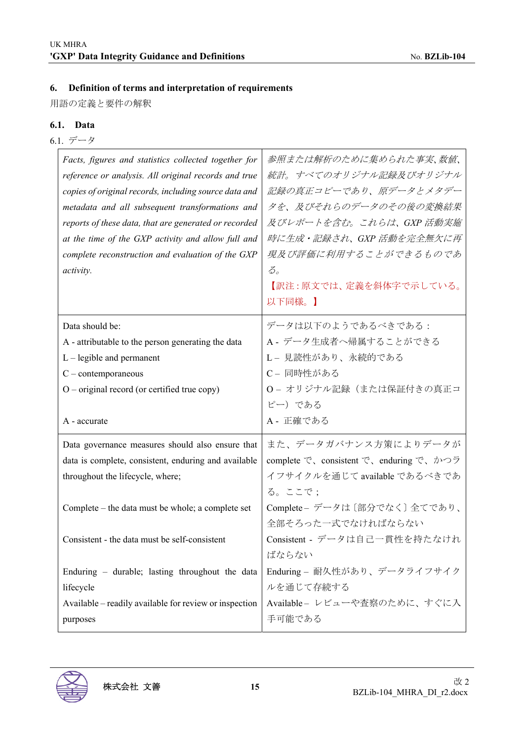## 6. Definition of terms and interpretation of requirements

用語の定義と要件の解釈

### 6.1. Data

6.1. データ

| | |
|---|---|
| *Facts, figures and statistics collected together for reference or analysis. All original records and true copies of original records, including source data and metadata and all subsequent transformations and reports of these data, that are generated or recorded at the time of the GXP activity and allow full and complete reconstruction and evaluation of the GXP activity.* | *参照または解析のために集められた事実、数値、統計。すべてのオリジナル記録及びオリジナル記録の真正コピーであり、原データとメタデータを、及びそれらのデータのその後の変換結果及びレポートを含む。これらは、GXP 活動実施時に生成・記録され、GXP 活動を完全無欠に再現及び評価に利用することができるものである。*<br>【訳注：原文では、定義を斜体字で示している。以下同様。】 |
| Data should be:<br>A - attributable to the person generating the data<br>L – legible and permanent<br>C – contemporaneous<br>O – original record (or certified true copy)<br><br>A - accurate | データは以下のようであるべきである：<br>A - データ生成者へ帰属することができる<br>L – 見読性があり、永続的である<br>C – 同時性がある<br>O – オリジナル記録（または保証付きの真正コピー）である<br>A - 正確である |
| Data governance measures should also ensure that data is complete, consistent, enduring and available throughout the lifecycle, where;<br><br>Complete – the data must be whole; a complete set<br><br>Consistent - the data must be self-consistent<br><br>Enduring – durable; lasting throughout the data lifecycle<br>Available – readily available for review or inspection purposes | また、データガバナンス方策によりデータが complete で、consistent で、enduring で、かつライフサイクルを通じて available であるべきである。ここで；<br>Complete – データは〔部分でなく〕全てであり、全部そろった一式でなければならない<br>Consistent - データは自己一貫性を持たなければならない<br>Enduring – 耐久性があり、データライフサイクルを通じて存続する<br>Available – レビューや査察のために、すぐに入手可能である |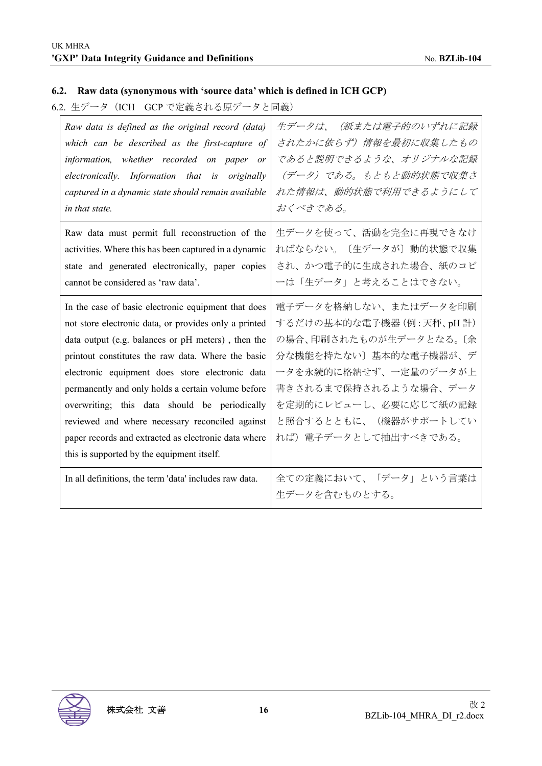### 6.2. Raw data (synonymous with 'source data' which is defined in ICH GCP)

6.2. 生データ（ICH GCP で定義される原データと同義）

| | |
|---|---|
| *Raw data is defined as the original record (data) which can be described as the first-capture of information, whether recorded on paper or electronically. Information that is originally captured in a dynamic state should remain available in that state.* | *生データは、（紙または電子的のいずれに記録されたかに依らず）情報を最初に収集したものであると説明できるような、オリジナルな記録（データ）である。もともと動的状態で収集された情報は、動的状態で利用できるようにしておくべきである。* |
| Raw data must permit full reconstruction of the activities. Where this has been captured in a dynamic state and generated electronically, paper copies cannot be considered as 'raw data'. | 生データを使って、活動を完全に再現できなければならない。〔生データが〕動的状態で収集され、かつ電子的に生成された場合、紙のコピーは「生データ」と考えることはできない。 |
| In the case of basic electronic equipment that does not store electronic data, or provides only a printed data output (e.g. balances or pH meters) , then the printout constitutes the raw data. Where the basic electronic equipment does store electronic data permanently and only holds a certain volume before overwriting; this data should be periodically reviewed and where necessary reconciled against paper records and extracted as electronic data where this is supported by the equipment itself. | 電子データを格納しない、またはデータを印刷するだけの基本的な電子機器（例：天秤、pH 計）の場合、印刷されたものが生データとなる。〔余分な機能を持たない〕基本的な電子機器が、データを永続的に格納せず、一定量のデータが上書きされるまで保持されるような場合、データを定期的にレビューし、必要に応じて紙の記録と照合するとともに、（機器がサポートしていれば）電子データとして抽出すべきである。 |
| In all definitions, the term 'data' includes raw data. | 全ての定義において、「データ」という言葉は生データを含むものとする。 |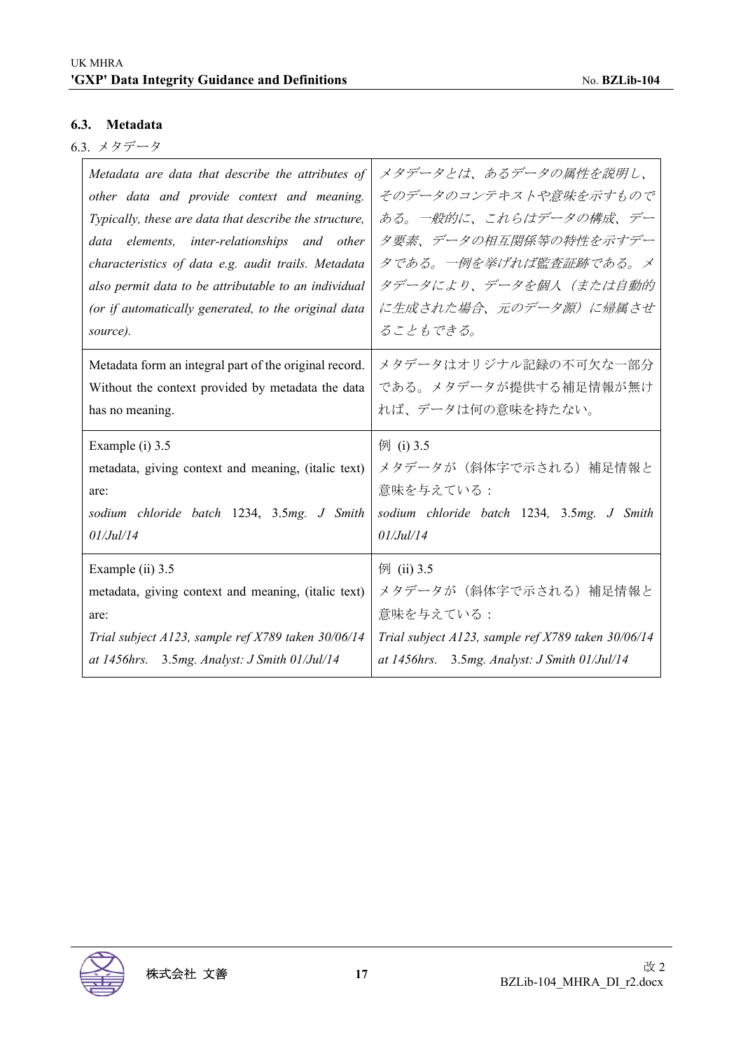### 6.3. Metadata

6.3. メタデータ

| | |
|---|---|
| *Metadata are data that describe the attributes of other data and provide context and meaning. Typically, these are data that describe the structure, data elements, inter-relationships and other characteristics of data e.g. audit trails. Metadata also permit data to be attributable to an individual (or if automatically generated, to the original data source).* | *メタデータとは、あるデータの属性を説明し、そのデータのコンテキストや意味を示すものである。一般的に、これらはデータの構成、データ要素、データの相互関係等の特性を示すデータである。一例を挙げれば監査証跡である。メタデータにより、データを個人（または自動的に生成された場合、元のデータ源）に帰属させることもできる。* |
| Metadata form an integral part of the original record. Without the context provided by metadata the data has no meaning. | メタデータはオリジナル記録の不可欠な一部分である。メタデータが提供する補足情報が無ければ、データは何の意味を持たない。 |
| Example (i) 3.5<br>metadata, giving context and meaning, (italic text) are:<br>*sodium chloride batch* 1234, 3.5*mg. J Smith 01/Jul/14* | 例 (i) 3.5<br>メタデータが（斜体字で示される）補足情報と意味を与えている：<br>*sodium chloride batch* 1234, 3.5*mg. J Smith 01/Jul/14* |
| Example (ii) 3.5<br>metadata, giving context and meaning, (italic text) are:<br>*Trial subject A123, sample ref X789 taken 30/06/14 at 1456hrs.* 3.5*mg. Analyst: J Smith 01/Jul/14* | 例 (ii) 3.5<br>メタデータが（斜体字で示される）補足情報と意味を与えている：<br>*Trial subject A123, sample ref X789 taken 30/06/14 at 1456hrs.* 3.5*mg. Analyst: J Smith 01/Jul/14* |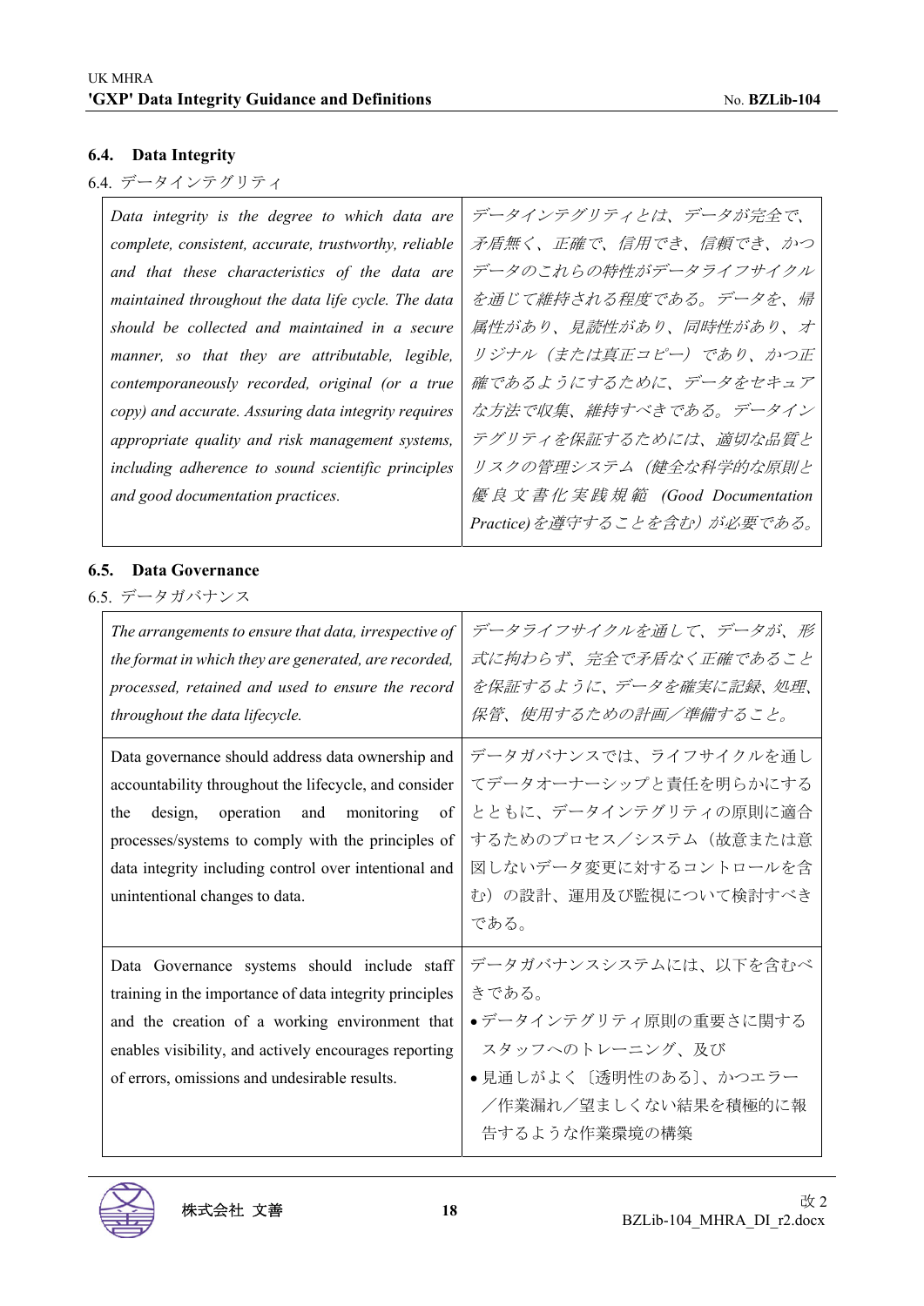### 6.4. Data Integrity

6.4. データインテグリティ

| | |
|---|---|
| *Data integrity is the degree to which data are complete, consistent, accurate, trustworthy, reliable and that these characteristics of the data are maintained throughout the data life cycle. The data should be collected and maintained in a secure manner, so that they are attributable, legible, contemporaneously recorded, original (or a true copy) and accurate. Assuring data integrity requires appropriate quality and risk management systems, including adherence to sound scientific principles and good documentation practices.* | *データインテグリティとは、データが完全で、矛盾無く、正確で、信用でき、信頼でき、かつデータのこれらの特性がデータライフサイクルを通じて維持される程度である。データを、帰属性があり、見読性があり、同時性があり、オリジナル（または真正コピー）であり、かつ正確であるようにするために、データをセキュアな方法で収集、維持すべきである。データインテグリティを保証するためには、適切な品質とリスクの管理システム（健全な科学的な原則と優良文書化実践規範 (Good Documentation Practice)を遵守することを含む）が必要である。* |

### 6.5. Data Governance

6.5. データガバナンス

| | |
|---|---|
| *The arrangements to ensure that data, irrespective of the format in which they are generated, are recorded, processed, retained and used to ensure the record throughout the data lifecycle.* | *データライフサイクルを通して、データが、形式に拘わらず、完全で矛盾なく正確であることを保証するように、データを確実に記録、処理、保管、使用するための計画／準備すること。* |
| Data governance should address data ownership and accountability throughout the lifecycle, and consider the design, operation and monitoring of processes/systems to comply with the principles of data integrity including control over intentional and unintentional changes to data. | データガバナンスでは、ライフサイクルを通してデータオーナーシップと責任を明らかにするとともに、データインテグリティの原則に適合するためのプロセス／システム（故意または意図しないデータ変更に対するコントロールを含む）の設計、運用及び監視について検討すべきである。 |
| Data Governance systems should include staff training in the importance of data integrity principles and the creation of a working environment that enables visibility, and actively encourages reporting of errors, omissions and undesirable results. | データガバナンスシステムには、以下を含むべきである。<br>• データインテグリティ原則の重要さに関するスタッフへのトレーニング、及び<br>• 見通しがよく〔透明性のある〕、かつエラー／作業漏れ／望ましくない結果を積極的に報告するような作業環境の構築 |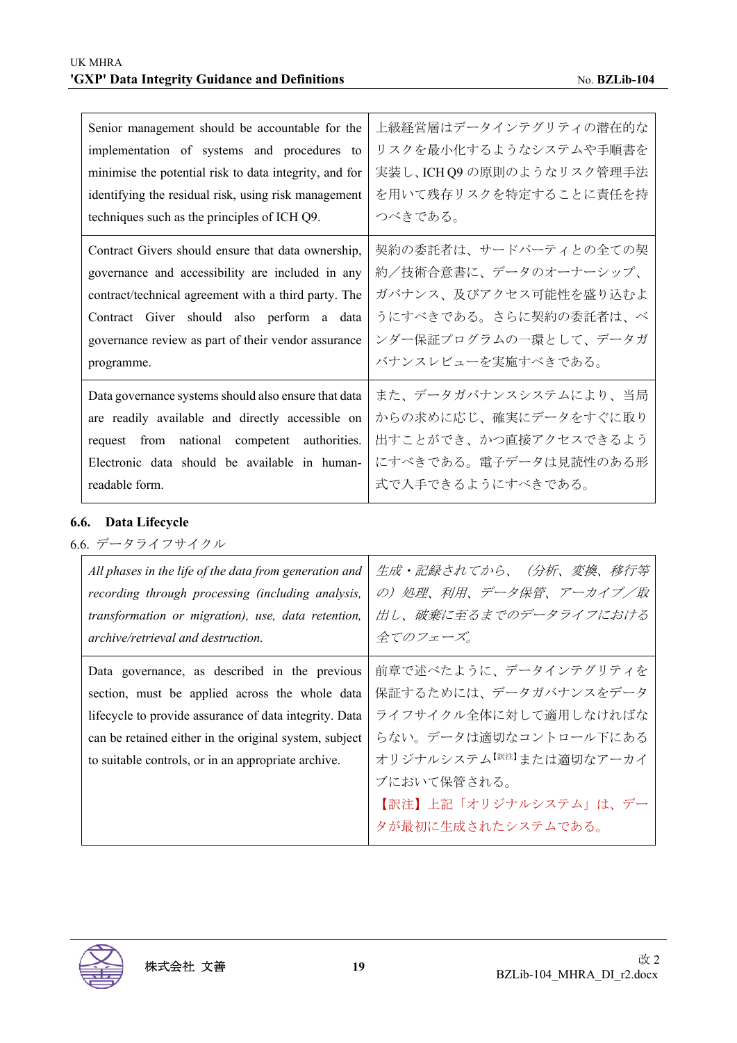| | |
|---|---|
| Senior management should be accountable for the implementation of systems and procedures to minimise the potential risk to data integrity, and for identifying the residual risk, using risk management techniques such as the principles of ICH Q9. | 上級経営層はデータインテグリティの潜在的なリスクを最小化するようなシステムや手順書を実装し、ICH Q9 の原則のようなリスク管理手法を用いて残存リスクを特定することに責任を持つべきである。 |
| Contract Givers should ensure that data ownership, governance and accessibility are included in any contract/technical agreement with a third party. The Contract Giver should also perform a data governance review as part of their vendor assurance programme. | 契約の委託者は、サードパーティとの全ての契約／技術合意書に、データのオーナーシップ、ガバナンス、及びアクセス可能性を盛り込むようにすべきである。さらに契約の委託者は、ベンダー保証プログラムの一環として、データガバナンスレビューを実施すべきである。 |
| Data governance systems should also ensure that data are readily available and directly accessible on request from national competent authorities. Electronic data should be available in human-readable form. | また、データガバナンスシステムにより、当局からの求めに応じ、確実にデータをすぐに取り出すことができ、かつ直接アクセスできるようにすべきである。電子データは見読性のある形式で入手できるようにすべきである。 |

## 6.6. Data Lifecycle

6.6. データライフサイクル

| | |
|---|---|
| *All phases in the life of the data from generation and recording through processing (including analysis, transformation or migration), use, data retention, archive/retrieval and destruction.* | *生成・記録されてから、（分析、変換、移行等の）処理、利用、データ保管、アーカイブ／取出し、破棄に至るまでのデータライフにおける全てのフェーズ。* |
| Data governance, as described in the previous section, must be applied across the whole data lifecycle to provide assurance of data integrity. Data can be retained either in the original system, subject to suitable controls, or in an appropriate archive. | 前章で述べたように、データインテグリティを保証するためには、データガバナンスをデータライフサイクル全体に対して適用しなければならない。データは適切なコントロール下にあるオリジナルシステム[訳注]または適切なアーカイブにおいて保管される。<br>【訳注】上記「オリジナルシステム」は、データが最初に生成されたシステムである。 |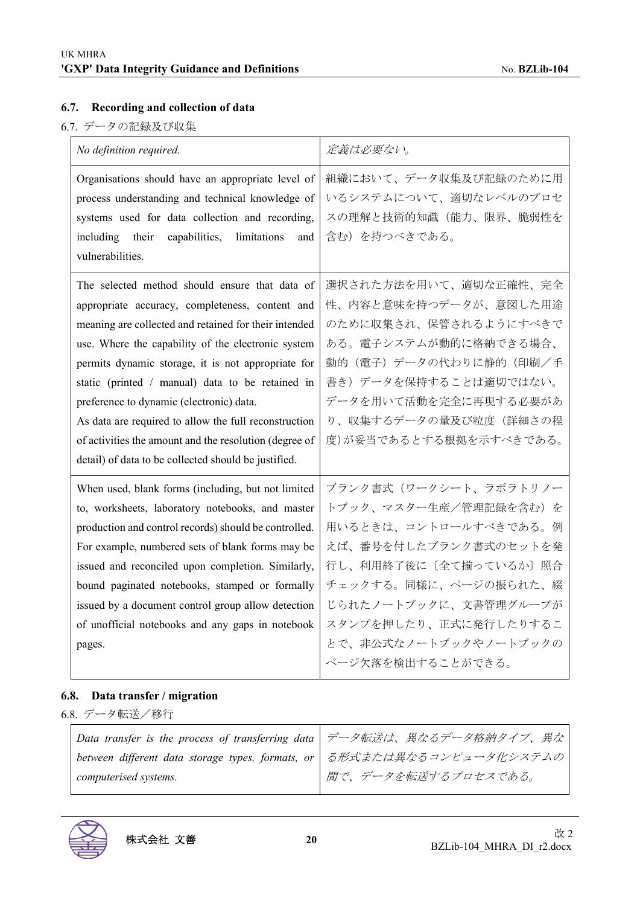### 6.7. Recording and collection of data

6.7. データの記録及び収集

| *No definition required.* | *定義は必要ない。* |
|---|---|
| Organisations should have an appropriate level of process understanding and technical knowledge of systems used for data collection and recording, including their capabilities, limitations and vulnerabilities. | 組織において、データ収集及び記録のために用いるシステムについて、適切なレベルのプロセスの理解と技術的知識（能力、限界、脆弱性を含む）を持つべきである。 |
| The selected method should ensure that data of appropriate accuracy, completeness, content and meaning are collected and retained for their intended use. Where the capability of the electronic system permits dynamic storage, it is not appropriate for static (printed / manual) data to be retained in preference to dynamic (electronic) data. As data are required to allow the full reconstruction of activities the amount and the resolution (degree of detail) of data to be collected should be justified. | 選択された方法を用いて、適切な正確性、完全性、内容と意味を持つデータが、意図した用途のために収集され、保管されるようにすべきである。電子システムが動的に格納できる場合、動的（電子）データの代わりに静的（印刷／手書き）データを保持することは適切ではない。データを用いて活動を完全に再現する必要があり、収集するデータの量及び粒度（詳細さの程度）が妥当であるとする根拠を示すべきである。 |
| When used, blank forms (including, but not limited to, worksheets, laboratory notebooks, and master production and control records) should be controlled. For example, numbered sets of blank forms may be issued and reconciled upon completion. Similarly, bound paginated notebooks, stamped or formally issued by a document control group allow detection of unofficial notebooks and any gaps in notebook pages. | ブランク書式（ワークシート、ラボラトリノートブック、マスター生産／管理記録を含む）を用いるときは、コントロールすべきである。例えば、番号を付したブランク書式のセットを発行し、利用終了後に〔全て揃っているか〕照合チェックする。同様に、ページの振られた、綴じられたノートブックに、文書管理グループがスタンプを押したり、正式に発行したりすることで、非公式なノートブックやノートブックのページ欠落を検出することができる。 |

### 6.8. Data transfer / migration

6.8. データ転送／移行

| *Data transfer is the process of transferring data between different data storage types, formats, or computerised systems.* | *データ転送は、異なるデータ格納タイプ、異なる形式または異なるコンピュータ化システムの間で、データを転送するプロセスである。* |
|---|---|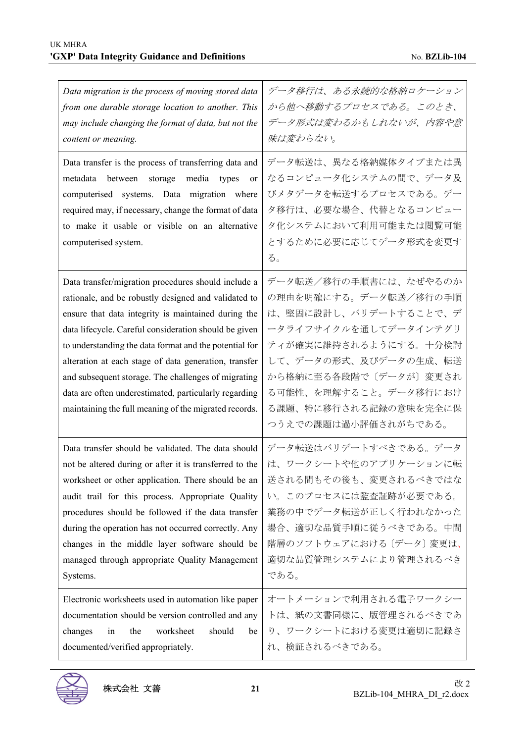| | |
|---|---|
| *Data migration is the process of moving stored data from one durable storage location to another. This may include changing the format of data, but not the content or meaning.* | *データ移行は、ある永続的な格納ロケーションから他へ移動するプロセスである。このとき、データ形式は変わるかもしれないが、内容や意味は変わらない。* |
| Data transfer is the process of transferring data and metadata between storage media types or computerised systems. Data migration where required may, if necessary, change the format of data to make it usable or visible on an alternative computerised system. | データ転送は、異なる格納媒体タイプまたは異なるコンピュータ化システムの間で、データ及びメタデータを転送するプロセスである。データ移行は、必要な場合、代替となるコンピュータ化システムにおいて利用可能または閲覧可能とするために必要に応じてデータ形式を変更する。 |
| Data transfer/migration procedures should include a rationale, and be robustly designed and validated to ensure that data integrity is maintained during the data lifecycle. Careful consideration should be given to understanding the data format and the potential for alteration at each stage of data generation, transfer and subsequent storage. The challenges of migrating data are often underestimated, particularly regarding maintaining the full meaning of the migrated records. | データ転送／移行の手順書には、なぜやるのかの理由を明確にする。データ転送／移行の手順は、堅固に設計し、バリデートすることで、データライフサイクルを通してデータインテグリティが確実に維持されるようにする。十分検討して、データの形式、及びデータの生成、転送から格納に至る各段階で〔データが〕変更される可能性、を理解すること。データ移行における課題、特に移行される記録の意味を完全に保つうえでの課題は過小評価されがちである。 |
| Data transfer should be validated. The data should not be altered during or after it is transferred to the worksheet or other application. There should be an audit trail for this process. Appropriate Quality procedures should be followed if the data transfer during the operation has not occurred correctly. Any changes in the middle layer software should be managed through appropriate Quality Management Systems. | データ転送はバリデートすべきである。データは、ワークシートや他のアプリケーションに転送される間もその後も、変更されるべきではない。このプロセスには監査証跡が必要である。業務の中でデータ転送が正しく行われなかった場合、適切な品質手順に従うべきである。中間階層のソフトウェアにおける〔データ〕変更は、適切な品質管理システムにより管理されるべきである。 |
| Electronic worksheets used in automation like paper documentation should be version controlled and any changes in the worksheet should be documented/verified appropriately. | オートメーションで利用される電子ワークシートは、紙の文書同様に、版管理されるべきであり、ワークシートにおける変更は適切に記録され、検証されるべきである。 |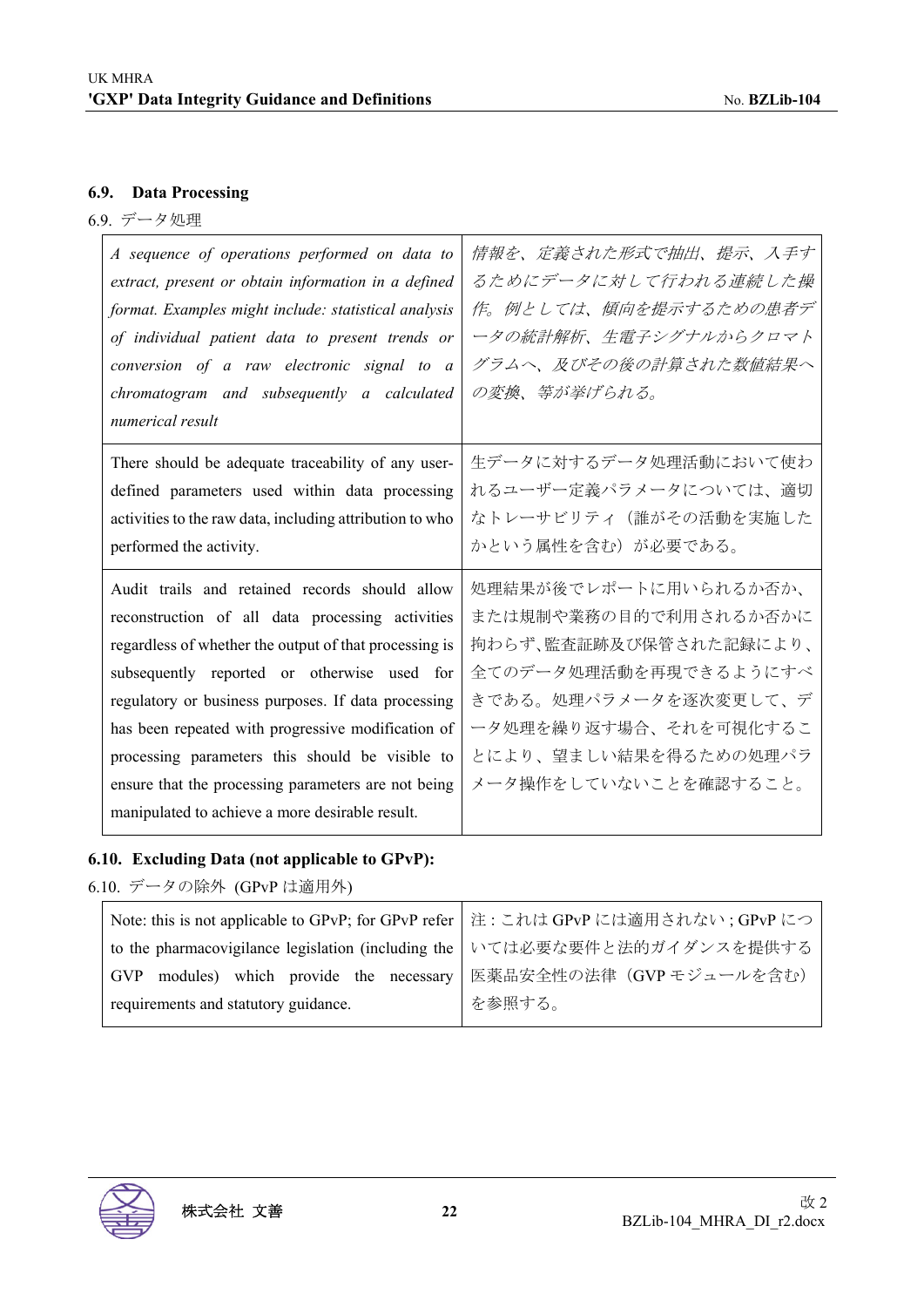### 6.9. Data Processing

6.9. データ処理

| | |
|---|---|
| *A sequence of operations performed on data to extract, present or obtain information in a defined format. Examples might include: statistical analysis of individual patient data to present trends or conversion of a raw electronic signal to a chromatogram and subsequently a calculated numerical result* | *情報を、定義された形式で抽出、提示、入手するためにデータに対して行われる連続した操作。例としては、傾向を提示するための患者データの統計解析、生電子シグナルからクロマトグラムへ、及びその後の計算された数値結果への変換、等が挙げられる。* |
| There should be adequate traceability of any user-defined parameters used within data processing activities to the raw data, including attribution to who performed the activity. | 生データに対するデータ処理活動において使われるユーザー定義パラメータについては、適切なトレーサビリティ（誰がその活動を実施したかという属性を含む）が必要である。 |
| Audit trails and retained records should allow reconstruction of all data processing activities regardless of whether the output of that processing is subsequently reported or otherwise used for regulatory or business purposes. If data processing has been repeated with progressive modification of processing parameters this should be visible to ensure that the processing parameters are not being manipulated to achieve a more desirable result. | 処理結果が後でレポートに用いられるか否か、または規制や業務の目的で利用されるか否かに拘わらず、監査証跡及び保管された記録により、全てのデータ処理活動を再現できるようにすべきである。処理パラメータを逐次変更して、データ処理を繰り返す場合、それを可視化することにより、望ましい結果を得るための処理パラメータ操作をしていないことを確認すること。 |

### 6.10. Excluding Data (not applicable to GPvP):

6.10. データの除外 (GPvP は適用外)

| | |
|---|---|
| Note: this is not applicable to GPvP; for GPvP refer to the pharmacovigilance legislation (including the GVP modules) which provide the necessary requirements and statutory guidance. | 注：これは GPvP には適用されない；GPvP については必要な要件と法的ガイダンスを提供する医薬品安全性の法律（GVP モジュールを含む）を参照する。 |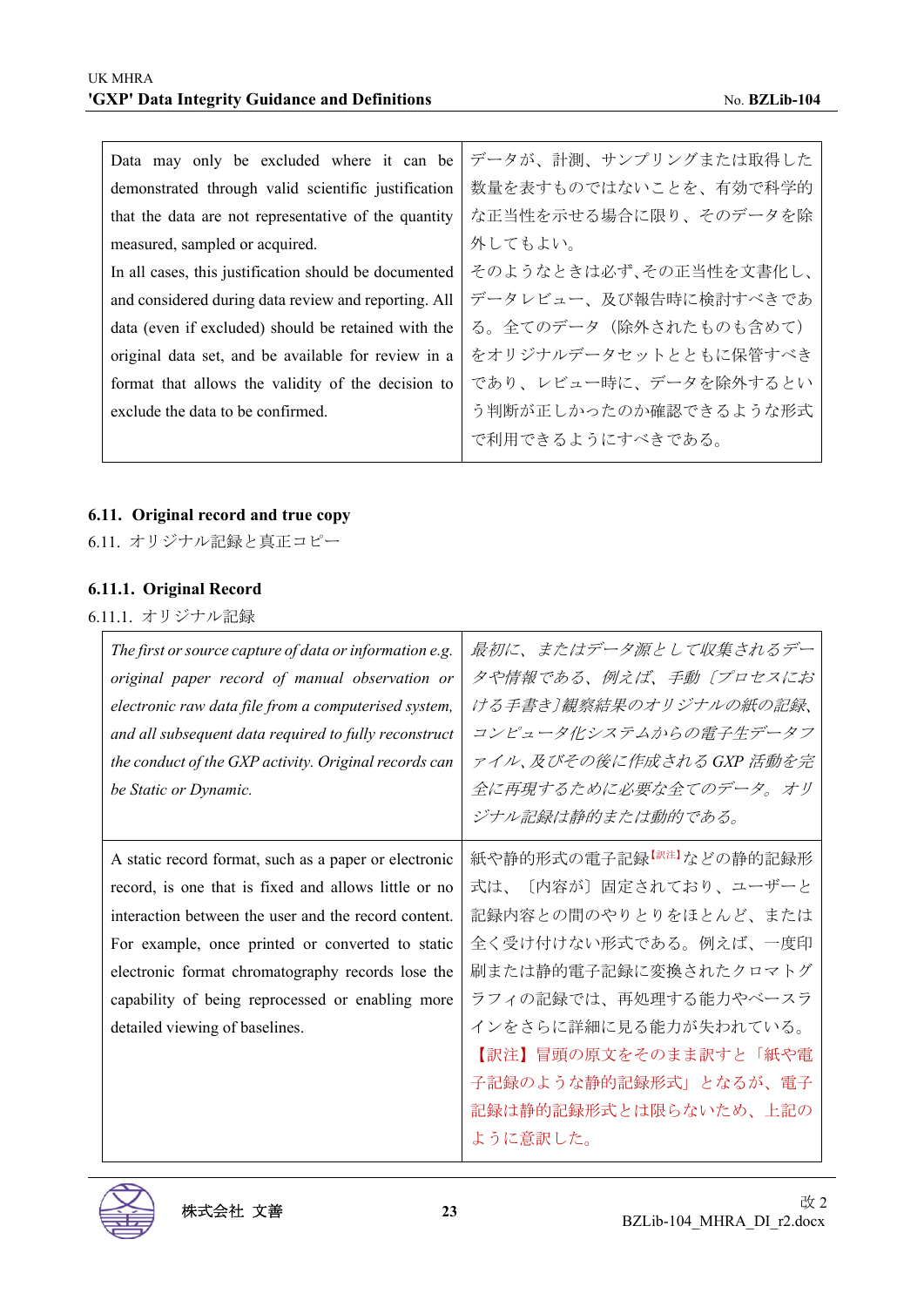| | |
|---|---|
| Data may only be excluded where it can be demonstrated through valid scientific justification that the data are not representative of the quantity measured, sampled or acquired.<br>In all cases, this justification should be documented and considered during data review and reporting. All data (even if excluded) should be retained with the original data set, and be available for review in a format that allows the validity of the decision to exclude the data to be confirmed. | データが、計測、サンプリングまたは取得した数量を表すものではないことを、有効で科学的な正当性を示せる場合に限り、そのデータを除外してもよい。<br>そのようなときは必ず、その正当性を文書化し、データレビュー、及び報告時に検討すべきである。全てのデータ（除外されたものも含めて）をオリジナルデータセットとともに保管すべきであり、レビュー時に、データを除外するという判断が正しかったのか確認できるような形式で利用できるようにすべきである。 |

### 6.11. Original record and true copy

6.11. オリジナル記録と真正コピー

#### 6.11.1. Original Record

6.11.1. オリジナル記録

| | |
|---|---|
| *The first or source capture of data or information e.g. original paper record of manual observation or electronic raw data file from a computerised system, and all subsequent data required to fully reconstruct the conduct of the GXP activity. Original records can be Static or Dynamic.* | *最初に、またはデータ源として収集されるデータや情報である、例えば、手動〔プロセスにおける手書き〕観察結果のオリジナルの紙の記録、コンピュータ化システムからの電子生データファイル、及びその後に作成される GXP 活動を完全に再現するために必要な全てのデータ。オリジナル記録は静的または動的である。* |
| A static record format, such as a paper or electronic record, is one that is fixed and allows little or no interaction between the user and the record content. For example, once printed or converted to static electronic format chromatography records lose the capability of being reprocessed or enabling more detailed viewing of baselines. | 紙や静的形式の電子記録[訳注]などの静的記録形式は、〔内容が〕固定されており、ユーザーと記録内容との間のやりとりをほとんど、または全く受け付けない形式である。例えば、一度印刷または静的電子記録に変換されたクロマトグラフィの記録では、再処理する能力やベースラインをさらに詳細に見る能力が失われている。<br>【訳注】冒頭の原文をそのまま訳すと「紙や電子記録のような静的記録形式」となるが、電子記録は静的記録形式とは限らないため、上記のように意訳した。 |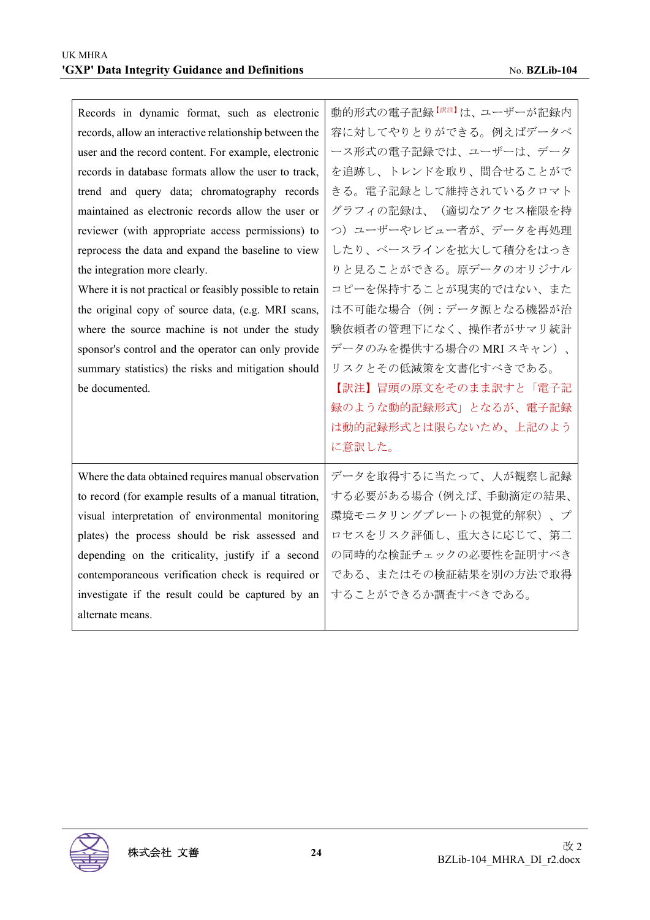| | |
|---|---|
| Records in dynamic format, such as electronic records, allow an interactive relationship between the user and the record content. For example, electronic records in database formats allow the user to track, trend and query data; chromatography records maintained as electronic records allow the user or reviewer (with appropriate access permissions) to reprocess the data and expand the baseline to view the integration more clearly.<br>Where it is not practical or feasibly possible to retain the original copy of source data, (e.g. MRI scans, where the source machine is not under the study sponsor's control and the operator can only provide summary statistics) the risks and mitigation should be documented. | 動的形式の電子記録[訳注]は、ユーザーが記録内容に対してやりとりができる。例えばデータベース形式の電子記録では、ユーザーは、データを追跡し、トレンドを取り、問合せることができる。電子記録として維持されているクロマトグラフィの記録は、（適切なアクセス権限を持つ）ユーザーやレビュー者が、データを再処理したり、ベースラインを拡大して積分をはっきりと見ることができる。原データのオリジナルコピーを保持することが現実的ではない、または不可能な場合（例：データ源となる機器が治験依頼者の管理下になく、操作者がサマリ統計データのみを提供する場合の MRI スキャン）、リスクとその低減策を文書化すべきである。<br>【訳注】冒頭の原文をそのまま訳すと「電子記録のような動的記録形式」となるが、電子記録は動的記録形式とは限らないため、上記のように意訳した。 |
| Where the data obtained requires manual observation to record (for example results of a manual titration, visual interpretation of environmental monitoring plates) the process should be risk assessed and depending on the criticality, justify if a second contemporaneous verification check is required or investigate if the result could be captured by an alternate means. | データを取得するに当たって、人が観察し記録する必要がある場合（例えば、手動滴定の結果、環境モニタリングプレートの視覚的解釈）、プロセスをリスク評価し、重大さに応じて、第二の同時的な検証チェックの必要性を証明すべきである、またはその検証結果を別の方法で取得することができるか調査すべきである。 |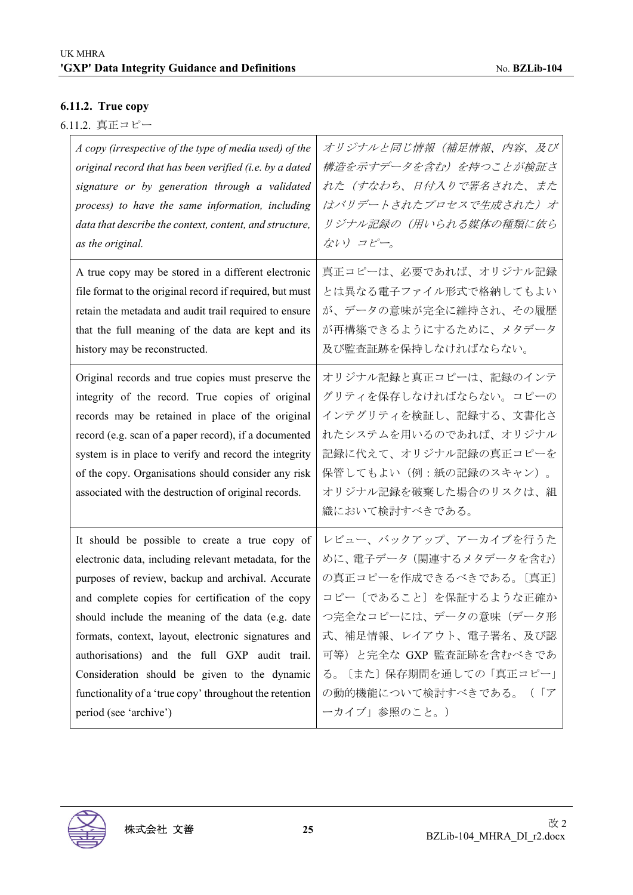### 6.11.2. True copy

6.11.2. 真正コピー

| | |
|---|---|
| *A copy (irrespective of the type of media used) of the original record that has been verified (i.e. by a dated signature or by generation through a validated process) to have the same information, including data that describe the context, content, and structure, as the original.* | *オリジナルと同じ情報（補足情報、内容、及び構造を示すデータを含む）を持つことが検証された（すなわち、日付入りで署名された、またはバリデートされたプロセスで生成された）オリジナル記録の（用いられる媒体の種類に依らない）コピー。* |
| A true copy may be stored in a different electronic file format to the original record if required, but must retain the metadata and audit trail required to ensure that the full meaning of the data are kept and its history may be reconstructed. | 真正コピーは、必要であれば、オリジナル記録とは異なる電子ファイル形式で格納してもよいが、データの意味が完全に維持され、その履歴が再構築できるようにするために、メタデータ及び監査証跡を保持しなければならない。 |
| Original records and true copies must preserve the integrity of the record. True copies of original records may be retained in place of the original record (e.g. scan of a paper record), if a documented system is in place to verify and record the integrity of the copy. Organisations should consider any risk associated with the destruction of original records. | オリジナル記録と真正コピーは、記録のインテグリティを保存しなければならない。コピーのインテグリティを検証し、記録する、文書化されたシステムを用いるのであれば、オリジナル記録に代えて、オリジナル記録の真正コピーを保管してもよい（例：紙の記録のスキャン）。オリジナル記録を破棄した場合のリスクは、組織において検討すべきである。 |
| It should be possible to create a true copy of electronic data, including relevant metadata, for the purposes of review, backup and archival. Accurate and complete copies for certification of the copy should include the meaning of the data (e.g. date formats, context, layout, electronic signatures and authorisations) and the full GXP audit trail. Consideration should be given to the dynamic functionality of a 'true copy' throughout the retention period (see 'archive') | レビュー、バックアップ、アーカイブを行うために、電子データ（関連するメタデータを含む）の真正コピーを作成できるべきである。〔真正〕コピー〔であること〕を保証するような正確かつ完全なコピーには、データの意味（データ形式、補足情報、レイアウト、電子署名、及び認可等）と完全な GXP 監査証跡を含むべきである。〔また〕保存期間を通しての「真正コピー」の動的機能について検討すべきである。（「アーカイブ」参照のこと。） |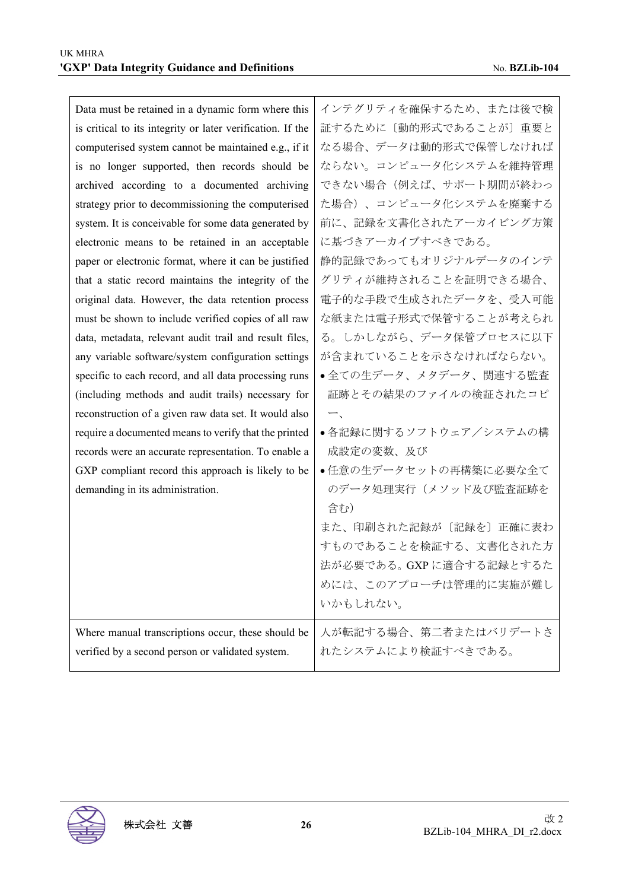| | |
|---|---|
| Data must be retained in a dynamic form where this is critical to its integrity or later verification. If the computerised system cannot be maintained e.g., if it is no longer supported, then records should be archived according to a documented archiving strategy prior to decommissioning the computerised system. It is conceivable for some data generated by electronic means to be retained in an acceptable paper or electronic format, where it can be justified that a static record maintains the integrity of the original data. However, the data retention process must be shown to include verified copies of all raw data, metadata, relevant audit trail and result files, any variable software/system configuration settings specific to each record, and all data processing runs (including methods and audit trails) necessary for reconstruction of a given raw data set. It would also require a documented means to verify that the printed records were an accurate representation. To enable a GXP compliant record this approach is likely to be demanding in its administration. | インテグリティを確保するため、または後で検証するために〔動的形式であることが〕重要となる場合、データは動的形式で保管しなければならない。コンピュータ化システムを維持管理できない場合（例えば、サポート期間が終わった場合）、コンピュータ化システムを廃棄する前に、記録を文書化されたアーカイビング方策に基づきアーカイブすべきである。<br>静的記録であってもオリジナルデータのインテグリティが維持されることを証明できる場合、電子的な手段で生成されたデータを、受入可能な紙または電子形式で保管することが考えられる。しかしながら、データ保管プロセスに以下が含まれていることを示さなければならない。<br>• 全ての生データ、メタデータ、関連する監査証跡とその結果のファイルの検証されたコピー、<br>• 各記録に関するソフトウェア／システムの構成設定の変数、及び<br>• 任意の生データセットの再構築に必要な全てのデータ処理実行（メソッド及び監査証跡を含む）<br>また、印刷された記録が〔記録を〕正確に表わすものであることを検証する、文書化された方法が必要である。GXP に適合する記録とするためには、このアプローチは管理的に実施が難しいかもしれない。 |
| Where manual transcriptions occur, these should be verified by a second person or validated system. | 人が転記する場合、第二者またはバリデートされたシステムにより検証すべきである。 |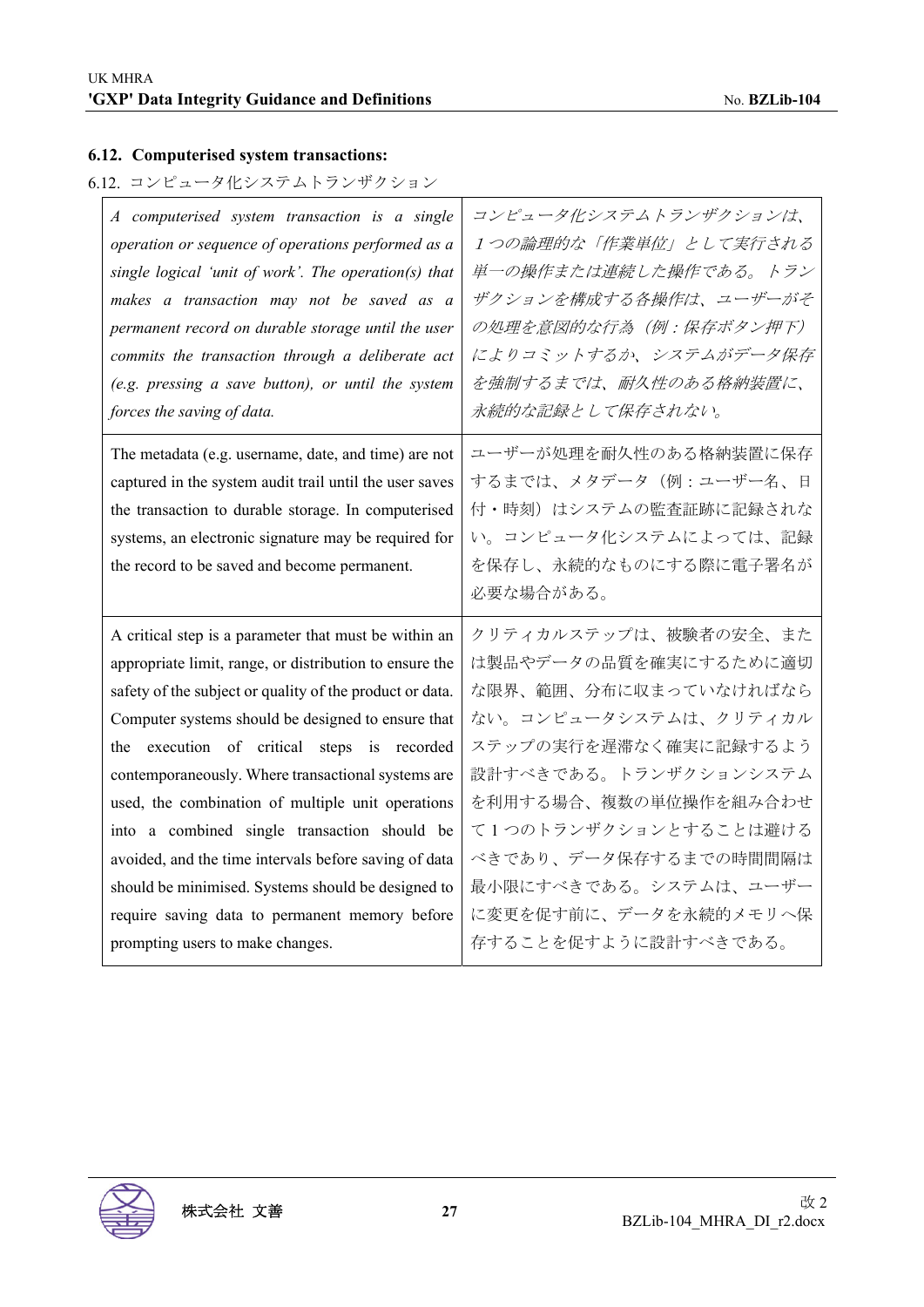### 6.12. Computerised system transactions:

6.12. コンピュータ化システムトランザクション

| | |
|---|---|
| *A computerised system transaction is a single operation or sequence of operations performed as a single logical 'unit of work'. The operation(s) that makes a transaction may not be saved as a permanent record on durable storage until the user commits the transaction through a deliberate act (e.g. pressing a save button), or until the system forces the saving of data.* | *コンピュータ化システムトランザクションは、１つの論理的な「作業単位」として実行される単一の操作または連続した操作である。トランザクションを構成する各操作は、ユーザーがその処理を意図的な行為（例：保存ボタン押下）によりコミットするか、システムがデータ保存を強制するまでは、耐久性のある格納装置に、永続的な記録として保存されない。* |
| The metadata (e.g. username, date, and time) are not captured in the system audit trail until the user saves the transaction to durable storage. In computerised systems, an electronic signature may be required for the record to be saved and become permanent. | ユーザーが処理を耐久性のある格納装置に保存するまでは、メタデータ（例：ユーザー名、日付・時刻）はシステムの監査証跡に記録されない。コンピュータ化システムによっては、記録を保存し、永続的なものにする際に電子署名が必要な場合がある。 |
| A critical step is a parameter that must be within an appropriate limit, range, or distribution to ensure the safety of the subject or quality of the product or data. Computer systems should be designed to ensure that the execution of critical steps is recorded contemporaneously. Where transactional systems are used, the combination of multiple unit operations into a combined single transaction should be avoided, and the time intervals before saving of data should be minimised. Systems should be designed to require saving data to permanent memory before prompting users to make changes. | クリティカルステップは、被験者の安全、または製品やデータの品質を確実にするために適切な限界、範囲、分布に収まっていなければならない。コンピュータシステムは、クリティカルステップの実行を遅滞なく確実に記録するよう設計すべきである。トランザクションシステムを利用する場合、複数の単位操作を組み合わせて１つのトランザクションとすることは避けるべきであり、データ保存するまでの時間間隔は最小限にすべきである。システムは、ユーザーに変更を促す前に、データを永続的メモリへ保存することを促すように設計すべきである。 |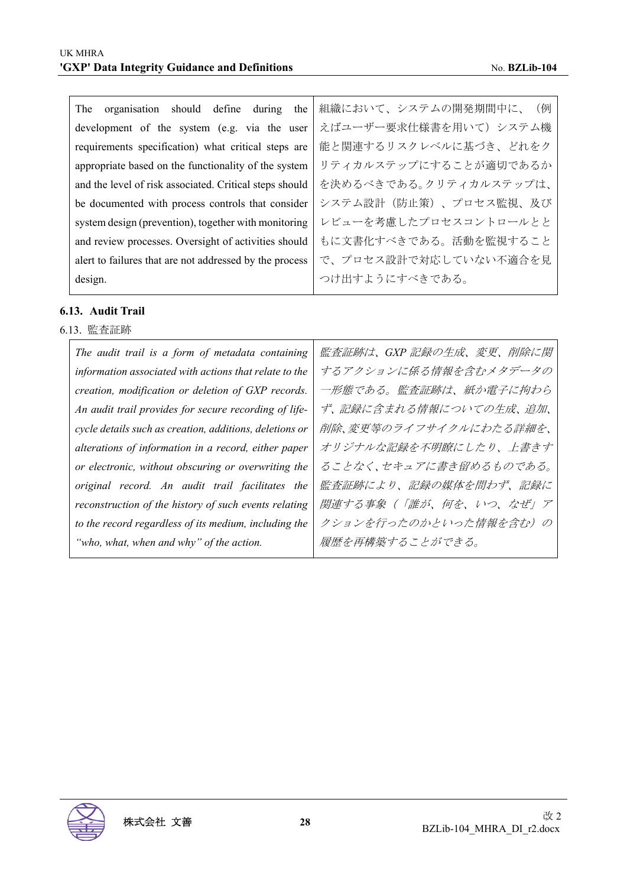| | |
|---|---|
| The organisation should define during the development of the system (e.g. via the user requirements specification) what critical steps are appropriate based on the functionality of the system and the level of risk associated. Critical steps should be documented with process controls that consider system design (prevention), together with monitoring and review processes. Oversight of activities should alert to failures that are not addressed by the process design. | 組織において、システムの開発期間中に、（例えばユーザー要求仕様書を用いて）システム機能と関連するリスクレベルに基づき、どれをクリティカルステップにすることが適切であるかを決めるべきである。クリティカルステップは、システム設計（防止策）、プロセス監視、及びレビューを考慮したプロセスコントロールとともに文書化すべきである。活動を監視することで、プロセス設計で対応していない不適合を見つけ出すようにすべきである。 |

### 6.13. Audit Trail

6.13. 監査証跡

| | |
|---|---|
| *The audit trail is a form of metadata containing information associated with actions that relate to the creation, modification or deletion of GXP records. An audit trail provides for secure recording of life-cycle details such as creation, additions, deletions or alterations of information in a record, either paper or electronic, without obscuring or overwriting the original record. An audit trail facilitates the reconstruction of the history of such events relating to the record regardless of its medium, including the "who, what, when and why" of the action.* | *監査証跡は、GXP 記録の生成、変更、削除に関するアクションに係る情報を含むメタデータの一形態である。監査証跡は、紙か電子に拘わらず、記録に含まれる情報についての生成、追加、削除、変更等のライフサイクルにわたる詳細を、オリジナルな記録を不明瞭にしたり、上書きすることなく、セキュアに書き留めるものである。監査証跡により、記録の媒体を問わず、記録に関連する事象（「誰が、何を、いつ、なぜ」アクションを行ったのかといった情報を含む）の履歴を再構築することができる。* |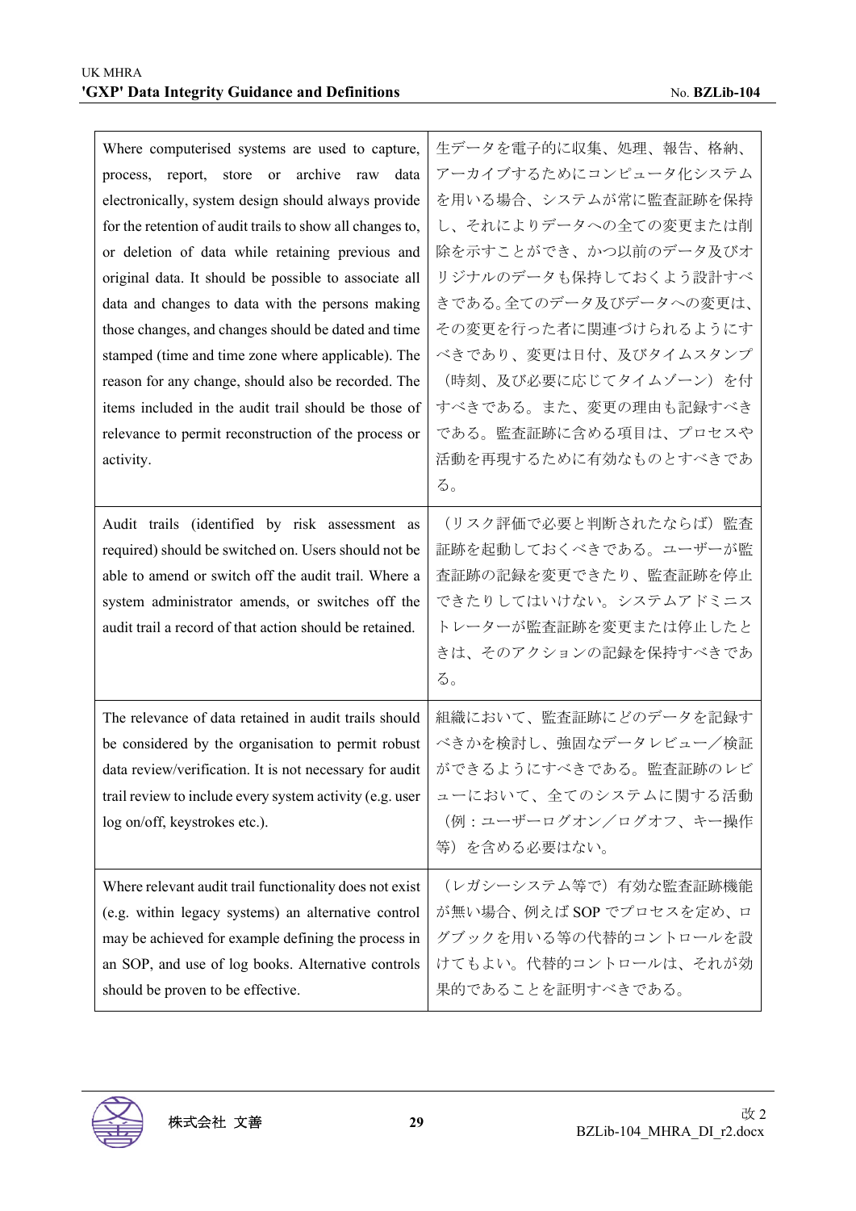| Where computerised systems are used to capture, process, report, store or archive raw data electronically, system design should always provide for the retention of audit trails to show all changes to, or deletion of data while retaining previous and original data. It should be possible to associate all data and changes to data with the persons making those changes, and changes should be dated and time stamped (time and time zone where applicable). The reason for any change, should also be recorded. The items included in the audit trail should be those of relevance to permit reconstruction of the process or activity. | 生データを電子的に収集、処理、報告、格納、アーカイブするためにコンピュータ化システムを用いる場合、システムが常に監査証跡を保持し、それによりデータへの全ての変更または削除を示すことができ、かつ以前のデータ及びオリジナルのデータも保持しておくよう設計すべきである。全てのデータ及びデータへの変更は、その変更を行った者に関連づけられるようにすべきであり、変更は日付、及びタイムスタンプ（時刻、及び必要に応じてタイムゾーン）を付すべきである。また、変更の理由も記録すべきである。監査証跡に含める項目は、プロセスや活動を再現するために有効なものとすべきである。 |
|---|---|
| Audit trails (identified by risk assessment as required) should be switched on. Users should not be able to amend or switch off the audit trail. Where a system administrator amends, or switches off the audit trail a record of that action should be retained. | （リスク評価で必要と判断されたならば）監査証跡を起動しておくべきである。ユーザーが監査証跡の記録を変更できたり、監査証跡を停止できたりしてはいけない。システムアドミニストレーターが監査証跡を変更または停止したときは、そのアクションの記録を保持すべきである。 |
| The relevance of data retained in audit trails should be considered by the organisation to permit robust data review/verification. It is not necessary for audit trail review to include every system activity (e.g. user log on/off, keystrokes etc.). | 組織において、監査証跡にどのデータを記録すべきかを検討し、強固なデータレビュー／検証ができるようにすべきである。監査証跡のレビューにおいて、全てのシステムに関する活動（例：ユーザーログオン／ログオフ、キー操作等）を含める必要はない。 |
| Where relevant audit trail functionality does not exist (e.g. within legacy systems) an alternative control may be achieved for example defining the process in an SOP, and use of log books. Alternative controls should be proven to be effective. | （レガシーシステム等で）有効な監査証跡機能が無い場合、例えば SOP でプロセスを定め、ログブックを用いる等の代替的コントロールを設けてもよい。代替的コントロールは、それが効果的であることを証明すべきである。 |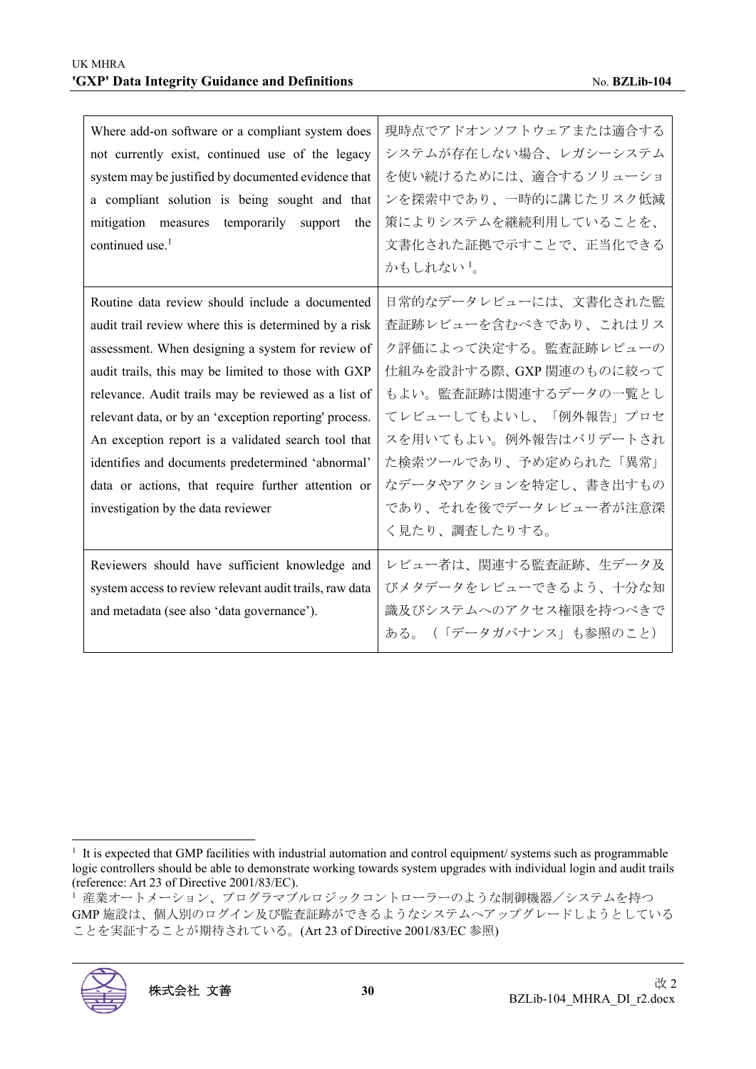| | |
|---|---|
| Where add-on software or a compliant system does not currently exist, continued use of the legacy system may be justified by documented evidence that a compliant solution is being sought and that mitigation measures temporarily support the continued use.[1] | 現時点でアドオンソフトウェアまたは適合するシステムが存在しない場合、レガシーシステムを使い続けるためには、適合するソリューションを探索中であり、一時的に講じたリスク低減策によりシステムを継続利用していることを、文書化された証拠で示すことで、正当化できるかもしれない[1]。 |
| Routine data review should include a documented audit trail review where this is determined by a risk assessment. When designing a system for review of audit trails, this may be limited to those with GXP relevance. Audit trails may be reviewed as a list of relevant data, or by an 'exception reporting' process. An exception report is a validated search tool that identifies and documents predetermined 'abnormal' data or actions, that require further attention or investigation by the data reviewer | 日常的なデータレビューには、文書化された監査証跡レビューを含むべきであり、これはリスク評価によって決定する。監査証跡レビューの仕組みを設計する際、GXP 関連のものに絞ってもよい。監査証跡は関連するデータの一覧としてレビューしてもよいし、「例外報告」プロセスを用いてもよい。例外報告はバリデートされた検索ツールであり、予め定められた「異常」なデータやアクションを特定し、書き出すものであり、それを後でデータレビュー者が注意深く見たり、調査したりする。 |
| Reviewers should have sufficient knowledge and system access to review relevant audit trails, raw data and metadata (see also 'data governance'). | レビュー者は、関連する監査証跡、生データ及びメタデータをレビューできるよう、十分な知識及びシステムへのアクセス権限を持つべきである。（「データガバナンス」も参照のこと） |

[1] It is expected that GMP facilities with industrial automation and control equipment/ systems such as programmable logic controllers should be able to demonstrate working towards system upgrades with individual login and audit trails (reference: Art 23 of Directive 2001/83/EC).

[1] 産業オートメーション、プログラマブルロジックコントローラーのような制御機器／システムを持つ GMP 施設は、個人別のログイン及び監査証跡ができるようなシステムへアップグレードしようとしていることを実証することが期待されている。(Art 23 of Directive 2001/83/EC 参照)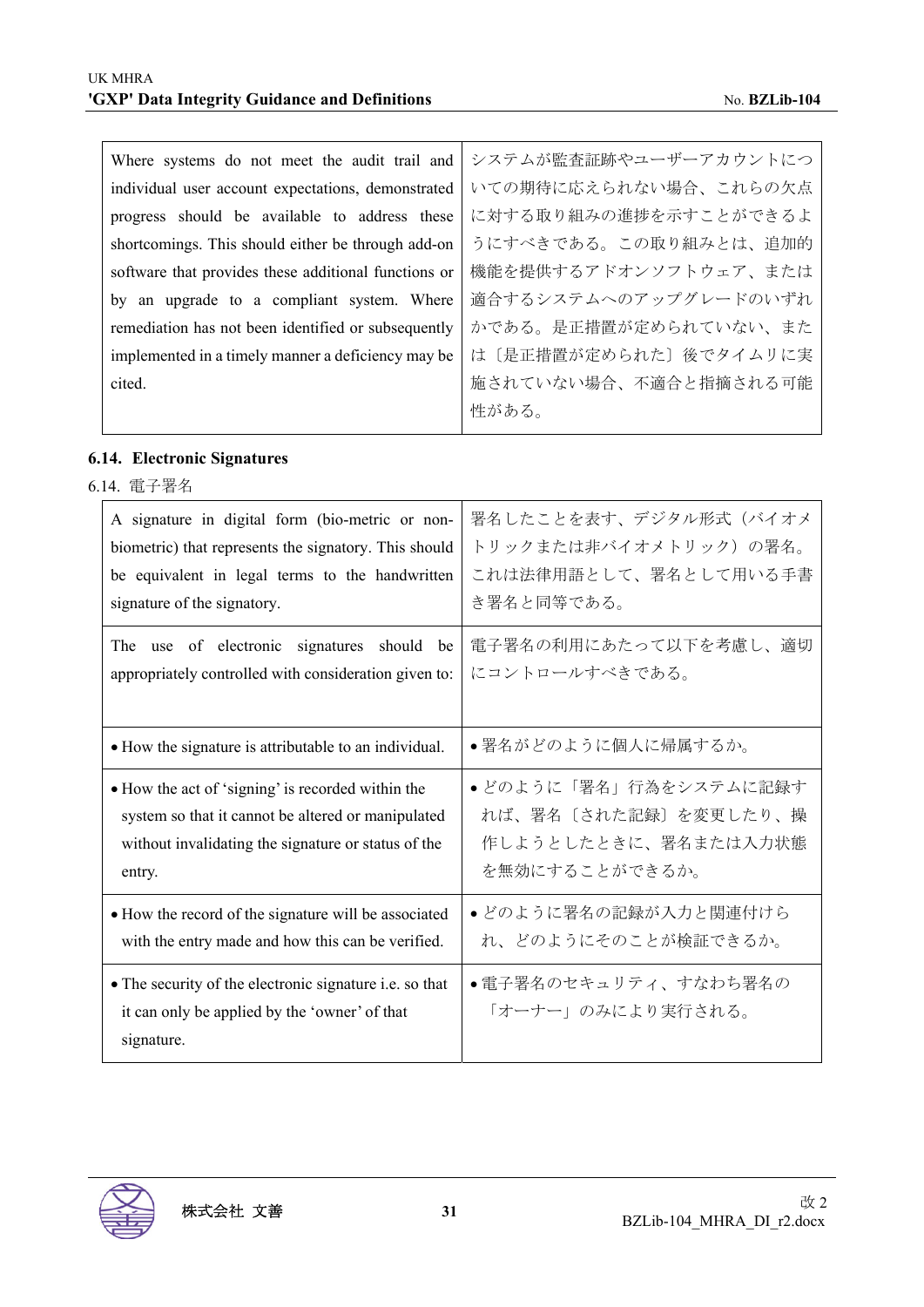| Where systems do not meet the audit trail and individual user account expectations, demonstrated progress should be available to address these shortcomings. This should either be through add-on software that provides these additional functions or by an upgrade to a compliant system. Where remediation has not been identified or subsequently implemented in a timely manner a deficiency may be cited. | システムが監査証跡やユーザーアカウントについての期待に応えられない場合、これらの欠点に対する取り組みの進捗を示すことができるようにすべきである。この取り組みとは、追加的機能を提供するアドオンソフトウェア、または適合するシステムへのアップグレードのいずれかである。是正措置が定められていない、または〔是正措置が定められた〕後でタイムリに実施されていない場合、不適合と指摘される可能性がある。 |
|---|---|

### 6.14. Electronic Signatures

6.14. 電子署名

| A signature in digital form (bio-metric or non-biometric) that represents the signatory. This should be equivalent in legal terms to the handwritten signature of the signatory. | 署名したことを表す、デジタル形式（バイオメトリックまたは非バイオメトリック）の署名。これは法律用語として、署名として用いる手書き署名と同等である。 |
|---|---|
| The use of electronic signatures should be appropriately controlled with consideration given to: | 電子署名の利用にあたって以下を考慮し、適切にコントロールすべきである。 |
| • How the signature is attributable to an individual. | • 署名がどのように個人に帰属するか。 |
| • How the act of 'signing' is recorded within the system so that it cannot be altered or manipulated without invalidating the signature or status of the entry. | • どのように「署名」行為をシステムに記録すれば、署名〔された記録〕を変更したり、操作しようとしたときに、署名または入力状態を無効にすることができるか。 |
| • How the record of the signature will be associated with the entry made and how this can be verified. | • どのように署名の記録が入力と関連付けられ、どのようにそのことが検証できるか。 |
| • The security of the electronic signature i.e. so that it can only be applied by the 'owner' of that signature. | • 電子署名のセキュリティ、すなわち署名の「オーナー」のみにより実行される。 |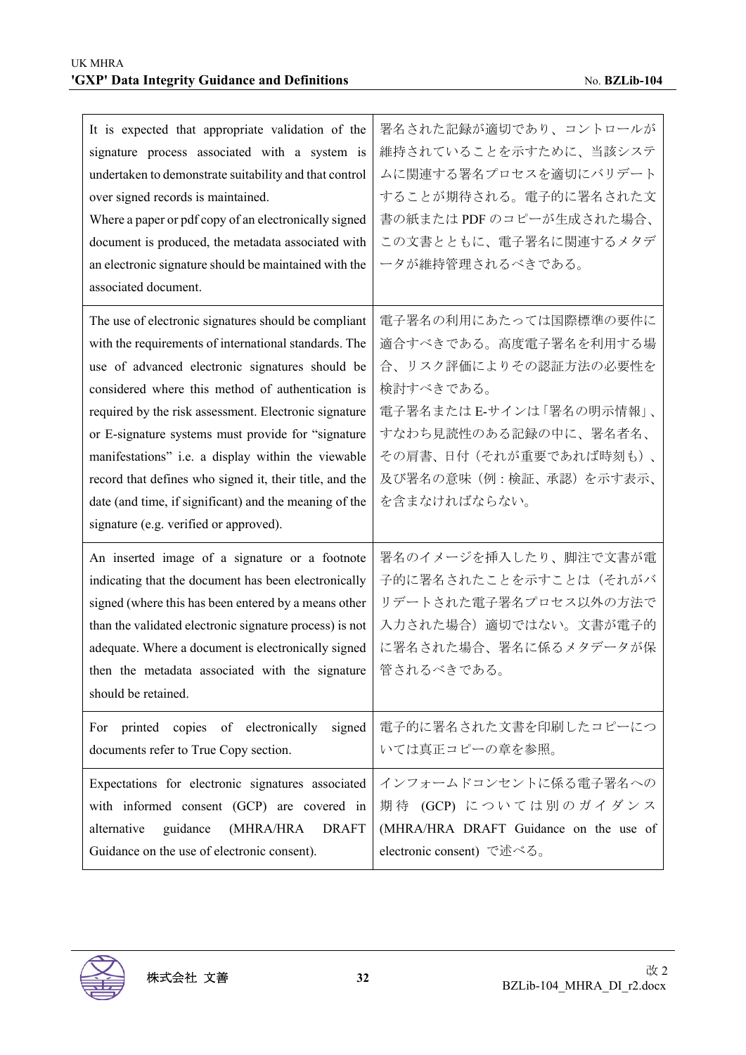| | |
|---|---|
| It is expected that appropriate validation of the signature process associated with a system is undertaken to demonstrate suitability and that control over signed records is maintained.<br>Where a paper or pdf copy of an electronically signed document is produced, the metadata associated with an electronic signature should be maintained with the associated document. | 署名された記録が適切であり、コントロールが維持されていることを示すために、当該システムに関連する署名プロセスを適切にバリデートすることが期待される。電子的に署名された文書の紙または PDF のコピーが生成された場合、この文書とともに、電子署名に関連するメタデータが維持管理されるべきである。 |
| The use of electronic signatures should be compliant with the requirements of international standards. The use of advanced electronic signatures should be considered where this method of authentication is required by the risk assessment. Electronic signature or E-signature systems must provide for "signature manifestations" i.e. a display within the viewable record that defines who signed it, their title, and the date (and time, if significant) and the meaning of the signature (e.g. verified or approved). | 電子署名の利用にあたっては国際標準の要件に適合すべきである。高度電子署名を利用する場合、リスク評価によりその認証方法の必要性を検討すべきである。<br>電子署名または E-サインは「署名の明示情報」、すなわち見読性のある記録の中に、署名者名、その肩書、日付（それが重要であれば時刻も）、及び署名の意味（例：検証、承認）を示す表示、を含まなければならない。 |
| An inserted image of a signature or a footnote indicating that the document has been electronically signed (where this has been entered by a means other than the validated electronic signature process) is not adequate. Where a document is electronically signed then the metadata associated with the signature should be retained. | 署名のイメージを挿入したり、脚注で文書が電子的に署名されたことを示すことは（それがバリデートされた電子署名プロセス以外の方法で入力された場合）適切ではない。文書が電子的に署名された場合、署名に係るメタデータが保管されるべきである。 |
| For printed copies of electronically signed documents refer to True Copy section. | 電子的に署名された文書を印刷したコピーについては真正コピーの章を参照。 |
| Expectations for electronic signatures associated with informed consent (GCP) are covered in alternative guidance (MHRA/HRA DRAFT Guidance on the use of electronic consent). | インフォームドコンセントに係る電子署名への期待 (GCP) については別のガイダンス (MHRA/HRA DRAFT Guidance on the use of electronic consent) で述べる。 |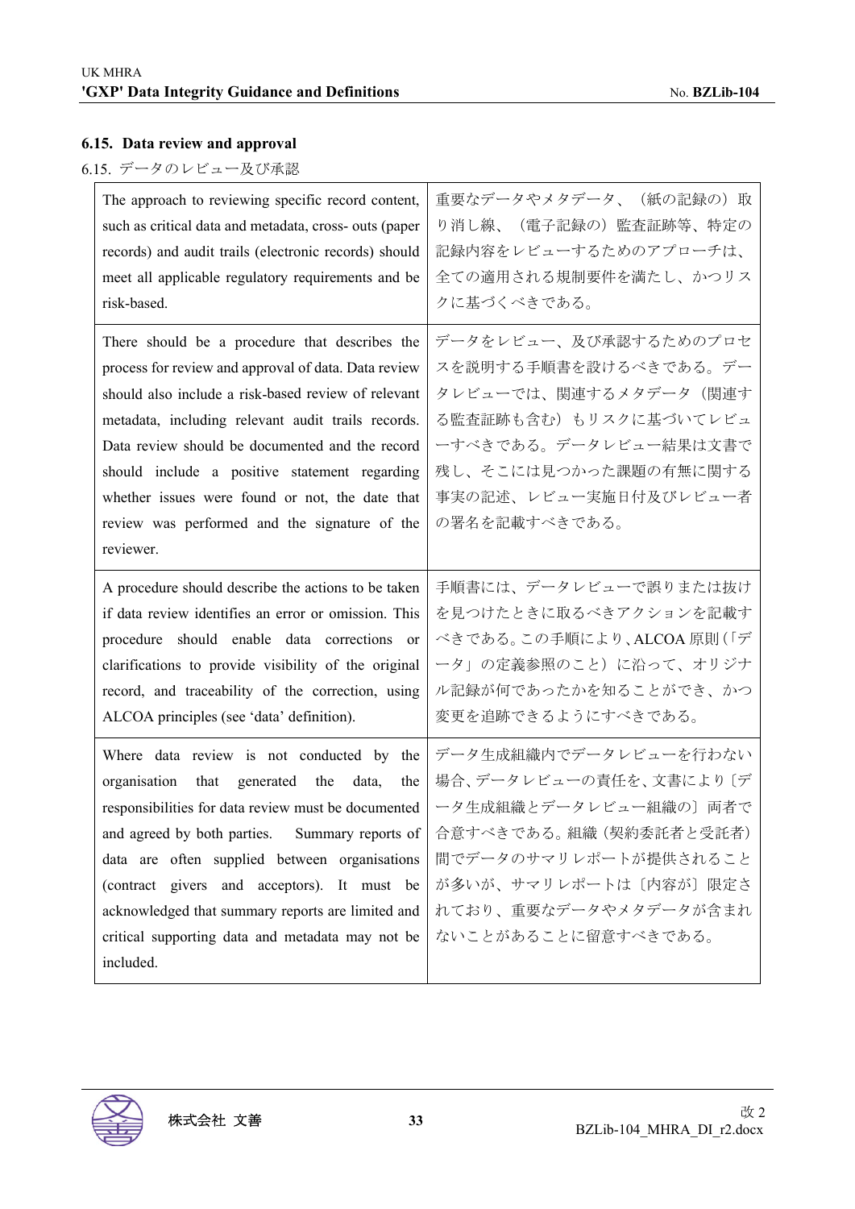## 6.15. Data review and approval

6.15. データのレビュー及び承認

| | |
|---|---|
| The approach to reviewing specific record content, such as critical data and metadata, cross- outs (paper records) and audit trails (electronic records) should meet all applicable regulatory requirements and be risk-based. | 重要なデータやメタデータ、（紙の記録の）取り消し線、（電子記録の）監査証跡等、特定の記録内容をレビューするためのアプローチは、全ての適用される規制要件を満たし、かつリスクに基づくべきである。 |
| There should be a procedure that describes the process for review and approval of data. Data review should also include a risk-based review of relevant metadata, including relevant audit trails records. Data review should be documented and the record should include a positive statement regarding whether issues were found or not, the date that review was performed and the signature of the reviewer. | データをレビュー、及び承認するためのプロセスを説明する手順書を設けるべきである。データレビューでは、関連するメタデータ（関連する監査証跡も含む）もリスクに基づいてレビューすべきである。データレビュー結果は文書で残し、そこには見つかった課題の有無に関する事実の記述、レビュー実施日付及びレビュー者の署名を記載すべきである。 |
| A procedure should describe the actions to be taken if data review identifies an error or omission. This procedure should enable data corrections or clarifications to provide visibility of the original record, and traceability of the correction, using ALCOA principles (see 'data' definition). | 手順書には、データレビューで誤りまたは抜けを見つけたときに取るべきアクションを記載すべきである。この手順により、ALCOA 原則（「データ」の定義参照のこと）に沿って、オリジナル記録が何であったかを知ることができ、かつ変更を追跡できるようにすべきである。 |
| Where data review is not conducted by the organisation that generated the data, the responsibilities for data review must be documented and agreed by both parties. Summary reports of data are often supplied between organisations (contract givers and acceptors). It must be acknowledged that summary reports are limited and critical supporting data and metadata may not be included. | データ生成組織内でデータレビューを行わない場合、データレビューの責任を、文書により〔データ生成組織とデータレビュー組織の〕両者で合意すべきである。組織（契約委託者と受託者）間でデータのサマリレポートが提供されることが多いが、サマリレポートは〔内容が〕限定されており、重要なデータやメタデータが含まれないことがあることに留意すべきである。 |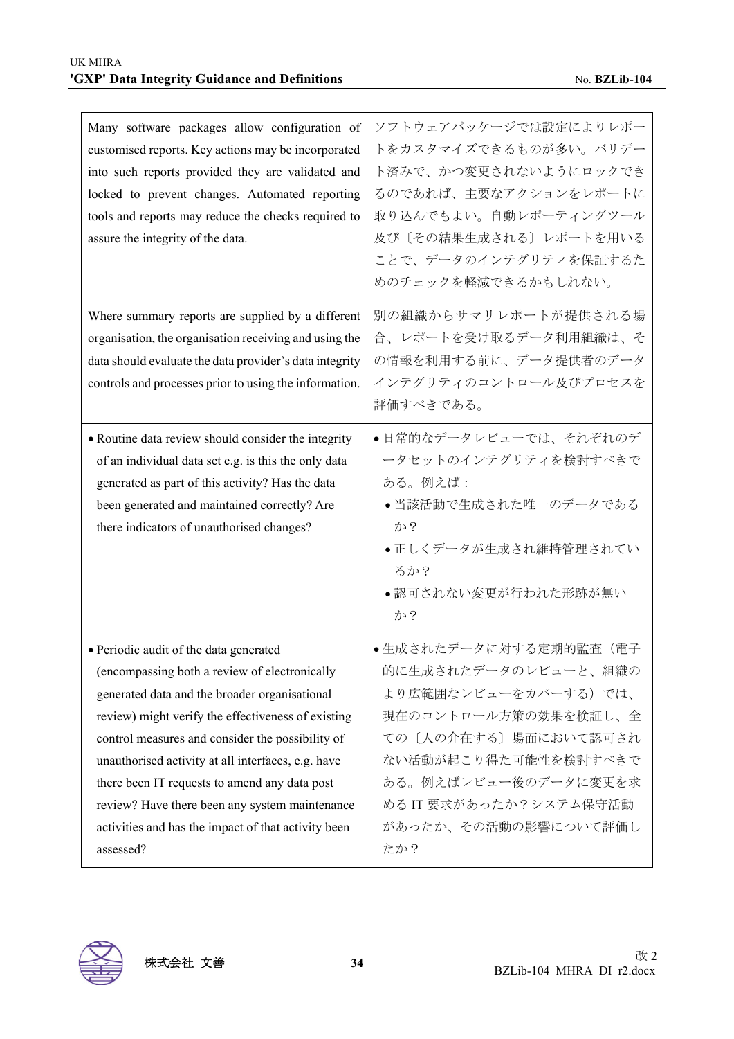| Many software packages allow configuration of customised reports. Key actions may be incorporated into such reports provided they are validated and locked to prevent changes. Automated reporting tools and reports may reduce the checks required to assure the integrity of the data. | ソフトウェアパッケージでは設定によりレポートをカスタマイズできるものが多い。バリデート済みで、かつ変更されないようにロックできるのであれば、主要なアクションをレポートに取り込んでもよい。自動レポーティングツール及び〔その結果生成される〕レポートを用いることで、データのインテグリティを保証するためのチェックを軽減できるかもしれない。 |
|---|---|
| Where summary reports are supplied by a different organisation, the organisation receiving and using the data should evaluate the data provider's data integrity controls and processes prior to using the information. | 別の組織からサマリレポートが提供される場合、レポートを受け取るデータ利用組織は、その情報を利用する前に、データ提供者のデータインテグリティのコントロール及びプロセスを評価すべきである。 |
| • Routine data review should consider the integrity of an individual data set e.g. is this the only data generated as part of this activity? Has the data been generated and maintained correctly? Are there indicators of unauthorised changes? | • 日常的なデータレビューでは、それぞれのデータセットのインテグリティを検討すべきである。例えば：<br>• 当該活動で生成された唯一のデータであるか？<br>• 正しくデータが生成され維持管理されているか？<br>• 認可されない変更が行われた形跡が無いか？ |
| • Periodic audit of the data generated (encompassing both a review of electronically generated data and the broader organisational review) might verify the effectiveness of existing control measures and consider the possibility of unauthorised activity at all interfaces, e.g. have there been IT requests to amend any data post review? Have there been any system maintenance activities and has the impact of that activity been assessed? | • 生成されたデータに対する定期的監査（電子的に生成されたデータのレビューと、組織のより広範囲なレビューをカバーする）では、現在のコントロール方策の効果を検証し、全ての〔人の介在する〕場面において認可されない活動が起こり得た可能性を検討すべきである。例えばレビュー後のデータに変更を求める IT 要求があったか？システム保守活動があったか、その活動の影響について評価したか？ |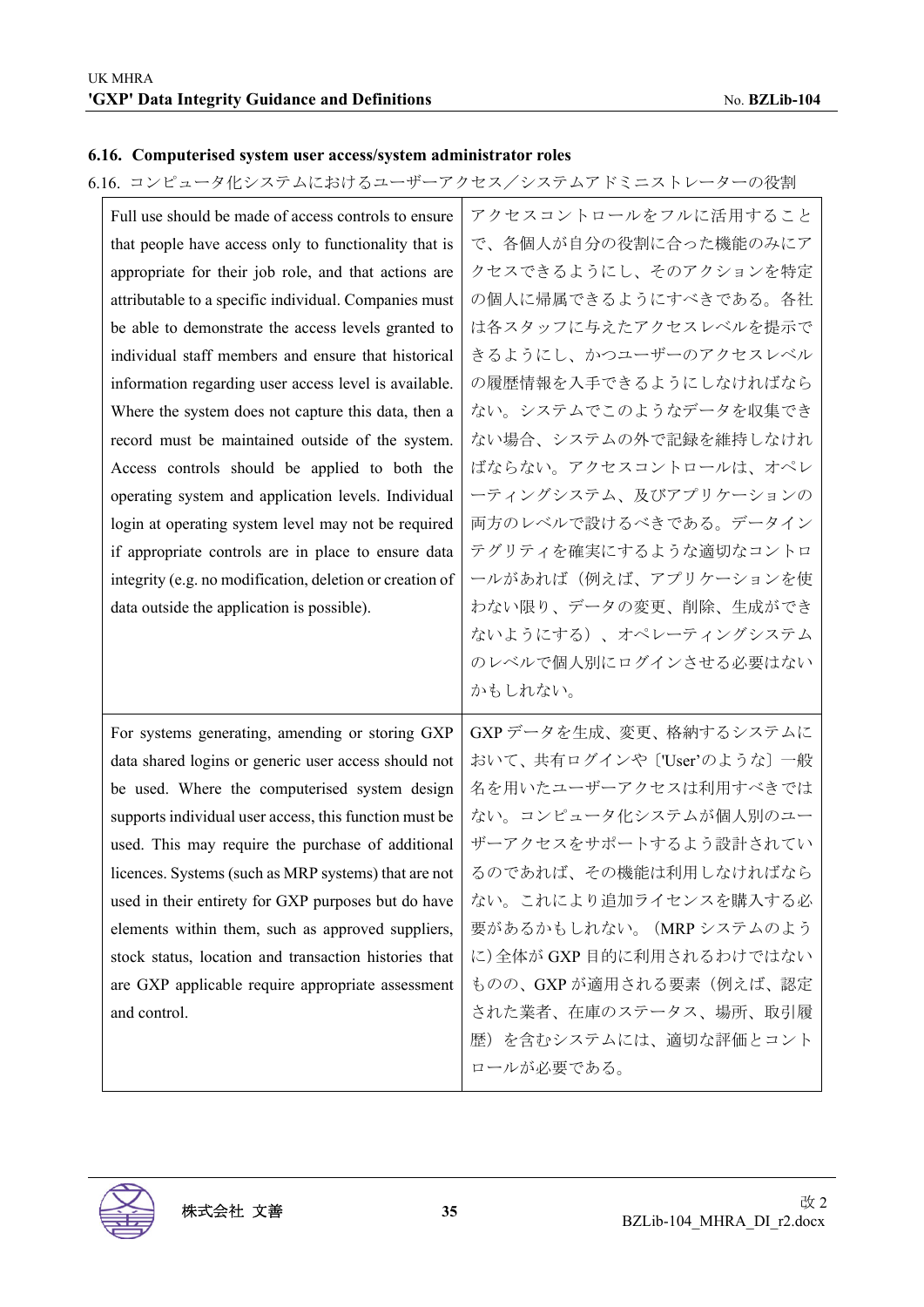### 6.16. Computerised system user access/system administrator roles

6.16. コンピュータ化システムにおけるユーザーアクセス／システムアドミニストレーターの役割

| | |
|---|---|
| Full use should be made of access controls to ensure that people have access only to functionality that is appropriate for their job role, and that actions are attributable to a specific individual. Companies must be able to demonstrate the access levels granted to individual staff members and ensure that historical information regarding user access level is available. Where the system does not capture this data, then a record must be maintained outside of the system. Access controls should be applied to both the operating system and application levels. Individual login at operating system level may not be required if appropriate controls are in place to ensure data integrity (e.g. no modification, deletion or creation of data outside the application is possible). | アクセスコントロールをフルに活用することで、各個人が自分の役割に合った機能のみにアクセスできるようにし、そのアクションを特定の個人に帰属できるようにすべきである。各社は各スタッフに与えたアクセスレベルを提示できるようにし、かつユーザーのアクセスレベルの履歴情報を入手できるようにしなければならない。システムでこのようなデータを収集できない場合、システムの外で記録を維持しなければならない。アクセスコントロールは、オペレーティングシステム、及びアプリケーションの両方のレベルで設けるべきである。データインテグリティを確実にするような適切なコントロールがあれば（例えば、アプリケーションを使わない限り、データの変更、削除、生成ができないようにする）、オペレーティングシステムのレベルで個人別にログインさせる必要はないかもしれない。 |
| For systems generating, amending or storing GXP data shared logins or generic user access should not be used. Where the computerised system design supports individual user access, this function must be used. This may require the purchase of additional licences. Systems (such as MRP systems) that are not used in their entirety for GXP purposes but do have elements within them, such as approved suppliers, stock status, location and transaction histories that are GXP applicable require appropriate assessment and control. | GXP データを生成、変更、格納するシステムにおいて、共有ログインや〔'User'のような〕一般名を用いたユーザーアクセスは利用すべきではない。コンピュータ化システムが個人別のユーザーアクセスをサポートするよう設計されているのであれば、その機能は利用しなければならない。これにより追加ライセンスを購入する必要があるかもしれない。（MRP システムのように）全体が GXP 目的に利用されるわけではないものの、GXP が適用される要素（例えば、認定された業者、在庫のステータス、場所、取引履歴）を含むシステムには、適切な評価とコントロールが必要である。 |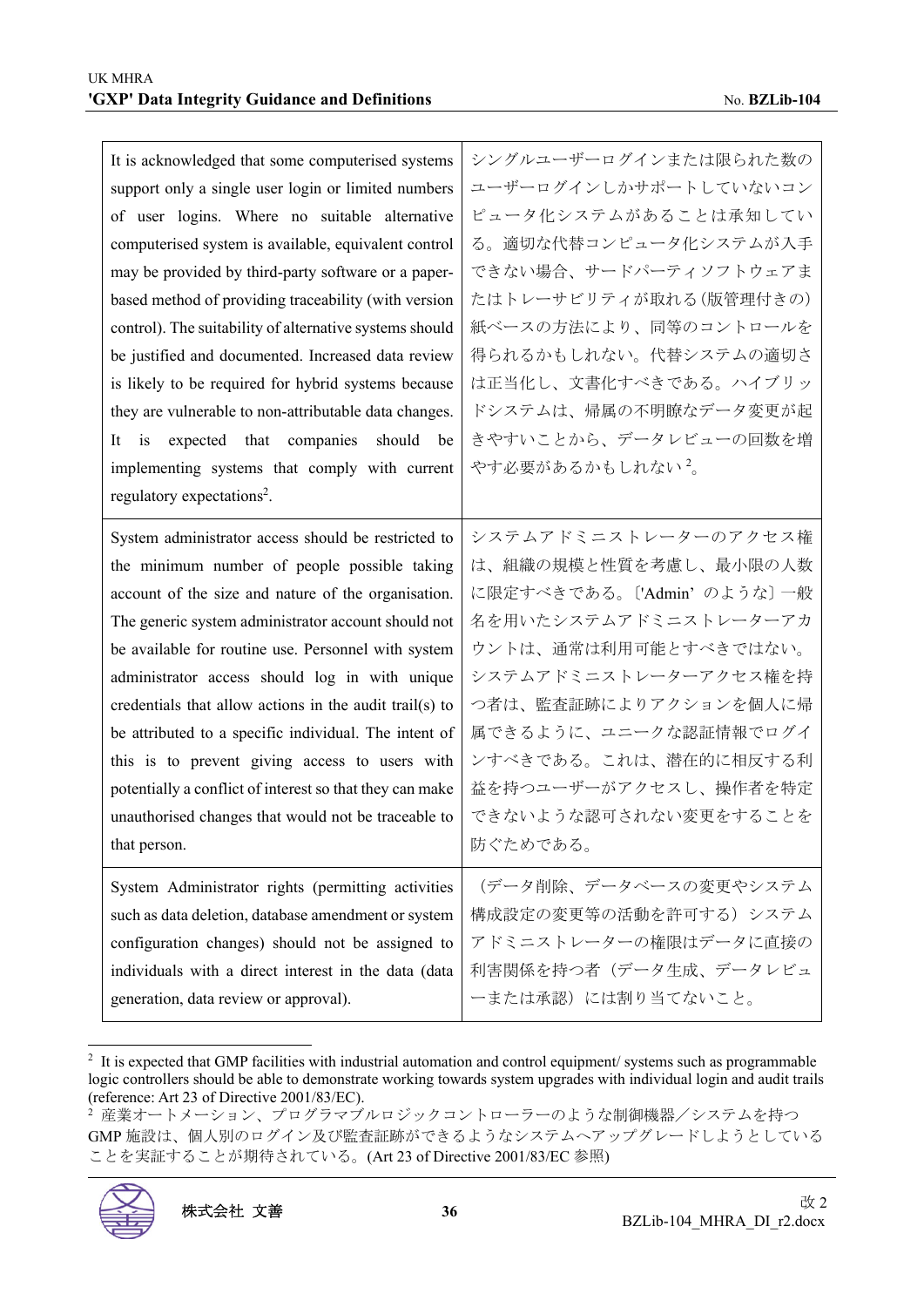| | |
|---|---|
| It is acknowledged that some computerised systems support only a single user login or limited numbers of user logins. Where no suitable alternative computerised system is available, equivalent control may be provided by third-party software or a paper-based method of providing traceability (with version control). The suitability of alternative systems should be justified and documented. Increased data review is likely to be required for hybrid systems because they are vulnerable to non-attributable data changes. It is expected that companies should be implementing systems that comply with current regulatory expectations[2]. | シングルユーザーログインまたは限られた数のユーザーログインしかサポートしていないコンピュータ化システムがあることは承知している。適切な代替コンピュータ化システムが入手できない場合、サードパーティソフトウェアまたはトレーサビリティが取れる（版管理付きの）紙ベースの方法により、同等のコントロールを得られるかもしれない。代替システムの適切さは正当化し、文書化すべきである。ハイブリッドシステムは、帰属の不明瞭なデータ変更が起きやすいことから、データレビューの回数を増やす必要があるかもしれない[2]。 |
| System administrator access should be restricted to the minimum number of people possible taking account of the size and nature of the organisation. The generic system administrator account should not be available for routine use. Personnel with system administrator access should log in with unique credentials that allow actions in the audit trail(s) to be attributed to a specific individual. The intent of this is to prevent giving access to users with potentially a conflict of interest so that they can make unauthorised changes that would not be traceable to that person. | システムアドミニストレーターのアクセス権は、組織の規模と性質を考慮し、最小限の人数に限定すべきである。〔'Admin' のような〕一般名を用いたシステムアドミニストレーターアカウントは、通常は利用可能とすべきではない。システムアドミニストレーターアクセス権を持つ者は、監査証跡によりアクションを個人に帰属できるように、ユニークな認証情報でログインすべきである。これは、潜在的に相反する利益を持つユーザーがアクセスし、操作者を特定できないような認可されない変更をすることを防ぐためである。 |
| System Administrator rights (permitting activities such as data deletion, database amendment or system configuration changes) should not be assigned to individuals with a direct interest in the data (data generation, data review or approval). | （データ削除、データベースの変更やシステム構成設定の変更等の活動を許可する）システムアドミニストレーターの権限はデータに直接の利害関係を持つ者（データ生成、データレビューまたは承認）には割り当てないこと。 |

[2] It is expected that GMP facilities with industrial automation and control equipment/ systems such as programmable logic controllers should be able to demonstrate working towards system upgrades with individual login and audit trails (reference: Art 23 of Directive 2001/83/EC).

[2] 産業オートメーション、プログラマブルロジックコントローラーのような制御機器／システムを持つ GMP 施設は、個人別のログイン及び監査証跡ができるようなシステムへアップグレードしようとしていることを実証することが期待されている。(Art 23 of Directive 2001/83/EC 参照)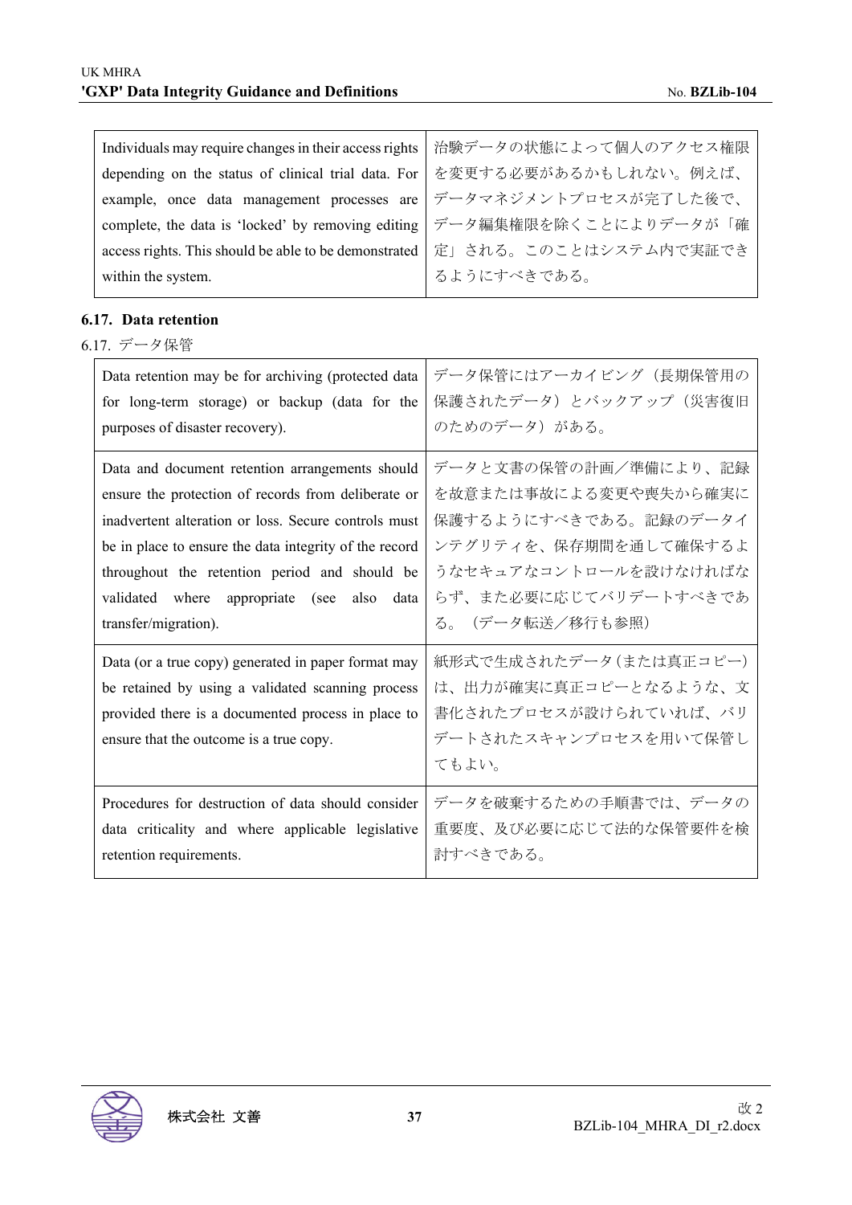| Individuals may require changes in their access rights depending on the status of clinical trial data. For example, once data management processes are complete, the data is 'locked' by removing editing access rights. This should be able to be demonstrated within the system. | 治験データの状態によって個人のアクセス権限を変更する必要があるかもしれない。例えば、データマネジメントプロセスが完了した後で、データ編集権限を除くことによりデータが「確定」される。このことはシステム内で実証できるようにすべきである。 |
|---|---|

### 6.17. Data retention

6.17. データ保管

| Data retention may be for archiving (protected data for long-term storage) or backup (data for the purposes of disaster recovery). | データ保管にはアーカイビング（長期保管用の保護されたデータ）とバックアップ（災害復旧のためのデータ）がある。 |
|---|---|
| Data and document retention arrangements should ensure the protection of records from deliberate or inadvertent alteration or loss. Secure controls must be in place to ensure the data integrity of the record throughout the retention period and should be validated where appropriate (see also data transfer/migration). | データと文書の保管の計画／準備により、記録を故意または事故による変更や喪失から確実に保護するようにすべきである。記録のデータインテグリティを、保存期間を通して確保するようなセキュアなコントロールを設けなければならず、また必要に応じてバリデートすべきである。（データ転送／移行も参照） |
| Data (or a true copy) generated in paper format may be retained by using a validated scanning process provided there is a documented process in place to ensure that the outcome is a true copy. | 紙形式で生成されたデータ（または真正コピー）は、出力が確実に真正コピーとなるような、文書化されたプロセスが設けられていれば、バリデートされたスキャンプロセスを用いて保管してもよい。 |
| Procedures for destruction of data should consider data criticality and where applicable legislative retention requirements. | データを破棄するための手順書では、データの重要度、及び必要に応じて法的な保管要件を検討すべきである。 |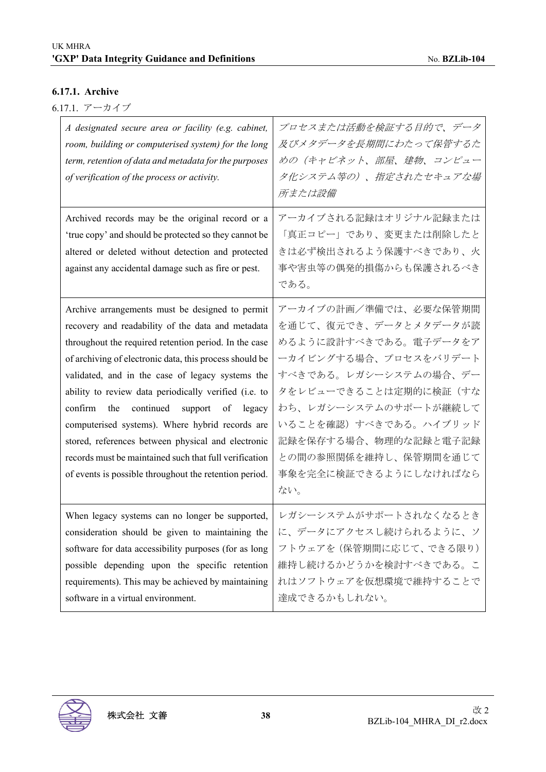### 6.17.1. Archive

6.17.1. アーカイブ

| | |
|---|---|
| *A designated secure area or facility (e.g. cabinet, room, building or computerised system) for the long term, retention of data and metadata for the purposes of verification of the process or activity.* | *プロセスまたは活動を検証する目的で、データ及びメタデータを長期間にわたって保管するための（キャビネット、部屋、建物、コンピュータ化システム等の）、指定されたセキュアな場所または設備* |
| Archived records may be the original record or a 'true copy' and should be protected so they cannot be altered or deleted without detection and protected against any accidental damage such as fire or pest. | アーカイブされる記録はオリジナル記録または「真正コピー」であり、変更または削除したときは必ず検出されるよう保護すべきであり、火事や害虫等の偶発的損傷からも保護されるべきである。 |
| Archive arrangements must be designed to permit recovery and readability of the data and metadata throughout the required retention period. In the case of archiving of electronic data, this process should be validated, and in the case of legacy systems the ability to review data periodically verified (i.e. to confirm the continued support of legacy computerised systems). Where hybrid records are stored, references between physical and electronic records must be maintained such that full verification of events is possible throughout the retention period. | アーカイブの計画／準備では、必要な保管期間を通じて、復元でき、データとメタデータが読めるように設計すべきである。電子データをアーカイビングする場合、プロセスをバリデートすべきである。レガシーシステムの場合、データをレビューできることは定期的に検証（すなわち、レガシーシステムのサポートが継続していることを確認）すべきである。ハイブリッド記録を保存する場合、物理的な記録と電子記録との間の参照関係を維持し、保管期間を通じて事象を完全に検証できるようにしなければならない。 |
| When legacy systems can no longer be supported, consideration should be given to maintaining the software for data accessibility purposes (for as long possible depending upon the specific retention requirements). This may be achieved by maintaining software in a virtual environment. | レガシーシステムがサポートされなくなるときに、データにアクセスし続けられるように、ソフトウェアを（保管期間に応じて、できる限り）維持し続けるかどうかを検討すべきである。これはソフトウェアを仮想環境で維持することで達成できるかもしれない。 |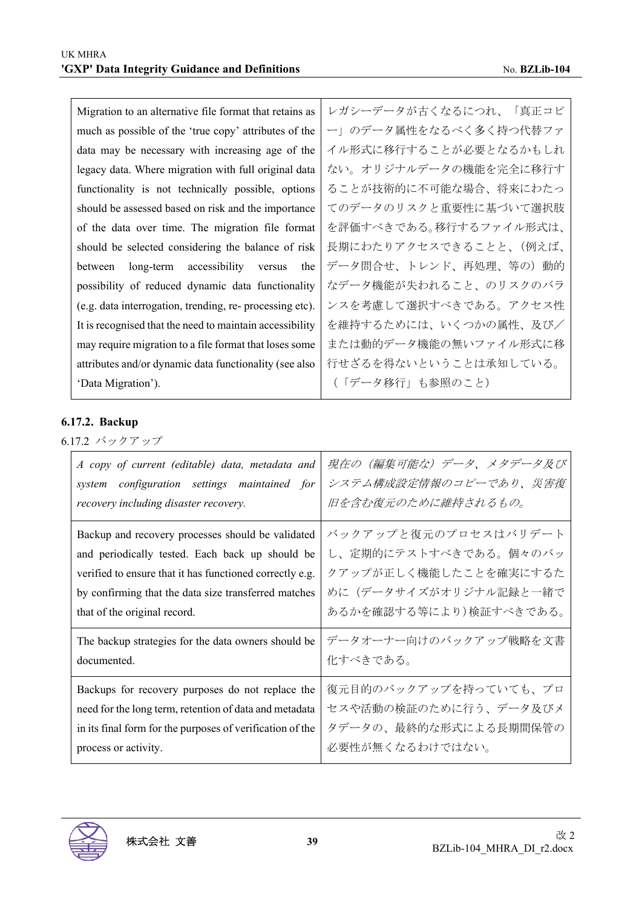| Migration to an alternative file format that retains as much as possible of the 'true copy' attributes of the data may be necessary with increasing age of the legacy data. Where migration with full original data functionality is not technically possible, options should be assessed based on risk and the importance of the data over time. The migration file format should be selected considering the balance of risk between long-term accessibility versus the possibility of reduced dynamic data functionality (e.g. data interrogation, trending, re- processing etc). It is recognised that the need to maintain accessibility may require migration to a file format that loses some attributes and/or dynamic data functionality (see also 'Data Migration'). | レガシーデータが古くなるにつれ、「真正コピー」のデータ属性をなるべく多く持つ代替ファイル形式に移行することが必要となるかもしれない。オリジナルデータの機能を完全に移行することが技術的に不可能な場合、将来にわたってのデータのリスクと重要性に基づいて選択肢を評価すべきである。移行するファイル形式は、長期にわたりアクセスできることと、（例えば、データ問合せ、トレンド、再処理、等の）動的なデータ機能が失われること、のリスクのバランスを考慮して選択すべきである。アクセス性を維持するためには、いくつかの属性、及び／または動的データ機能の無いファイル形式に移行せざるを得ないということは承知している。（「データ移行」も参照のこと） |
|---|---|

### 6.17.2. Backup

6.17.2 バックアップ

| *A copy of current (editable) data, metadata and system configuration settings maintained for recovery including disaster recovery.* | *現在の（編集可能な）データ、メタデータ及びシステム構成設定情報のコピーであり、災害復旧を含む復元のために維持されるもの。* |
|---|---|
| Backup and recovery processes should be validated and periodically tested. Each back up should be verified to ensure that it has functioned correctly e.g. by confirming that the data size transferred matches that of the original record. | バックアップと復元のプロセスはバリデートし、定期的にテストすべきである。個々のバックアップが正しく機能したことを確実にするために（データサイズがオリジナル記録と一緒であるかを確認する等により）検証すべきである。 |
| The backup strategies for the data owners should be documented. | データオーナー向けのバックアップ戦略を文書化すべきである。 |
| Backups for recovery purposes do not replace the need for the long term, retention of data and metadata in its final form for the purposes of verification of the process or activity. | 復元目的のバックアップを持っていても、プロセスや活動の検証のために行う、データ及びメタデータの、最終的な形式による長期間保管の必要性が無くなるわけではない。 |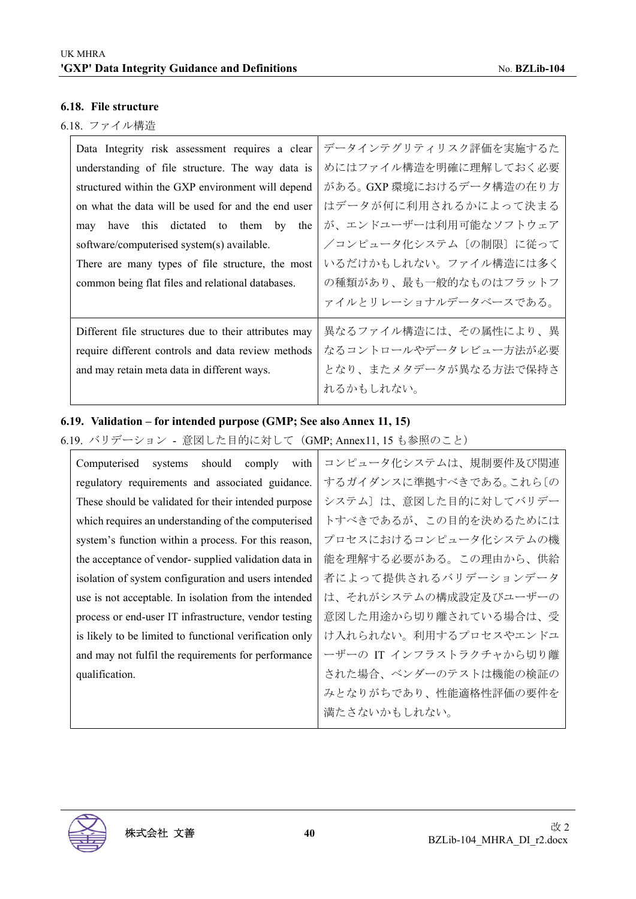### 6.18. File structure

6.18. ファイル構造

| | |
|---|---|
| Data Integrity risk assessment requires a clear understanding of file structure. The way data is structured within the GXP environment will depend on what the data will be used for and the end user may have this dictated to them by the software/computerised system(s) available.<br>There are many types of file structure, the most common being flat files and relational databases. | データインテグリティリスク評価を実施するためにはファイル構造を明確に理解しておく必要がある。GXP 環境におけるデータ構造の在り方はデータが何に利用されるかによって決まるが、エンドユーザーは利用可能なソフトウェア／コンピュータ化システム〔の制限〕に従っているだけかもしれない。ファイル構造には多くの種類があり、最も一般的なものはフラットファイルとリレーショナルデータベースである。 |
| Different file structures due to their attributes may require different controls and data review methods and may retain meta data in different ways. | 異なるファイル構造には、その属性により、異なるコントロールやデータレビュー方法が必要となり、またメタデータが異なる方法で保持されるかもしれない。 |

### 6.19. Validation – for intended purpose (GMP; See also Annex 11, 15)

6.19. バリデーション - 意図した目的に対して（GMP; Annex11, 15 も参照のこと）

| | |
|---|---|
| Computerised systems should comply with regulatory requirements and associated guidance. These should be validated for their intended purpose which requires an understanding of the computerised system's function within a process. For this reason, the acceptance of vendor- supplied validation data in isolation of system configuration and users intended use is not acceptable. In isolation from the intended process or end-user IT infrastructure, vendor testing is likely to be limited to functional verification only and may not fulfil the requirements for performance qualification. | コンピュータ化システムは、規制要件及び関連するガイダンスに準拠すべきである。これら〔のシステム〕は、意図した目的に対してバリデートすべきであるが、この目的を決めるためにはプロセスにおけるコンピュータ化システムの機能を理解する必要がある。この理由から、供給者によって提供されるバリデーションデータは、それがシステムの構成設定及びユーザーの意図した用途から切り離されている場合は、受け入れられない。利用するプロセスやエンドユーザーの IT インフラストラクチャから切り離された場合、ベンダーのテストは機能の検証のみとなりがちであり、性能適格性評価の要件を満たさないかもしれない。 |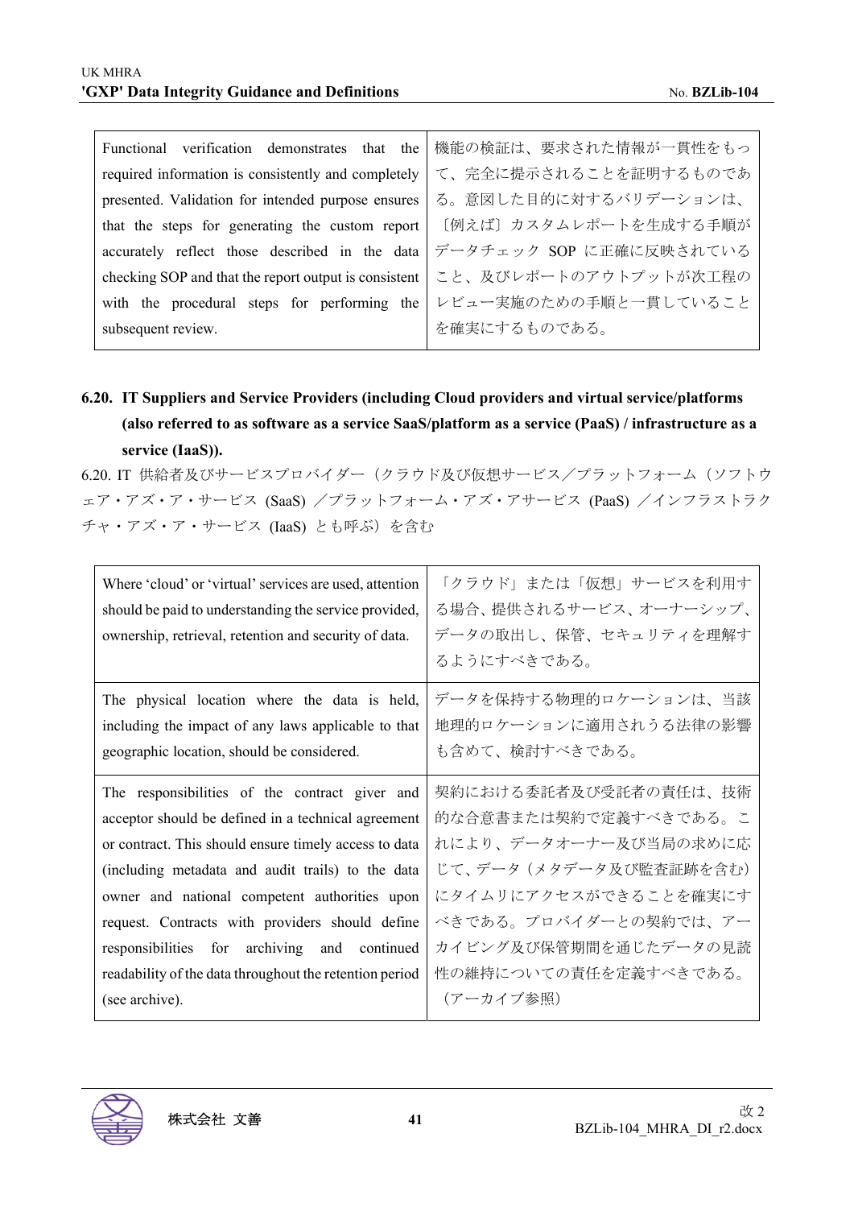| Functional verification demonstrates that the required information is consistently and completely presented. Validation for intended purpose ensures that the steps for generating the custom report accurately reflect those described in the data checking SOP and that the report output is consistent with the procedural steps for performing the subsequent review. | 機能の検証は、要求された情報が一貫性をもって、完全に提示されることを証明するものである。意図した目的に対するバリデーションは、〔例えば〕カスタムレポートを生成する手順がデータチェック SOP に正確に反映されていること、及びレポートのアウトプットが次工程のレビュー実施のための手順と一貫していることを確実にするものである。 |
|---|---|

## 6.20. IT Suppliers and Service Providers (including Cloud providers and virtual service/platforms (also referred to as software as a service SaaS/platform as a service (PaaS) / infrastructure as a service (IaaS)).

6.20. IT 供給者及びサービスプロバイダー（クラウド及び仮想サービス／プラットフォーム（ソフトウェア・アズ・ア・サービス (SaaS) ／プラットフォーム・アズ・アサービス (PaaS) ／インフラストラクチャ・アズ・ア・サービス (IaaS) とも呼ぶ）を含む

| Where ‘cloud’ or ‘virtual’ services are used, attention should be paid to understanding the service provided, ownership, retrieval, retention and security of data. | 「クラウド」または「仮想」サービスを利用する場合、提供されるサービス、オーナーシップ、データの取出し、保管、セキュリティを理解するようにすべきである。 |
|---|---|
| The physical location where the data is held, including the impact of any laws applicable to that geographic location, should be considered. | データを保持する物理的ロケーションは、当該地理的ロケーションに適用されうる法律の影響も含めて、検討すべきである。 |
| The responsibilities of the contract giver and acceptor should be defined in a technical agreement or contract. This should ensure timely access to data (including metadata and audit trails) to the data owner and national competent authorities upon request. Contracts with providers should define responsibilities for archiving and continued readability of the data throughout the retention period (see archive). | 契約における委託者及び受託者の責任は、技術的な合意書または契約で定義すべきである。これにより、データオーナー及び当局の求めに応じて、データ（メタデータ及び監査証跡を含む）にタイムリにアクセスができることを確実にすべきである。プロバイダーとの契約では、アーカイビング及び保管期間を通じたデータの見読性の維持についての責任を定義すべきである。（アーカイブ参照） |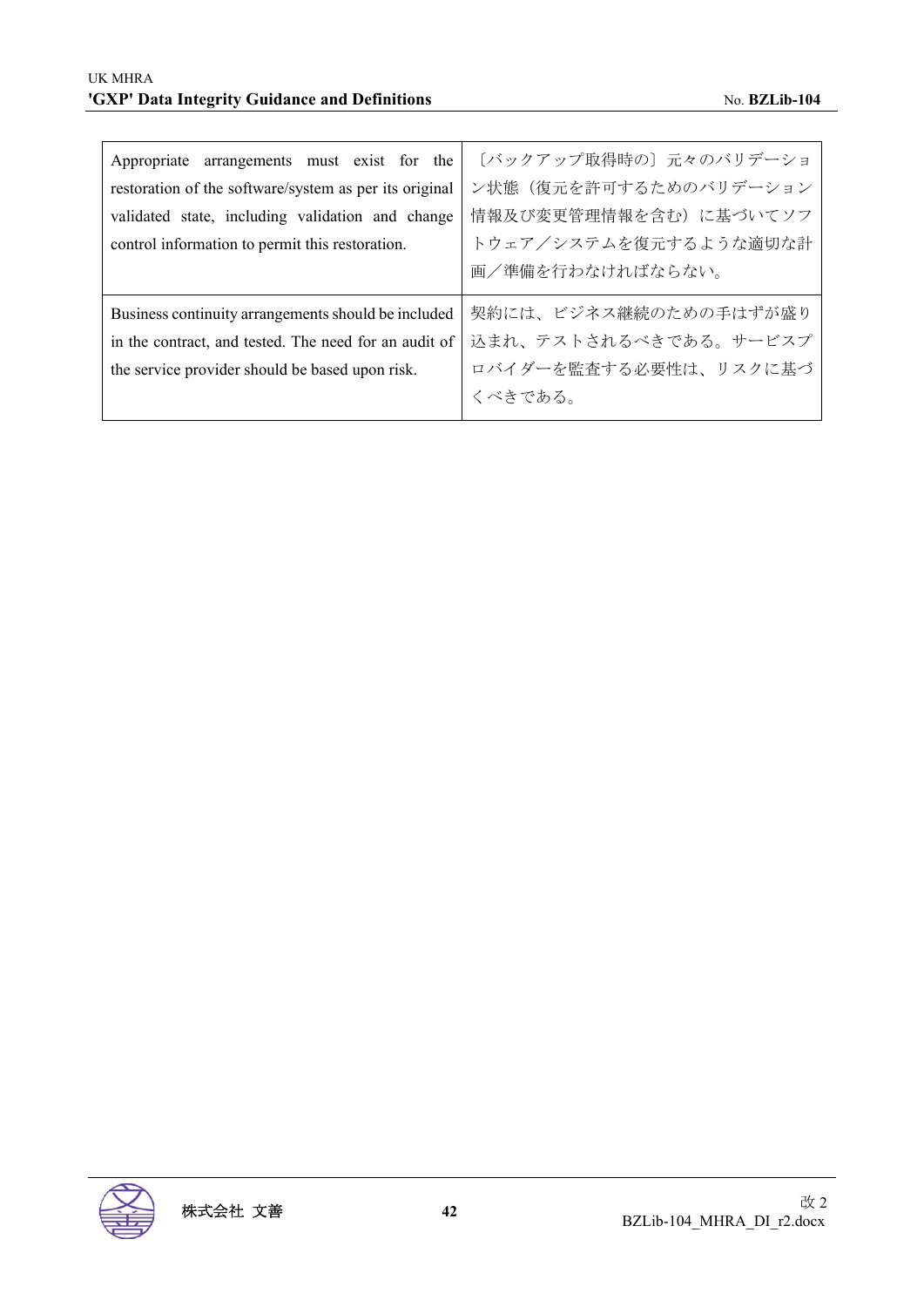| | |
|---|---|
| Appropriate arrangements must exist for the restoration of the software/system as per its original validated state, including validation and change control information to permit this restoration. | 〔バックアップ取得時の〕元々のバリデーション状態（復元を許可するためのバリデーション情報及び変更管理情報を含む）に基づいてソフトウェア／システムを復元するような適切な計画／準備を行わなければならない。 |
| Business continuity arrangements should be included in the contract, and tested. The need for an audit of the service provider should be based upon risk. | 契約には、ビジネス継続のための手はずが盛り込まれ、テストされるべきである。サービスプロバイダーを監査する必要性は、リスクに基づくべきである。 |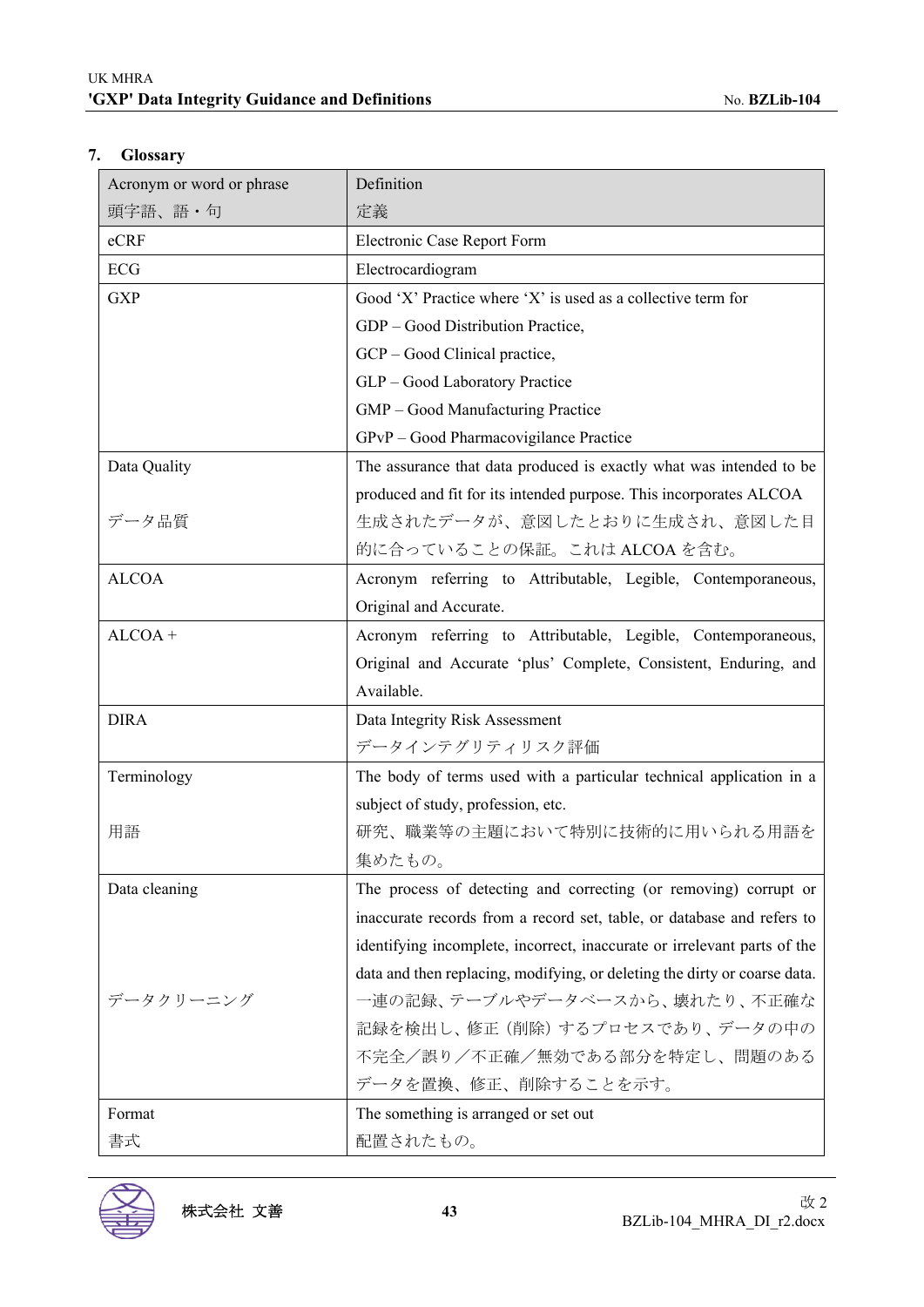## 7. Glossary

| Acronym or word or phrase<br>頭字語、語・句 | Definition<br>定義 |
|---|---|
| eCRF | Electronic Case Report Form |
| ECG | Electrocardiogram |
| GXP | Good 'X' Practice where 'X' is used as a collective term for<br>GDP – Good Distribution Practice,<br>GCP – Good Clinical practice,<br>GLP – Good Laboratory Practice<br>GMP – Good Manufacturing Practice<br>GPvP – Good Pharmacovigilance Practice |
| Data Quality<br>データ品質 | The assurance that data produced is exactly what was intended to be produced and fit for its intended purpose. This incorporates ALCOA<br>生成されたデータが、意図したとおりに生成され、意図した目的に合っていることの保証。これは ALCOA を含む。 |
| ALCOA | Acronym referring to Attributable, Legible, Contemporaneous, Original and Accurate. |
| ALCOA + | Acronym referring to Attributable, Legible, Contemporaneous, Original and Accurate 'plus' Complete, Consistent, Enduring, and Available. |
| DIRA | Data Integrity Risk Assessment<br>データインテグリティリスク評価 |
| Terminology<br>用語 | The body of terms used with a particular technical application in a subject of study, profession, etc.<br>研究、職業等の主題において特別に技術的に用いられる用語を集めたもの。 |
| Data cleaning<br>データクリーニング | The process of detecting and correcting (or removing) corrupt or inaccurate records from a record set, table, or database and refers to identifying incomplete, incorrect, inaccurate or irrelevant parts of the data and then replacing, modifying, or deleting the dirty or coarse data.<br>一連の記録、テーブルやデータベースから、壊れたり、不正確な記録を検出し、修正（削除）するプロセスであり、データの中の不完全／誤り／不正確／無効である部分を特定し、問題のあるデータを置換、修正、削除することを示す。 |
| Format<br>書式 | The something is arranged or set out<br>配置されたもの。 |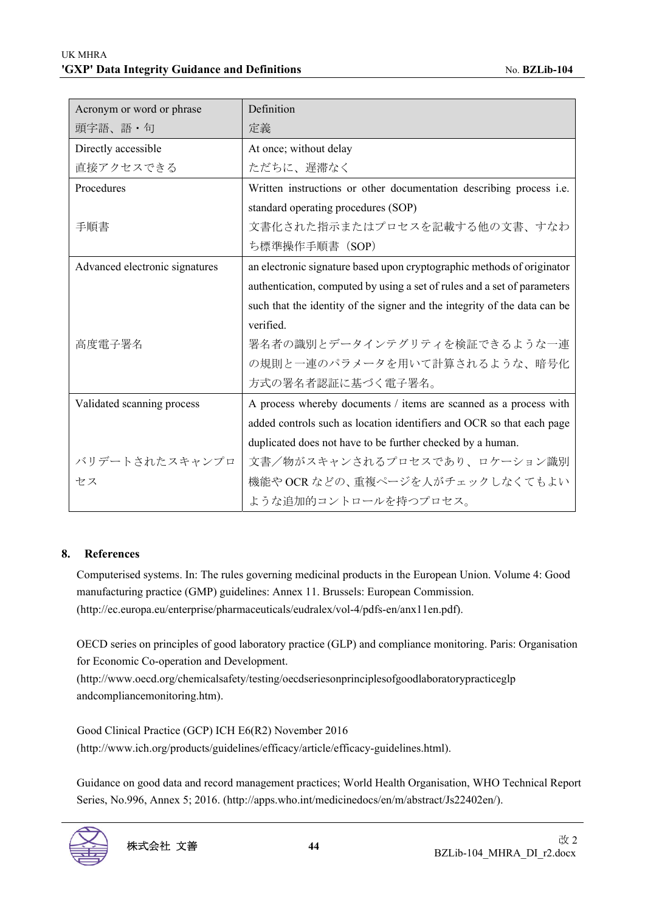| Acronym or word or phrase<br>頭字語、語・句 | Definition<br>定義 |
|---|---|
| Directly accessible<br>直接アクセスできる | At once; without delay<br>ただちに、遅滞なく |
| Procedures<br><br>手順書 | Written instructions or other documentation describing process i.e. standard operating procedures (SOP)<br>文書化された指示またはプロセスを記載する他の文書、すなわち標準操作手順書（SOP） |
| Advanced electronic signatures<br><br>高度電子署名 | an electronic signature based upon cryptographic methods of originator authentication, computed by using a set of rules and a set of parameters such that the identity of the signer and the integrity of the data can be verified.<br>署名者の識別とデータインテグリティを検証できるような一連の規則と一連のパラメータを用いて計算されるような、暗号化方式の署名者認証に基づく電子署名。 |
| Validated scanning process<br><br>バリデートされたスキャンプロセス | A process whereby documents / items are scanned as a process with added controls such as location identifiers and OCR so that each page duplicated does not have to be further checked by a human.<br>文書／物がスキャンされるプロセスであり、ロケーション識別機能や OCR などの、重複ページを人がチェックしなくてもよいような追加的コントロールを持つプロセス。 |

## 8. References

Computerised systems. In: The rules governing medicinal products in the European Union. Volume 4: Good manufacturing practice (GMP) guidelines: Annex 11. Brussels: European Commission. (http://ec.europa.eu/enterprise/pharmaceuticals/eudralex/vol-4/pdfs-en/anx11en.pdf).

OECD series on principles of good laboratory practice (GLP) and compliance monitoring. Paris: Organisation for Economic Co-operation and Development. (http://www.oecd.org/chemicalsafety/testing/oecdseriesonprinciplesofgoodlaboratorypracticeglp andcompliancemonitoring.htm).

Good Clinical Practice (GCP) ICH E6(R2) November 2016 (http://www.ich.org/products/guidelines/efficacy/article/efficacy-guidelines.html).

Guidance on good data and record management practices; World Health Organisation, WHO Technical Report Series, No.996, Annex 5; 2016. (http://apps.who.int/medicinedocs/en/m/abstract/Js22402en/).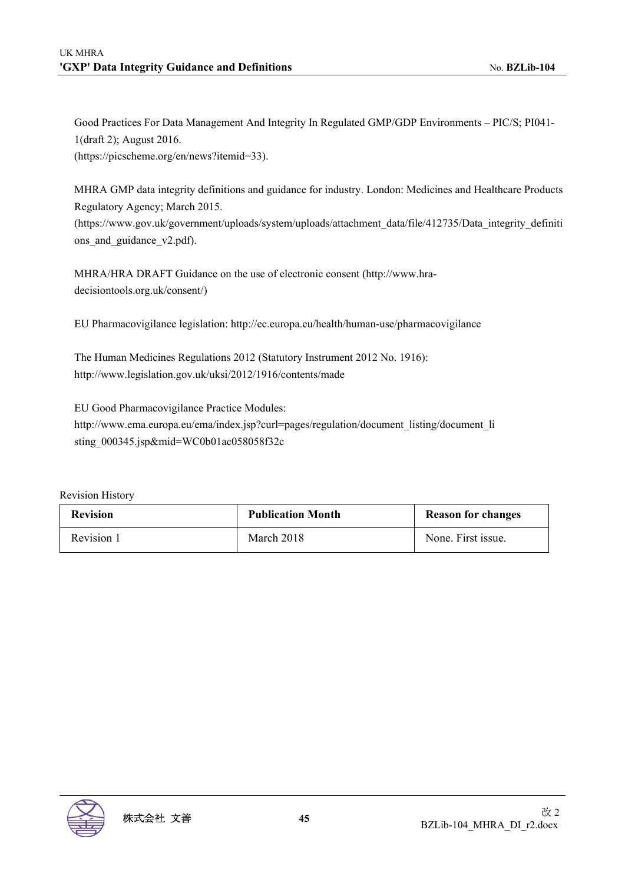Good Practices For Data Management And Integrity In Regulated GMP/GDP Environments – PIC/S; PI041-1(draft 2); August 2016.
(https://picscheme.org/en/news?itemid=33).

MHRA GMP data integrity definitions and guidance for industry. London: Medicines and Healthcare Products Regulatory Agency; March 2015.
(https://www.gov.uk/government/uploads/system/uploads/attachment_data/file/412735/Data_integrity_definitions_and_guidance_v2.pdf).

MHRA/HRA DRAFT Guidance on the use of electronic consent (http://www.hra-decisiontools.org.uk/consent/)

EU Pharmacovigilance legislation: http://ec.europa.eu/health/human-use/pharmacovigilance

The Human Medicines Regulations 2012 (Statutory Instrument 2012 No. 1916): http://www.legislation.gov.uk/uksi/2012/1916/contents/made

EU Good Pharmacovigilance Practice Modules:
http://www.ema.europa.eu/ema/index.jsp?curl=pages/regulation/document_listing/document_listing_000345.jsp&mid=WC0b01ac058058f32c

Revision History

| Revision | Publication Month | Reason for changes |
|---|---|---|
| Revision 1 | March 2018 | None. First issue. |